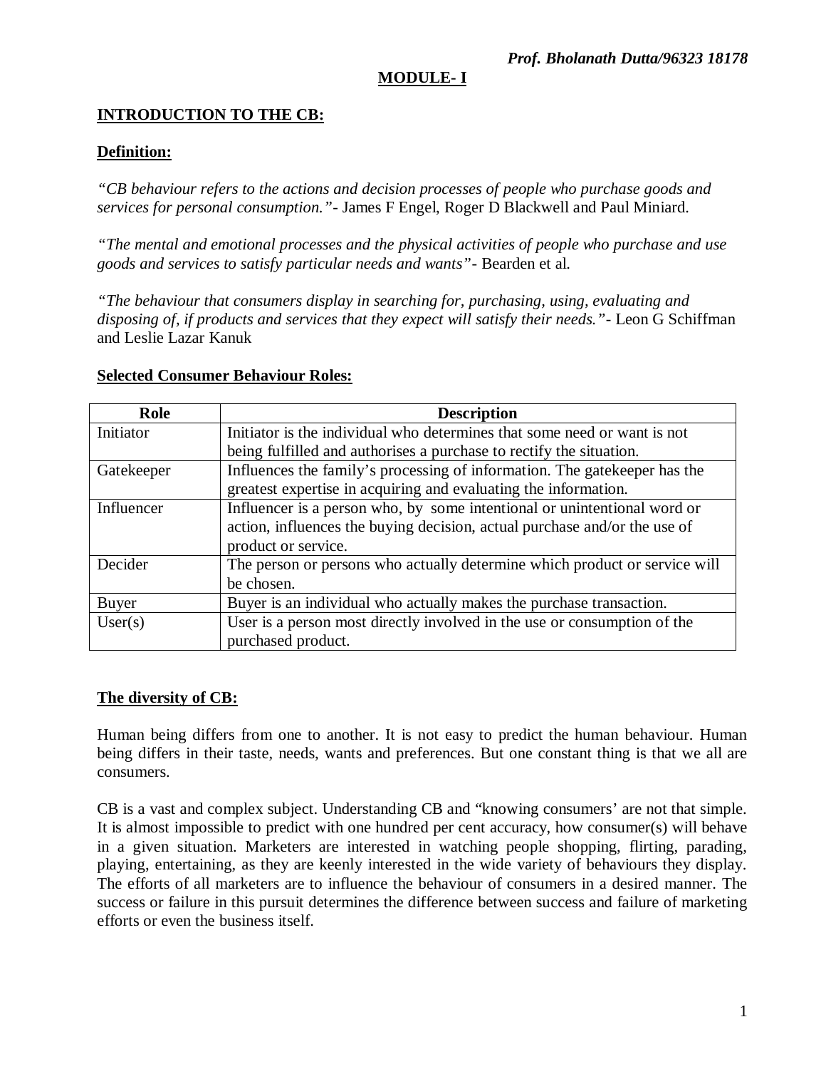**MODULE- I**

## INTRODUCTION TO THE CB:

### Definition:

*"CB behaviour refers to the actions and decision processes of people who purchase goods and services for personal consumption."*- James F Engel, Roger D Blackwell and Paul Miniard.

*"The mental and emotional processes and the physical activities of people who purchase and use goods and services to satisfy particular needs and wants"*- Bearden et al.

*"The behaviour that consumers display in searching for, purchasing, using, evaluating and disposing of, if products and services that they expect will satisfy their needs."*- Leon G Schiffman and Leslie Lazar Kanuk

### Selected Consumer Behaviour Roles:

| Role | Description |
|---|---|
| Initiator | Initiator is the individual who determines that some need or want is not being fulfilled and authorises a purchase to rectify the situation. |
| Gatekeeper | Influences the family's processing of information. The gatekeeper has the greatest expertise in acquiring and evaluating the information. |
| Influencer | Influencer is a person who, by some intentional or unintentional word or action, influences the buying decision, actual purchase and/or the use of product or service. |
| Decider | The person or persons who actually determine which product or service will be chosen. |
| Buyer | Buyer is an individual who actually makes the purchase transaction. |
| User(s) | User is a person most directly involved in the use or consumption of the purchased product. |

### The diversity of CB:

Human being differs from one to another. It is not easy to predict the human behaviour. Human being differs in their taste, needs, wants and preferences. But one constant thing is that we all are consumers.

CB is a vast and complex subject. Understanding CB and "knowing consumers' are not that simple. It is almost impossible to predict with one hundred per cent accuracy, how consumer(s) will behave in a given situation. Marketers are interested in watching people shopping, flirting, parading, playing, entertaining, as they are keenly interested in the wide variety of behaviours they display. The efforts of all marketers are to influence the behaviour of consumers in a desired manner. The success or failure in this pursuit determines the difference between success and failure of marketing efforts or even the business itself.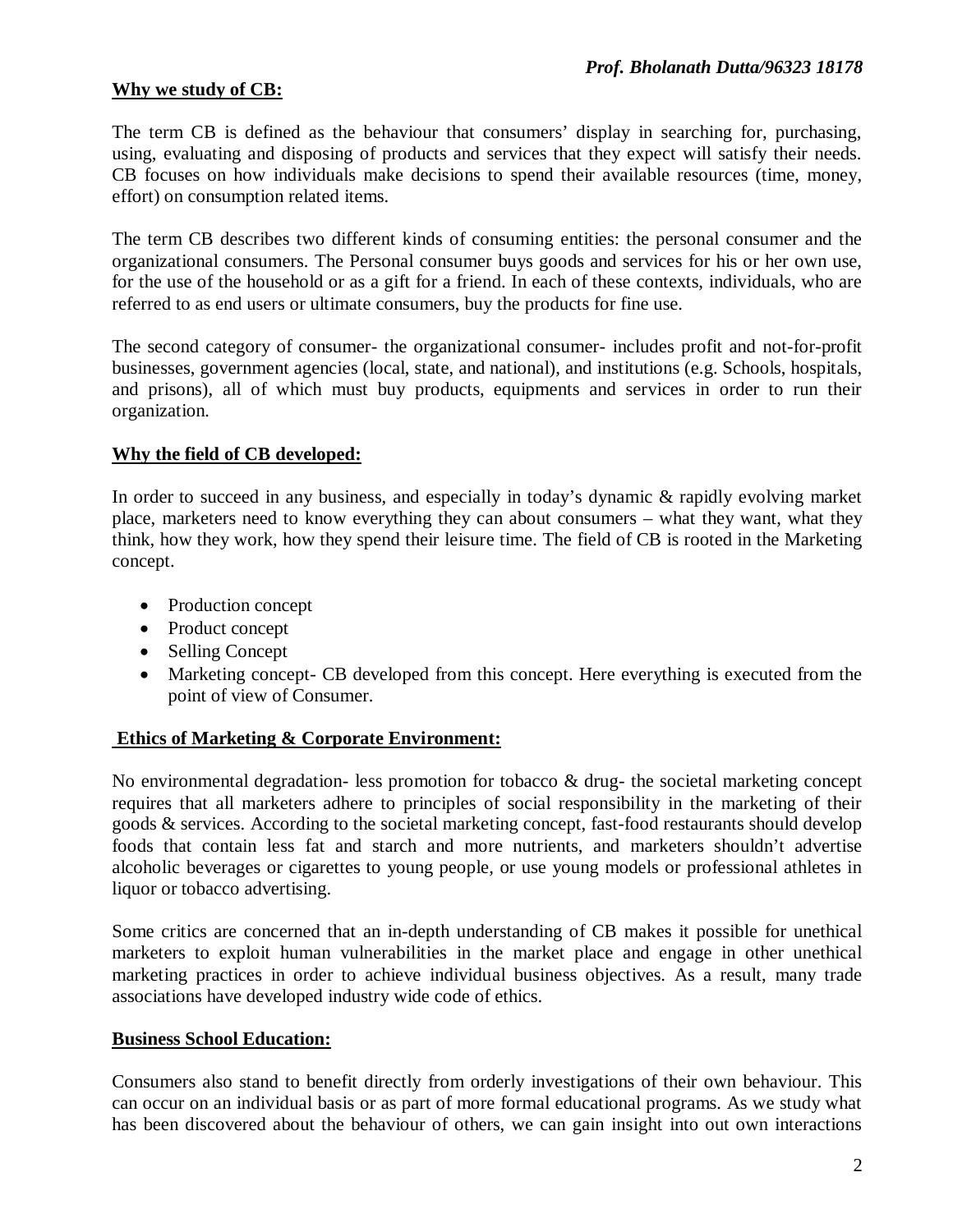## Why we study of CB:

The term CB is defined as the behaviour that consumers' display in searching for, purchasing, using, evaluating and disposing of products and services that they expect will satisfy their needs. CB focuses on how individuals make decisions to spend their available resources (time, money, effort) on consumption related items.

The term CB describes two different kinds of consuming entities: the personal consumer and the organizational consumers. The Personal consumer buys goods and services for his or her own use, for the use of the household or as a gift for a friend. In each of these contexts, individuals, who are referred to as end users or ultimate consumers, buy the products for fine use.

The second category of consumer- the organizational consumer- includes profit and not-for-profit businesses, government agencies (local, state, and national), and institutions (e.g. Schools, hospitals, and prisons), all of which must buy products, equipments and services in order to run their organization.

## Why the field of CB developed:

In order to succeed in any business, and especially in today's dynamic & rapidly evolving market place, marketers need to know everything they can about consumers – what they want, what they think, how they work, how they spend their leisure time. The field of CB is rooted in the Marketing concept.

- Production concept
- Product concept
- Selling Concept
- Marketing concept- CB developed from this concept. Here everything is executed from the point of view of Consumer.

## Ethics of Marketing & Corporate Environment:

No environmental degradation- less promotion for tobacco & drug- the societal marketing concept requires that all marketers adhere to principles of social responsibility in the marketing of their goods & services. According to the societal marketing concept, fast-food restaurants should develop foods that contain less fat and starch and more nutrients, and marketers shouldn't advertise alcoholic beverages or cigarettes to young people, or use young models or professional athletes in liquor or tobacco advertising.

Some critics are concerned that an in-depth understanding of CB makes it possible for unethical marketers to exploit human vulnerabilities in the market place and engage in other unethical marketing practices in order to achieve individual business objectives. As a result, many trade associations have developed industry wide code of ethics.

## Business School Education:

Consumers also stand to benefit directly from orderly investigations of their own behaviour. This can occur on an individual basis or as part of more formal educational programs. As we study what has been discovered about the behaviour of others, we can gain insight into out own interactions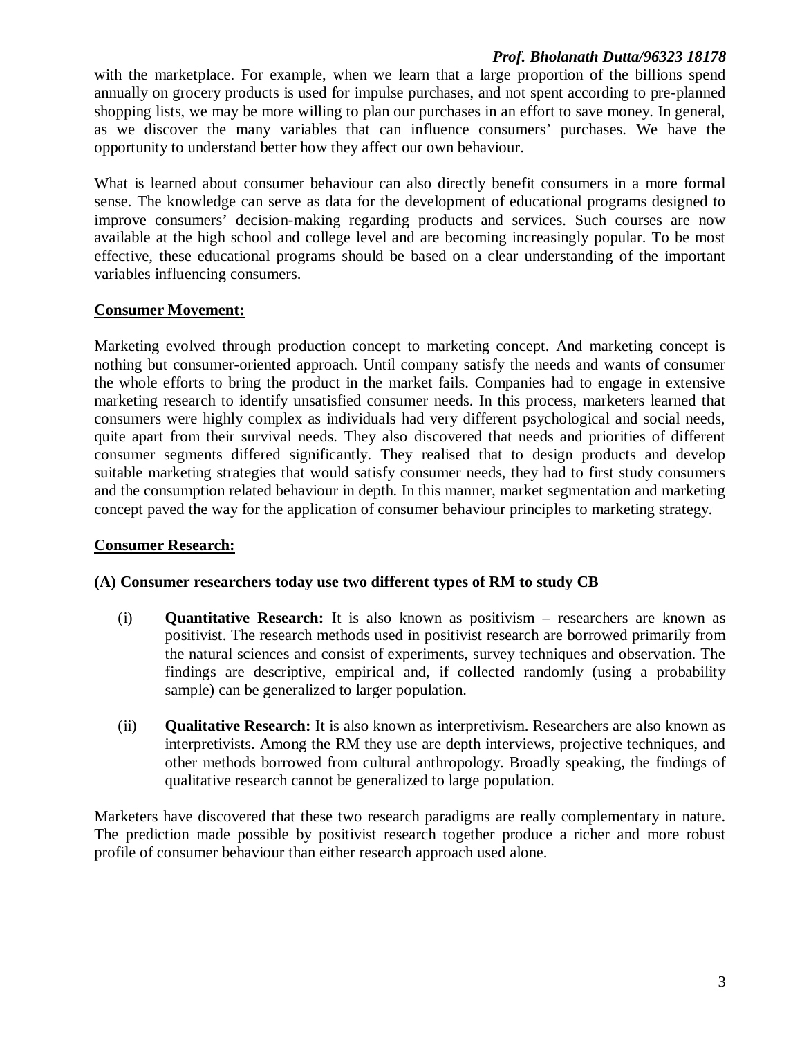with the marketplace. For example, when we learn that a large proportion of the billions spend annually on grocery products is used for impulse purchases, and not spent according to pre-planned shopping lists, we may be more willing to plan our purchases in an effort to save money. In general, as we discover the many variables that can influence consumers' purchases. We have the opportunity to understand better how they affect our own behaviour.

What is learned about consumer behaviour can also directly benefit consumers in a more formal sense. The knowledge can serve as data for the development of educational programs designed to improve consumers' decision-making regarding products and services. Such courses are now available at the high school and college level and are becoming increasingly popular. To be most effective, these educational programs should be based on a clear understanding of the important variables influencing consumers.

## Consumer Movement:

Marketing evolved through production concept to marketing concept. And marketing concept is nothing but consumer-oriented approach. Until company satisfy the needs and wants of consumer the whole efforts to bring the product in the market fails. Companies had to engage in extensive marketing research to identify unsatisfied consumer needs. In this process, marketers learned that consumers were highly complex as individuals had very different psychological and social needs, quite apart from their survival needs. They also discovered that needs and priorities of different consumer segments differed significantly. They realised that to design products and develop suitable marketing strategies that would satisfy consumer needs, they had to first study consumers and the consumption related behaviour in depth. In this manner, market segmentation and marketing concept paved the way for the application of consumer behaviour principles to marketing strategy.

## Consumer Research:

### (A) Consumer researchers today use two different types of RM to study CB

(i) **Quantitative Research:** It is also known as positivism – researchers are known as positivist. The research methods used in positivist research are borrowed primarily from the natural sciences and consist of experiments, survey techniques and observation. The findings are descriptive, empirical and, if collected randomly (using a probability sample) can be generalized to larger population.

(ii) **Qualitative Research:** It is also known as interpretivism. Researchers are also known as interpretivists. Among the RM they use are depth interviews, projective techniques, and other methods borrowed from cultural anthropology. Broadly speaking, the findings of qualitative research cannot be generalized to large population.

Marketers have discovered that these two research paradigms are really complementary in nature. The prediction made possible by positivist research together produce a richer and more robust profile of consumer behaviour than either research approach used alone.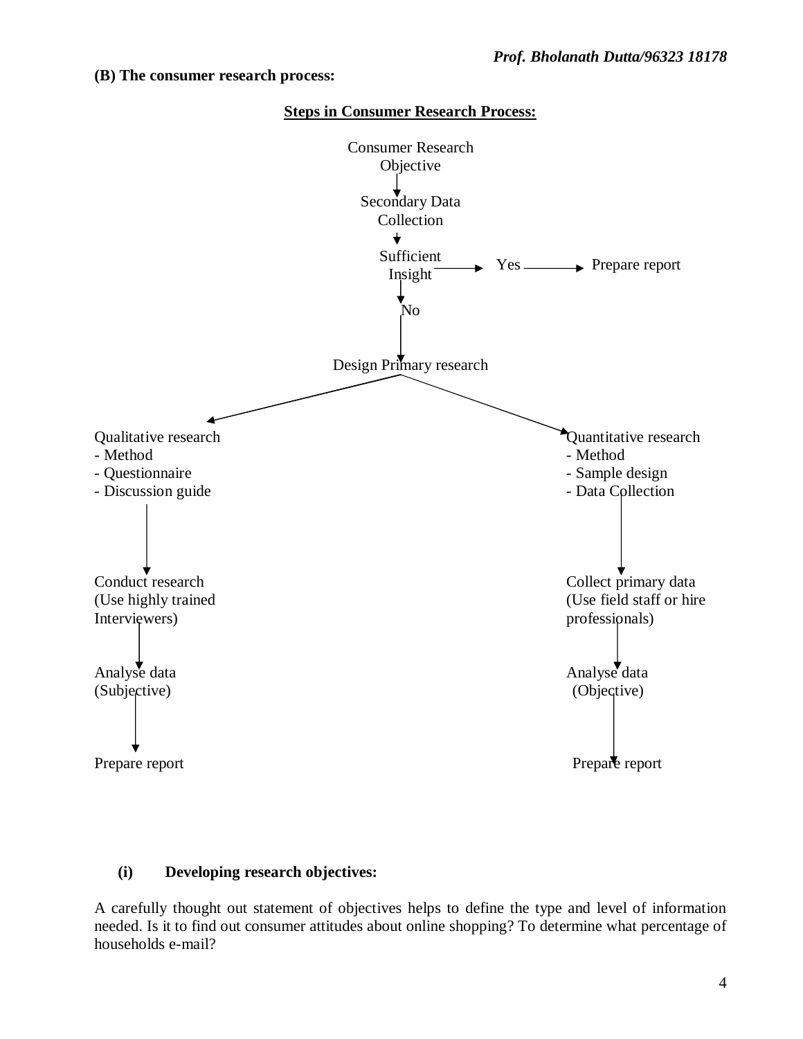**(B) The consumer research process:**

**Steps in Consumer Research Process:**

Consumer Research Objective
↓
Secondary Data Collection
↓
Sufficient Insight → Yes → Prepare report
↓
No
↓
Design Primary research

Qualitative research
- Method
- Questionnaire
- Discussion guide

↓

Conduct research (Use highly trained Interviewers)

↓

Analyse data (Subjective)

↓

Prepare report

Quantitative research
- Method
- Sample design
- Data Collection

↓

Collect primary data (Use field staff or hire professionals)

↓

Analyse data (Objective)

↓

Prepare report

**(i) Developing research objectives:**

A carefully thought out statement of objectives helps to define the type and level of information needed. Is it to find out consumer attitudes about online shopping? To determine what percentage of households e-mail?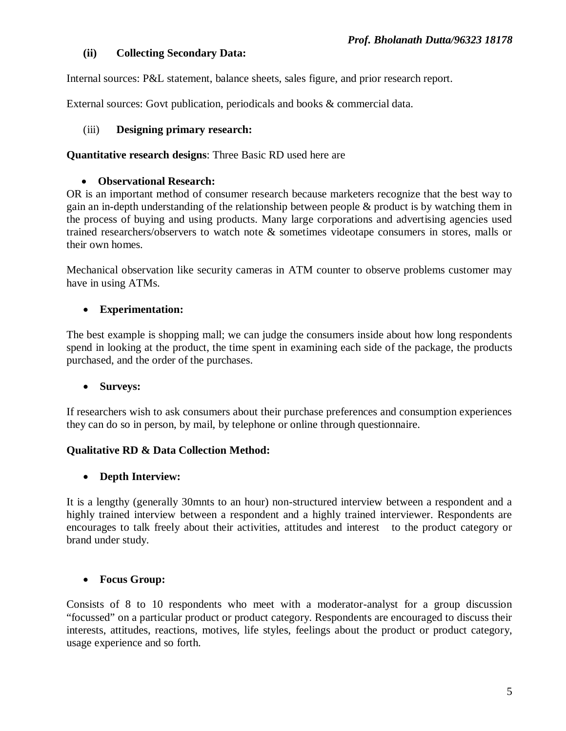**(ii) Collecting Secondary Data:**

Internal sources: P&L statement, balance sheets, sales figure, and prior research report.

External sources: Govt publication, periodicals and books & commercial data.

(iii) **Designing primary research:**

**Quantitative research designs**: Three Basic RD used here are

- **Observational Research:**

OR is an important method of consumer research because marketers recognize that the best way to gain an in-depth understanding of the relationship between people & product is by watching them in the process of buying and using products. Many large corporations and advertising agencies used trained researchers/observers to watch note & sometimes videotape consumers in stores, malls or their own homes.

Mechanical observation like security cameras in ATM counter to observe problems customer may have in using ATMs.

- **Experimentation:**

The best example is shopping mall; we can judge the consumers inside about how long respondents spend in looking at the product, the time spent in examining each side of the package, the products purchased, and the order of the purchases.

- **Surveys:**

If researchers wish to ask consumers about their purchase preferences and consumption experiences they can do so in person, by mail, by telephone or online through questionnaire.

**Qualitative RD & Data Collection Method:**

- **Depth Interview:**

It is a lengthy (generally 30mnts to an hour) non-structured interview between a respondent and a highly trained interview between a respondent and a highly trained interviewer. Respondents are encourages to talk freely about their activities, attitudes and interest to the product category or brand under study.

- **Focus Group:**

Consists of 8 to 10 respondents who meet with a moderator-analyst for a group discussion "focussed" on a particular product or product category. Respondents are encouraged to discuss their interests, attitudes, reactions, motives, life styles, feelings about the product or product category, usage experience and so forth.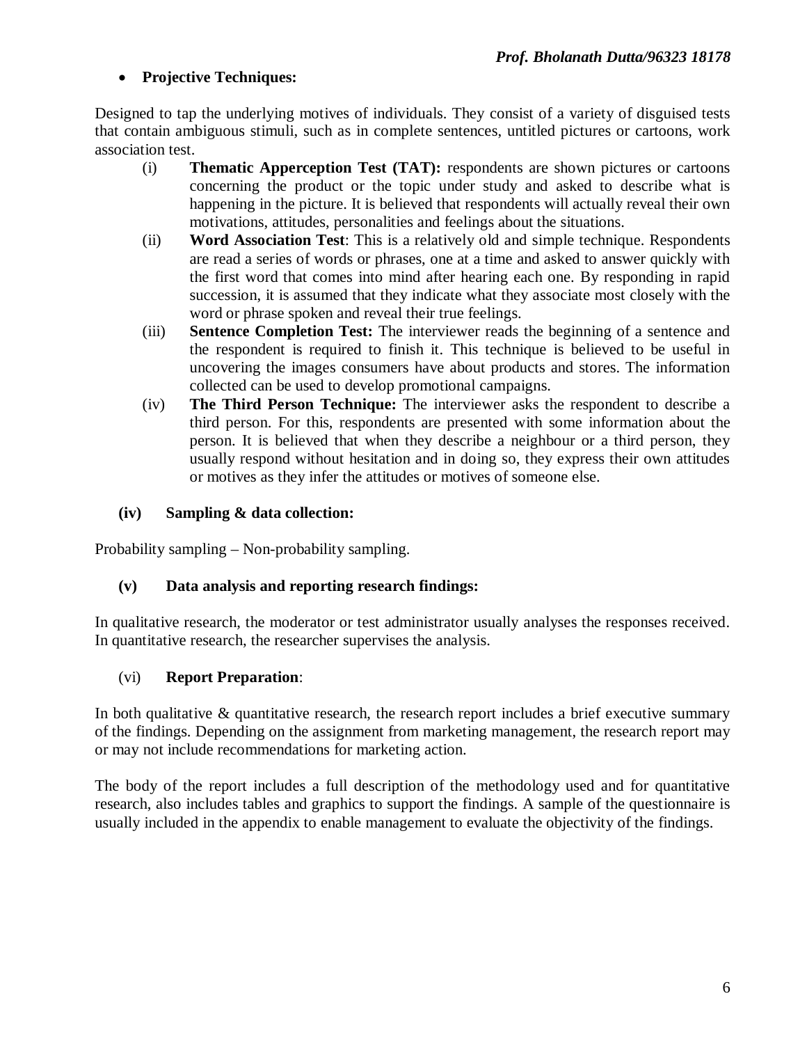- **Projective Techniques:**

Designed to tap the underlying motives of individuals. They consist of a variety of disguised tests that contain ambiguous stimuli, such as in complete sentences, untitled pictures or cartoons, work association test.

(i) **Thematic Apperception Test (TAT):** respondents are shown pictures or cartoons concerning the product or the topic under study and asked to describe what is happening in the picture. It is believed that respondents will actually reveal their own motivations, attitudes, personalities and feelings about the situations.

(ii) **Word Association Test**: This is a relatively old and simple technique. Respondents are read a series of words or phrases, one at a time and asked to answer quickly with the first word that comes into mind after hearing each one. By responding in rapid succession, it is assumed that they indicate what they associate most closely with the word or phrase spoken and reveal their true feelings.

(iii) **Sentence Completion Test:** The interviewer reads the beginning of a sentence and the respondent is required to finish it. This technique is believed to be useful in uncovering the images consumers have about products and stores. The information collected can be used to develop promotional campaigns.

(iv) **The Third Person Technique:** The interviewer asks the respondent to describe a third person. For this, respondents are presented with some information about the person. It is believed that when they describe a neighbour or a third person, they usually respond without hesitation and in doing so, they express their own attitudes or motives as they infer the attitudes or motives of someone else.

**(iv) Sampling & data collection:**

Probability sampling – Non-probability sampling.

**(v) Data analysis and reporting research findings:**

In qualitative research, the moderator or test administrator usually analyses the responses received. In quantitative research, the researcher supervises the analysis.

(vi) **Report Preparation**:

In both qualitative & quantitative research, the research report includes a brief executive summary of the findings. Depending on the assignment from marketing management, the research report may or may not include recommendations for marketing action.

The body of the report includes a full description of the methodology used and for quantitative research, also includes tables and graphics to support the findings. A sample of the questionnaire is usually included in the appendix to enable management to evaluate the objectivity of the findings.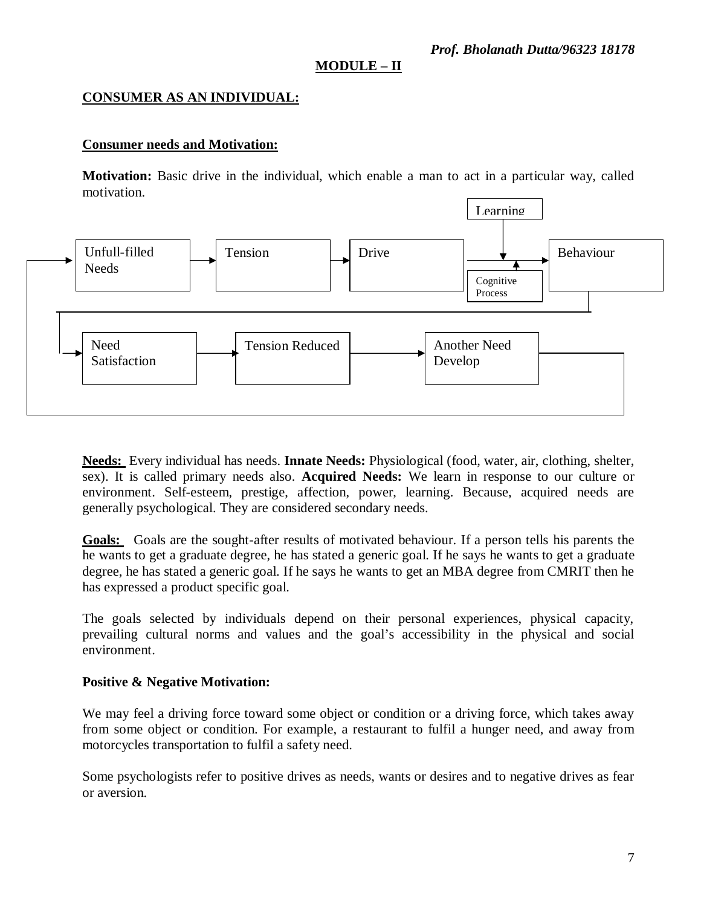## MODULE – II

### CONSUMER AS AN INDIVIDUAL:

#### Consumer needs and Motivation:

**Motivation:** Basic drive in the individual, which enable a man to act in a particular way, called motivation.

Learning

Unfull-filled Needs → Tension → Drive → Behaviour

Cognitive Process

Need Satisfaction → Tension Reduced → Another Need Develop

**Needs:** Every individual has needs. **Innate Needs:** Physiological (food, water, air, clothing, shelter, sex). It is called primary needs also. **Acquired Needs:** We learn in response to our culture or environment. Self-esteem, prestige, affection, power, learning. Because, acquired needs are generally psychological. They are considered secondary needs.

**Goals:** Goals are the sought-after results of motivated behaviour. If a person tells his parents the he wants to get a graduate degree, he has stated a generic goal. If he says he wants to get a graduate degree, he has stated a generic goal. If he says he wants to get an MBA degree from CMRIT then he has expressed a product specific goal.

The goals selected by individuals depend on their personal experiences, physical capacity, prevailing cultural norms and values and the goal's accessibility in the physical and social environment.

**Positive & Negative Motivation:**

We may feel a driving force toward some object or condition or a driving force, which takes away from some object or condition. For example, a restaurant to fulfil a hunger need, and away from motorcycles transportation to fulfil a safety need.

Some psychologists refer to positive drives as needs, wants or desires and to negative drives as fear or aversion.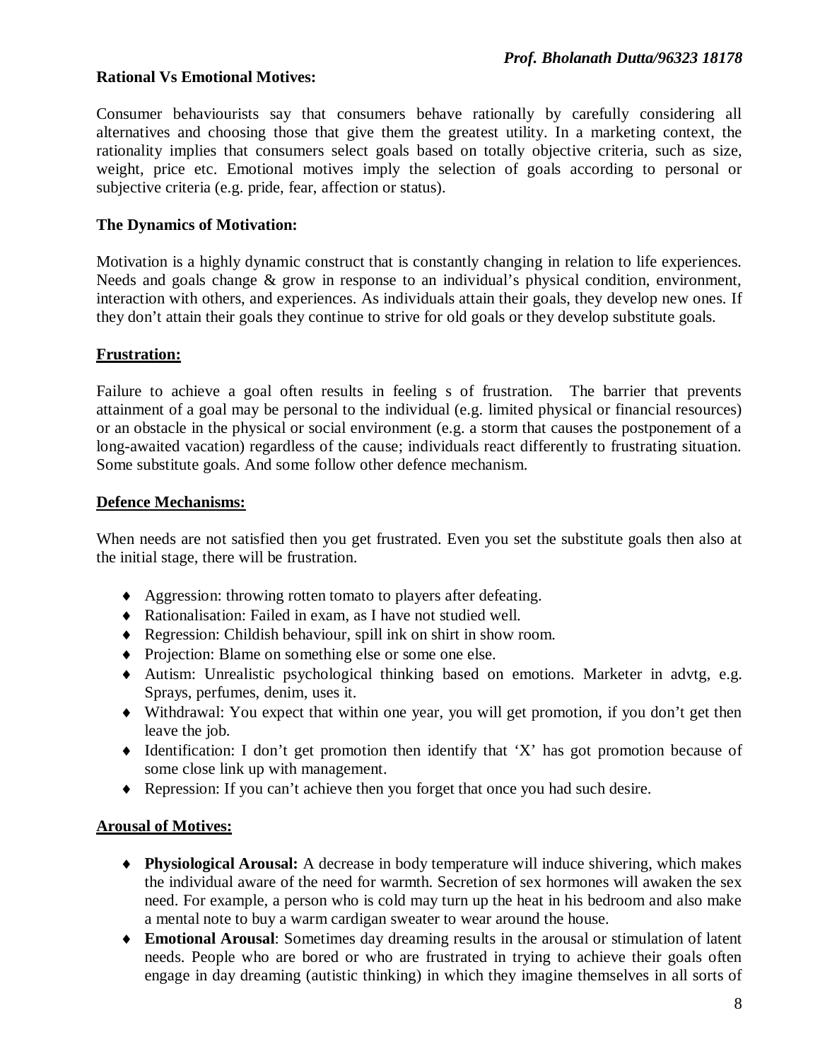**Rational Vs Emotional Motives:**

Consumer behaviourists say that consumers behave rationally by carefully considering all alternatives and choosing those that give them the greatest utility. In a marketing context, the rationality implies that consumers select goals based on totally objective criteria, such as size, weight, price etc. Emotional motives imply the selection of goals according to personal or subjective criteria (e.g. pride, fear, affection or status).

**The Dynamics of Motivation:**

Motivation is a highly dynamic construct that is constantly changing in relation to life experiences. Needs and goals change & grow in response to an individual's physical condition, environment, interaction with others, and experiences. As individuals attain their goals, they develop new ones. If they don't attain their goals they continue to strive for old goals or they develop substitute goals.

**Frustration:**

Failure to achieve a goal often results in feeling s of frustration. The barrier that prevents attainment of a goal may be personal to the individual (e.g. limited physical or financial resources) or an obstacle in the physical or social environment (e.g. a storm that causes the postponement of a long-awaited vacation) regardless of the cause; individuals react differently to frustrating situation. Some substitute goals. And some follow other defence mechanism.

**Defence Mechanisms:**

When needs are not satisfied then you get frustrated. Even you set the substitute goals then also at the initial stage, there will be frustration.

- Aggression: throwing rotten tomato to players after defeating.
- Rationalisation: Failed in exam, as I have not studied well.
- Regression: Childish behaviour, spill ink on shirt in show room.
- Projection: Blame on something else or some one else.
- Autism: Unrealistic psychological thinking based on emotions. Marketer in advtg, e.g. Sprays, perfumes, denim, uses it.
- Withdrawal: You expect that within one year, you will get promotion, if you don't get then leave the job.
- Identification: I don't get promotion then identify that 'X' has got promotion because of some close link up with management.
- Repression: If you can't achieve then you forget that once you had such desire.

**Arousal of Motives:**

- **Physiological Arousal:** A decrease in body temperature will induce shivering, which makes the individual aware of the need for warmth. Secretion of sex hormones will awaken the sex need. For example, a person who is cold may turn up the heat in his bedroom and also make a mental note to buy a warm cardigan sweater to wear around the house.
- **Emotional Arousal**: Sometimes day dreaming results in the arousal or stimulation of latent needs. People who are bored or who are frustrated in trying to achieve their goals often engage in day dreaming (autistic thinking) in which they imagine themselves in all sorts of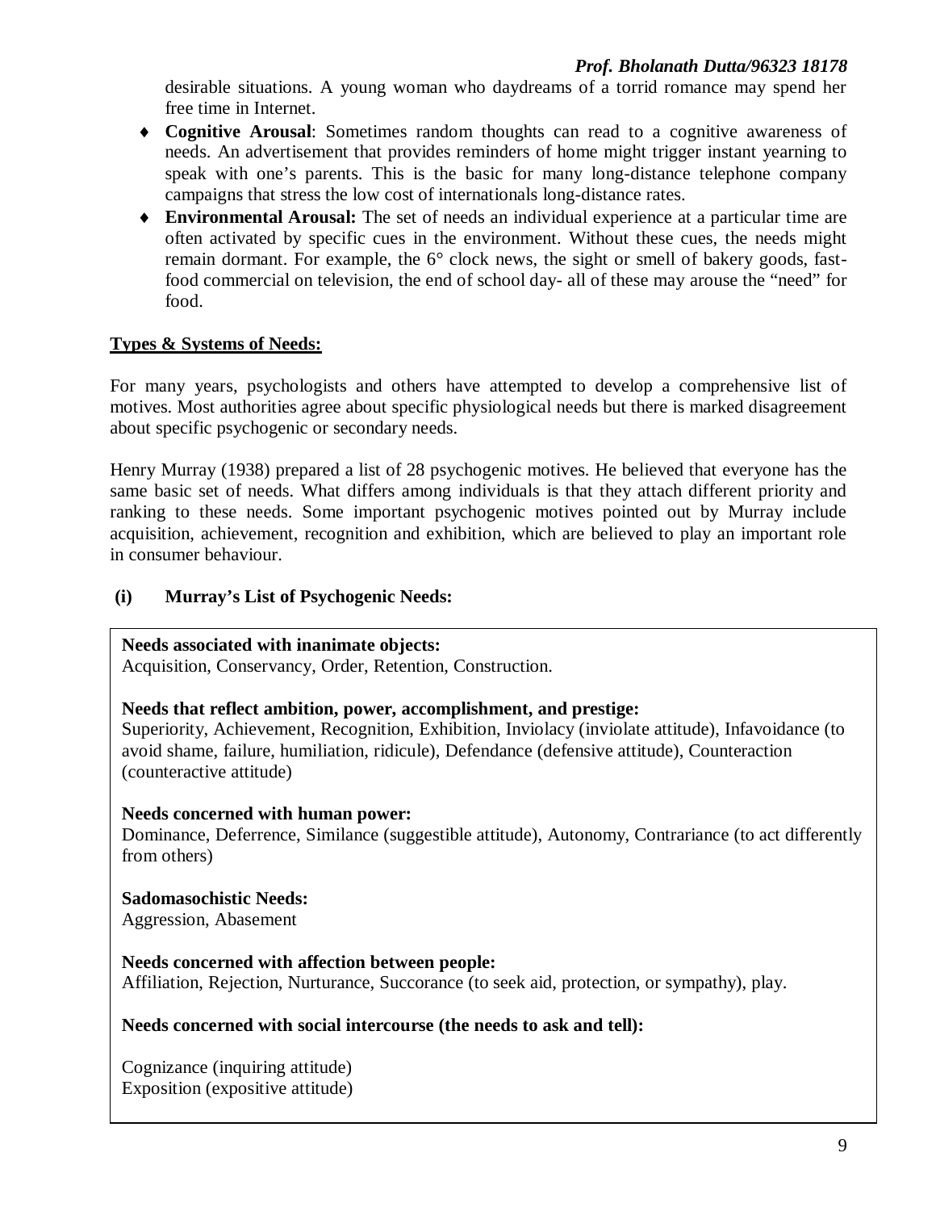desirable situations. A young woman who daydreams of a torrid romance may spend her free time in Internet.

- **Cognitive Arousal**: Sometimes random thoughts can read to a cognitive awareness of needs. An advertisement that provides reminders of home might trigger instant yearning to speak with one's parents. This is the basic for many long-distance telephone company campaigns that stress the low cost of internationals long-distance rates.
- **Environmental Arousal:** The set of needs an individual experience at a particular time are often activated by specific cues in the environment. Without these cues, the needs might remain dormant. For example, the 6° clock news, the sight or smell of bakery goods, fast-food commercial on television, the end of school day- all of these may arouse the "need" for food.

## Types & Systems of Needs:

For many years, psychologists and others have attempted to develop a comprehensive list of motives. Most authorities agree about specific physiological needs but there is marked disagreement about specific psychogenic or secondary needs.

Henry Murray (1938) prepared a list of 28 psychogenic motives. He believed that everyone has the same basic set of needs. What differs among individuals is that they attach different priority and ranking to these needs. Some important psychogenic motives pointed out by Murray include acquisition, achievement, recognition and exhibition, which are believed to play an important role in consumer behaviour.

### (i) Murray's List of Psychogenic Needs:

**Needs associated with inanimate objects:**
Acquisition, Conservancy, Order, Retention, Construction.

**Needs that reflect ambition, power, accomplishment, and prestige:**
Superiority, Achievement, Recognition, Exhibition, Inviolacy (inviolate attitude), Infavoidance (to avoid shame, failure, humiliation, ridicule), Defendance (defensive attitude), Counteraction (counteractive attitude)

**Needs concerned with human power:**
Dominance, Deferrence, Similance (suggestible attitude), Autonomy, Contrariance (to act differently from others)

**Sadomasochistic Needs:**
Aggression, Abasement

**Needs concerned with affection between people:**
Affiliation, Rejection, Nurturance, Succorance (to seek aid, protection, or sympathy), play.

**Needs concerned with social intercourse (the needs to ask and tell):**

Cognizance (inquiring attitude)
Exposition (expositive attitude)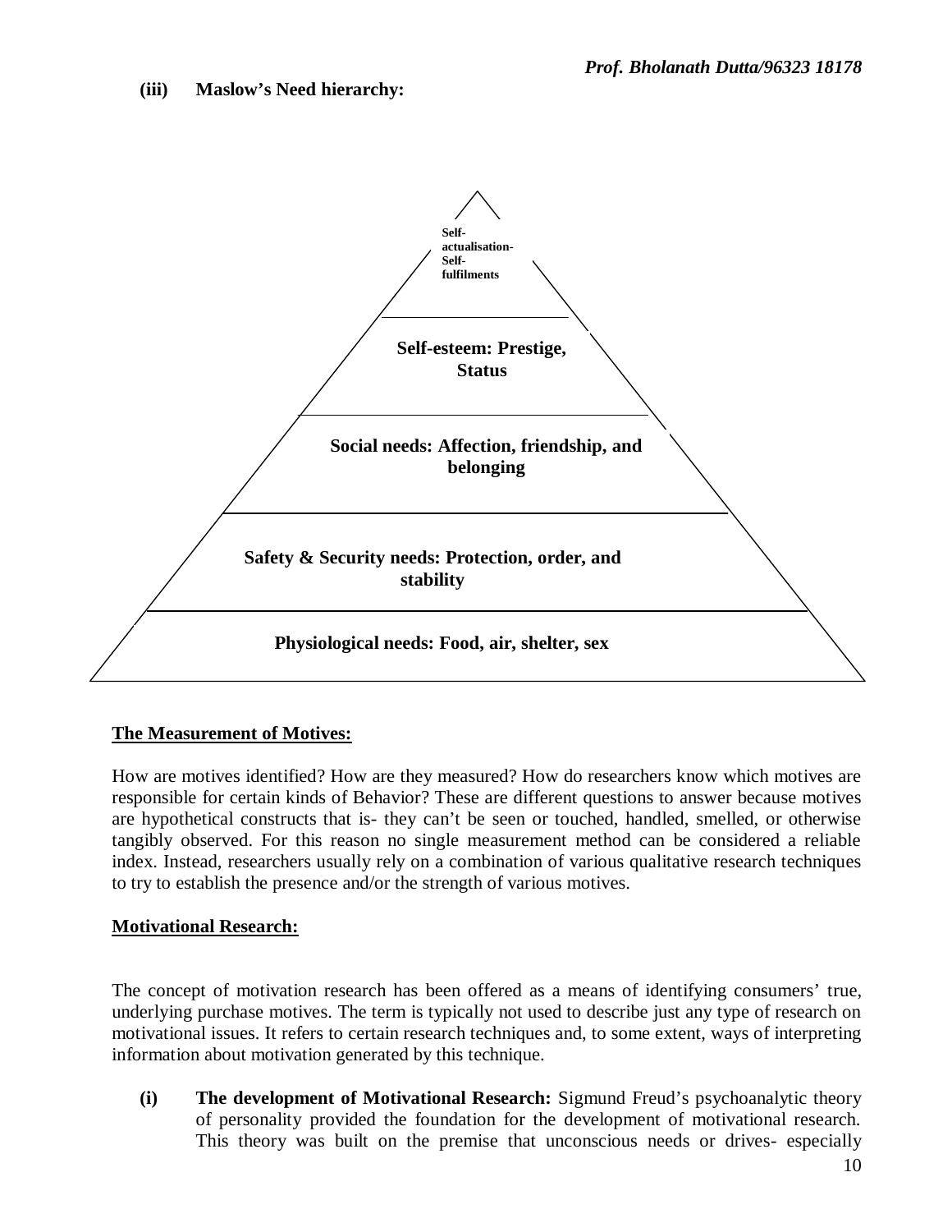**(iii) Maslow's Need hierarchy:**

- Self-actualisation- Self-fulfilments
- Self-esteem: Prestige, Status
- Social needs: Affection, friendship, and belonging
- Safety & Security needs: Protection, order, and stability
- Physiological needs: Food, air, shelter, sex

**The Measurement of Motives:**

How are motives identified? How are they measured? How do researchers know which motives are responsible for certain kinds of Behavior? These are different questions to answer because motives are hypothetical constructs that is- they can't be seen or touched, handled, smelled, or otherwise tangibly observed. For this reason no single measurement method can be considered a reliable index. Instead, researchers usually rely on a combination of various qualitative research techniques to try to establish the presence and/or the strength of various motives.

**Motivational Research:**

The concept of motivation research has been offered as a means of identifying consumers' true, underlying purchase motives. The term is typically not used to describe just any type of research on motivational issues. It refers to certain research techniques and, to some extent, ways of interpreting information about motivation generated by this technique.

**(i) The development of Motivational Research:** Sigmund Freud's psychoanalytic theory of personality provided the foundation for the development of motivational research. This theory was built on the premise that unconscious needs or drives- especially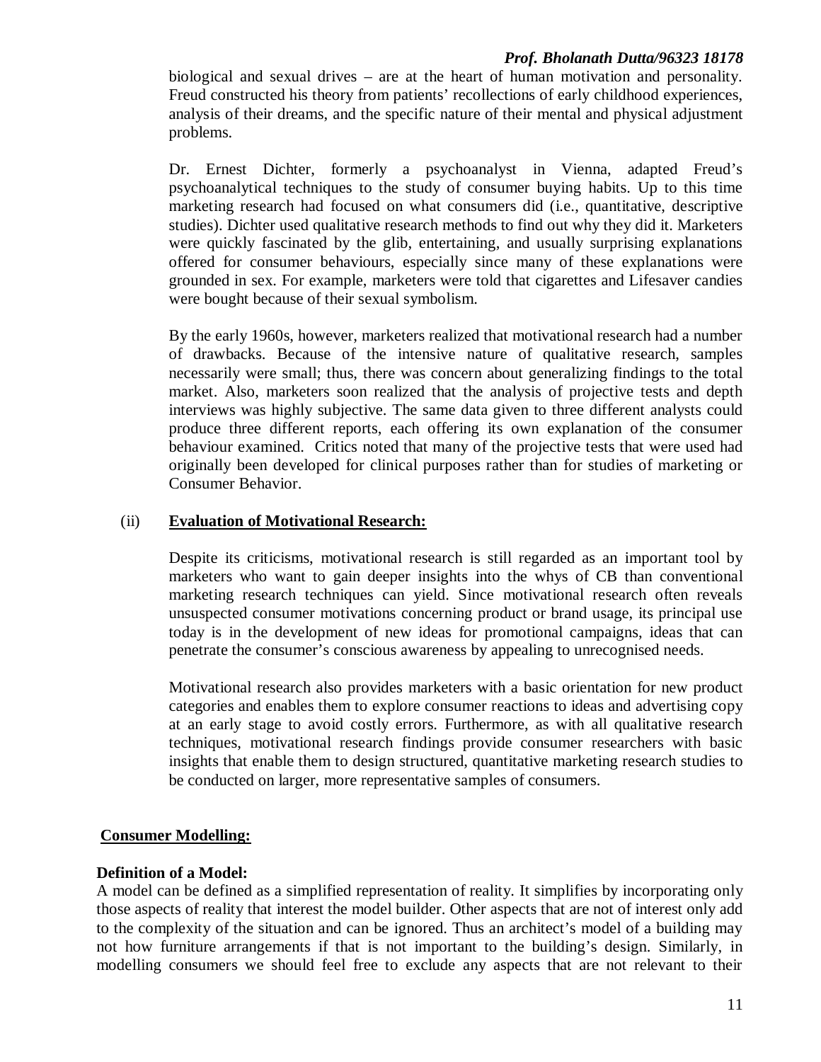biological and sexual drives – are at the heart of human motivation and personality. Freud constructed his theory from patients' recollections of early childhood experiences, analysis of their dreams, and the specific nature of their mental and physical adjustment problems.

Dr. Ernest Dichter, formerly a psychoanalyst in Vienna, adapted Freud's psychoanalytical techniques to the study of consumer buying habits. Up to this time marketing research had focused on what consumers did (i.e., quantitative, descriptive studies). Dichter used qualitative research methods to find out why they did it. Marketers were quickly fascinated by the glib, entertaining, and usually surprising explanations offered for consumer behaviours, especially since many of these explanations were grounded in sex. For example, marketers were told that cigarettes and Lifesaver candies were bought because of their sexual symbolism.

By the early 1960s, however, marketers realized that motivational research had a number of drawbacks. Because of the intensive nature of qualitative research, samples necessarily were small; thus, there was concern about generalizing findings to the total market. Also, marketers soon realized that the analysis of projective tests and depth interviews was highly subjective. The same data given to three different analysts could produce three different reports, each offering its own explanation of the consumer behaviour examined. Critics noted that many of the projective tests that were used had originally been developed for clinical purposes rather than for studies of marketing or Consumer Behavior.

(ii) **Evaluation of Motivational Research:**

Despite its criticisms, motivational research is still regarded as an important tool by marketers who want to gain deeper insights into the whys of CB than conventional marketing research techniques can yield. Since motivational research often reveals unsuspected consumer motivations concerning product or brand usage, its principal use today is in the development of new ideas for promotional campaigns, ideas that can penetrate the consumer's conscious awareness by appealing to unrecognised needs.

Motivational research also provides marketers with a basic orientation for new product categories and enables them to explore consumer reactions to ideas and advertising copy at an early stage to avoid costly errors. Furthermore, as with all qualitative research techniques, motivational research findings provide consumer researchers with basic insights that enable them to design structured, quantitative marketing research studies to be conducted on larger, more representative samples of consumers.

## Consumer Modelling:

**Definition of a Model:**

A model can be defined as a simplified representation of reality. It simplifies by incorporating only those aspects of reality that interest the model builder. Other aspects that are not of interest only add to the complexity of the situation and can be ignored. Thus an architect's model of a building may not how furniture arrangements if that is not important to the building's design. Similarly, in modelling consumers we should feel free to exclude any aspects that are not relevant to their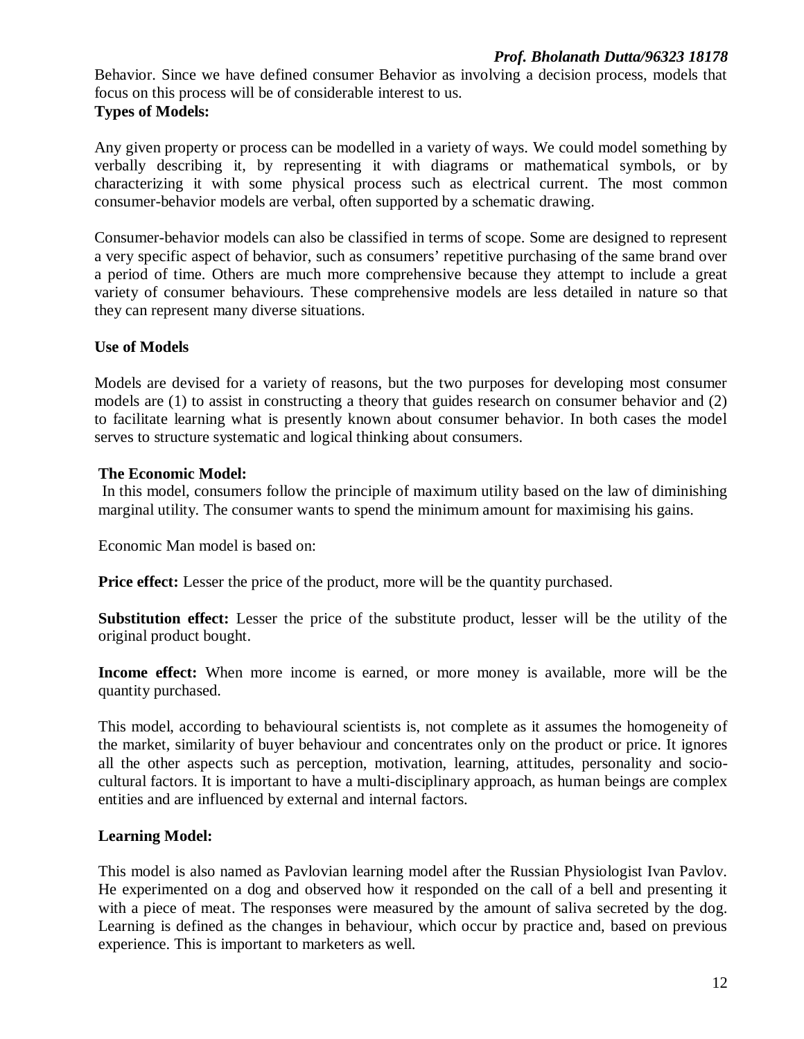Behavior. Since we have defined consumer Behavior as involving a decision process, models that focus on this process will be of considerable interest to us.

**Types of Models:**

Any given property or process can be modelled in a variety of ways. We could model something by verbally describing it, by representing it with diagrams or mathematical symbols, or by characterizing it with some physical process such as electrical current. The most common consumer-behavior models are verbal, often supported by a schematic drawing.

Consumer-behavior models can also be classified in terms of scope. Some are designed to represent a very specific aspect of behavior, such as consumers' repetitive purchasing of the same brand over a period of time. Others are much more comprehensive because they attempt to include a great variety of consumer behaviours. These comprehensive models are less detailed in nature so that they can represent many diverse situations.

**Use of Models**

Models are devised for a variety of reasons, but the two purposes for developing most consumer models are (1) to assist in constructing a theory that guides research on consumer behavior and (2) to facilitate learning what is presently known about consumer behavior. In both cases the model serves to structure systematic and logical thinking about consumers.

**The Economic Model:**

In this model, consumers follow the principle of maximum utility based on the law of diminishing marginal utility. The consumer wants to spend the minimum amount for maximising his gains.

Economic Man model is based on:

**Price effect:** Lesser the price of the product, more will be the quantity purchased.

**Substitution effect:** Lesser the price of the substitute product, lesser will be the utility of the original product bought.

**Income effect:** When more income is earned, or more money is available, more will be the quantity purchased.

This model, according to behavioural scientists is, not complete as it assumes the homogeneity of the market, similarity of buyer behaviour and concentrates only on the product or price. It ignores all the other aspects such as perception, motivation, learning, attitudes, personality and socio-cultural factors. It is important to have a multi-disciplinary approach, as human beings are complex entities and are influenced by external and internal factors.

**Learning Model:**

This model is also named as Pavlovian learning model after the Russian Physiologist Ivan Pavlov. He experimented on a dog and observed how it responded on the call of a bell and presenting it with a piece of meat. The responses were measured by the amount of saliva secreted by the dog. Learning is defined as the changes in behaviour, which occur by practice and, based on previous experience. This is important to marketers as well.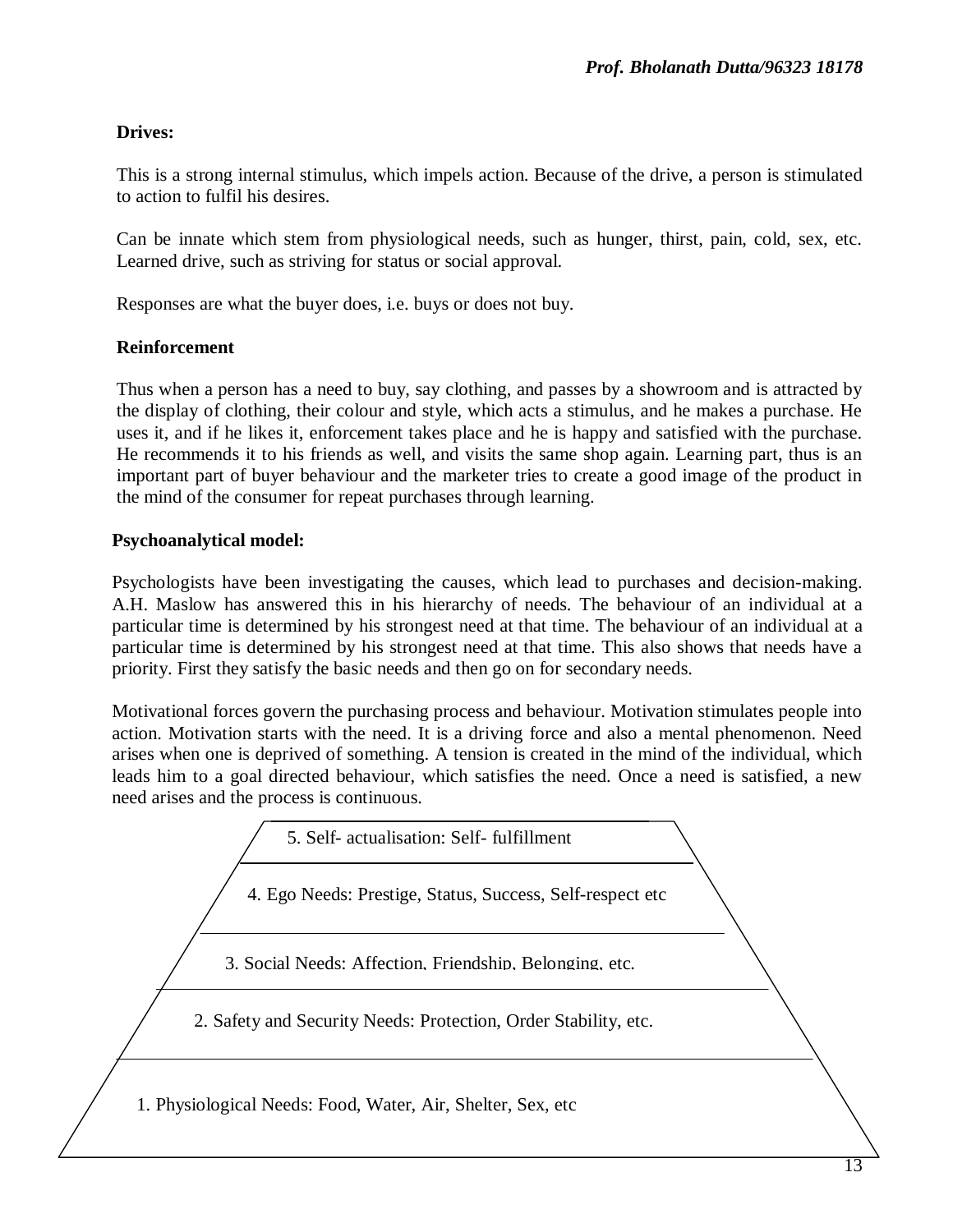**Drives:**

This is a strong internal stimulus, which impels action. Because of the drive, a person is stimulated to action to fulfil his desires.

Can be innate which stem from physiological needs, such as hunger, thirst, pain, cold, sex, etc. Learned drive, such as striving for status or social approval.

Responses are what the buyer does, i.e. buys or does not buy.

**Reinforcement**

Thus when a person has a need to buy, say clothing, and passes by a showroom and is attracted by the display of clothing, their colour and style, which acts a stimulus, and he makes a purchase. He uses it, and if he likes it, enforcement takes place and he is happy and satisfied with the purchase. He recommends it to his friends as well, and visits the same shop again. Learning part, thus is an important part of buyer behaviour and the marketer tries to create a good image of the product in the mind of the consumer for repeat purchases through learning.

**Psychoanalytical model:**

Psychologists have been investigating the causes, which lead to purchases and decision-making. A.H. Maslow has answered this in his hierarchy of needs. The behaviour of an individual at a particular time is determined by his strongest need at that time. The behaviour of an individual at a particular time is determined by his strongest need at that time. This also shows that needs have a priority. First they satisfy the basic needs and then go on for secondary needs.

Motivational forces govern the purchasing process and behaviour. Motivation stimulates people into action. Motivation starts with the need. It is a driving force and also a mental phenomenon. Need arises when one is deprived of something. A tension is created in the mind of the individual, which leads him to a goal directed behaviour, which satisfies the need. Once a need is satisfied, a new need arises and the process is continuous.

5. Self- actualisation: Self- fulfillment

4. Ego Needs: Prestige, Status, Success, Self-respect etc

3. Social Needs: Affection, Friendship, Belonging, etc.

2. Safety and Security Needs: Protection, Order Stability, etc.

1. Physiological Needs: Food, Water, Air, Shelter, Sex, etc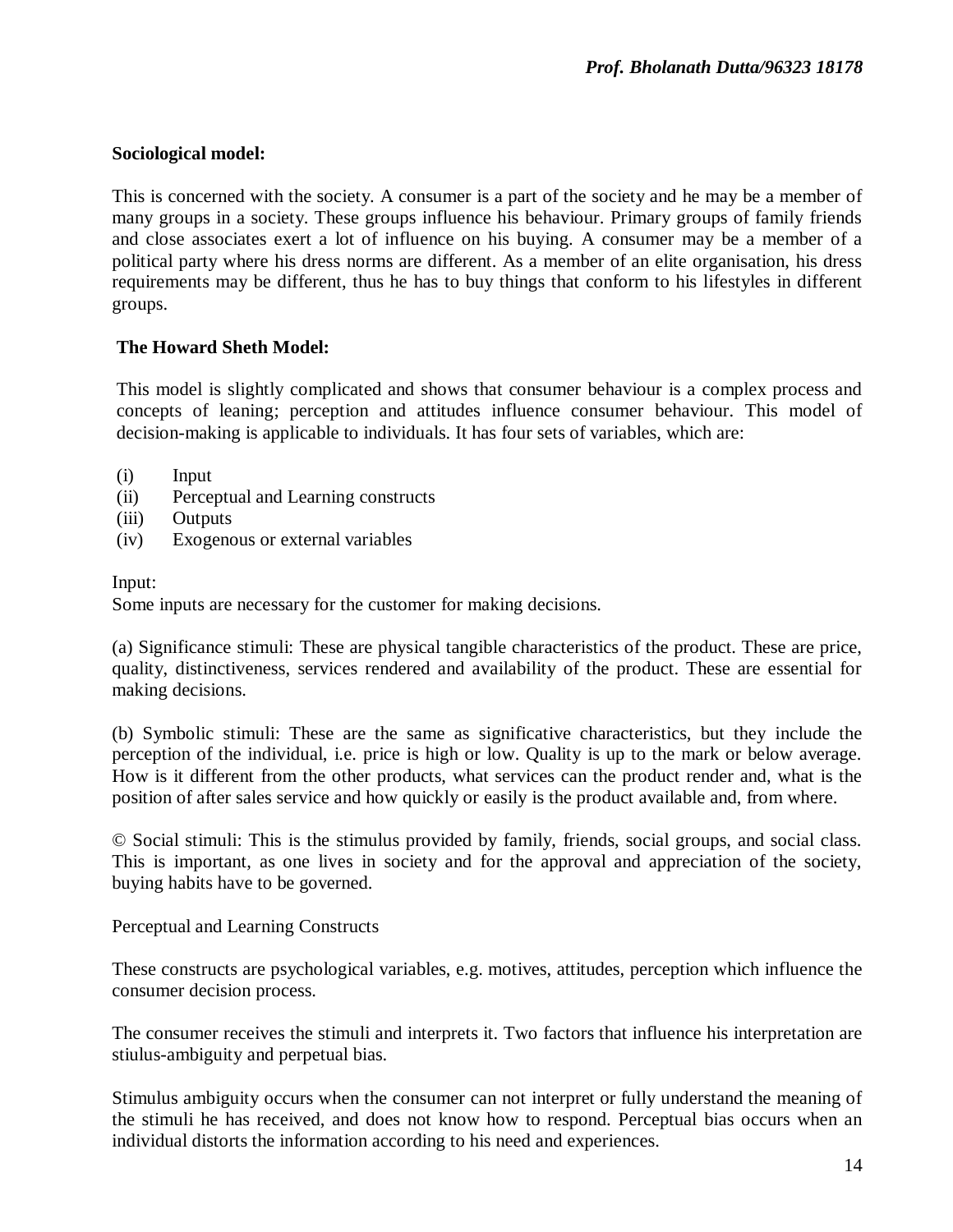**Sociological model:**

This is concerned with the society. A consumer is a part of the society and he may be a member of many groups in a society. These groups influence his behaviour. Primary groups of family friends and close associates exert a lot of influence on his buying. A consumer may be a member of a political party where his dress norms are different. As a member of an elite organisation, his dress requirements may be different, thus he has to buy things that conform to his lifestyles in different groups.

**The Howard Sheth Model:**

This model is slightly complicated and shows that consumer behaviour is a complex process and concepts of leaning; perception and attitudes influence consumer behaviour. This model of decision-making is applicable to individuals. It has four sets of variables, which are:

(i) Input
(ii) Perceptual and Learning constructs
(iii) Outputs
(iv) Exogenous or external variables

Input:
Some inputs are necessary for the customer for making decisions.

(a) Significance stimuli: These are physical tangible characteristics of the product. These are price, quality, distinctiveness, services rendered and availability of the product. These are essential for making decisions.

(b) Symbolic stimuli: These are the same as significative characteristics, but they include the perception of the individual, i.e. price is high or low. Quality is up to the mark or below average. How is it different from the other products, what services can the product render and, what is the position of after sales service and how quickly or easily is the product available and, from where.

© Social stimuli: This is the stimulus provided by family, friends, social groups, and social class. This is important, as one lives in society and for the approval and appreciation of the society, buying habits have to be governed.

Perceptual and Learning Constructs

These constructs are psychological variables, e.g. motives, attitudes, perception which influence the consumer decision process.

The consumer receives the stimuli and interprets it. Two factors that influence his interpretation are stiulus-ambiguity and perpetual bias.

Stimulus ambiguity occurs when the consumer can not interpret or fully understand the meaning of the stimuli he has received, and does not know how to respond. Perceptual bias occurs when an individual distorts the information according to his need and experiences.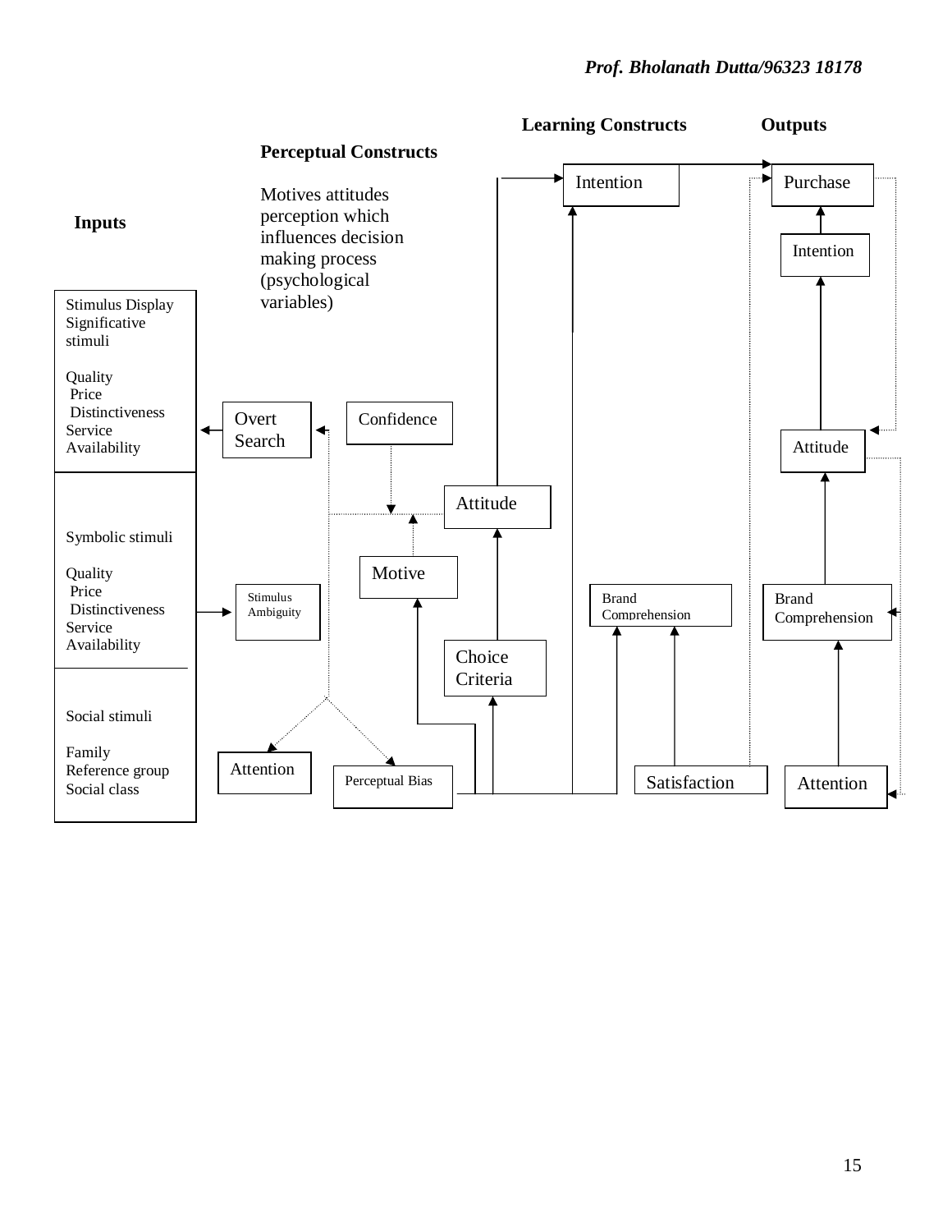**Learning Constructs** **Outputs**

**Perceptual Constructs**

Motives attitudes perception which influences decision making process (psychological variables)

**Inputs**

Stimulus Display
Significative stimuli

Quality
Price
Distinctiveness
Service
Availability

Symbolic stimuli

Quality
Price
Distinctiveness
Service
Availability

Social stimuli

Family
Reference group
Social class

Overt Search

Confidence

Stimulus Ambiguity

Motive

Attitude

Choice Criteria

Attention

Perceptual Bias

Intention

Brand Comprehension

Satisfaction

Purchase

Intention

Attitude

Brand Comprehension

Attention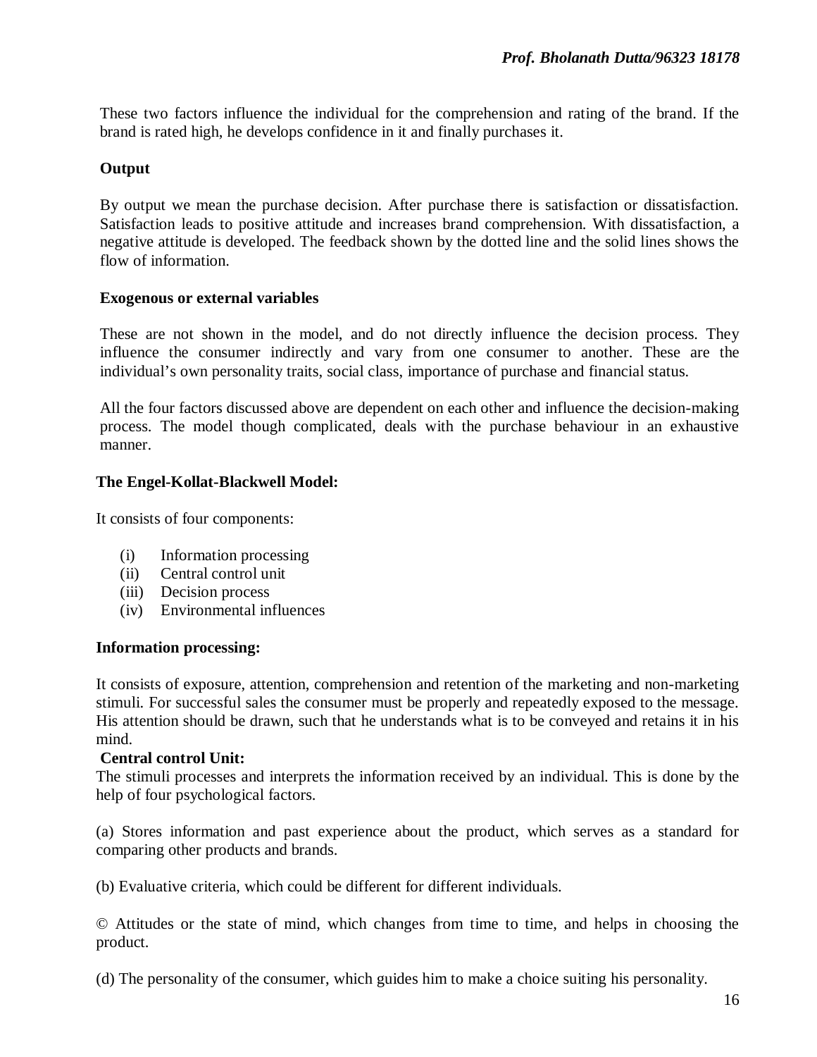These two factors influence the individual for the comprehension and rating of the brand. If the brand is rated high, he develops confidence in it and finally purchases it.

**Output**

By output we mean the purchase decision. After purchase there is satisfaction or dissatisfaction. Satisfaction leads to positive attitude and increases brand comprehension. With dissatisfaction, a negative attitude is developed. The feedback shown by the dotted line and the solid lines shows the flow of information.

**Exogenous or external variables**

These are not shown in the model, and do not directly influence the decision process. They influence the consumer indirectly and vary from one consumer to another. These are the individual's own personality traits, social class, importance of purchase and financial status.

All the four factors discussed above are dependent on each other and influence the decision-making process. The model though complicated, deals with the purchase behaviour in an exhaustive manner.

**The Engel-Kollat-Blackwell Model:**

It consists of four components:

(i) Information processing
(ii) Central control unit
(iii) Decision process
(iv) Environmental influences

**Information processing:**

It consists of exposure, attention, comprehension and retention of the marketing and non-marketing stimuli. For successful sales the consumer must be properly and repeatedly exposed to the message. His attention should be drawn, such that he understands what is to be conveyed and retains it in his mind.

**Central control Unit:**

The stimuli processes and interprets the information received by an individual. This is done by the help of four psychological factors.

(a) Stores information and past experience about the product, which serves as a standard for comparing other products and brands.

(b) Evaluative criteria, which could be different for different individuals.

© Attitudes or the state of mind, which changes from time to time, and helps in choosing the product.

(d) The personality of the consumer, which guides him to make a choice suiting his personality.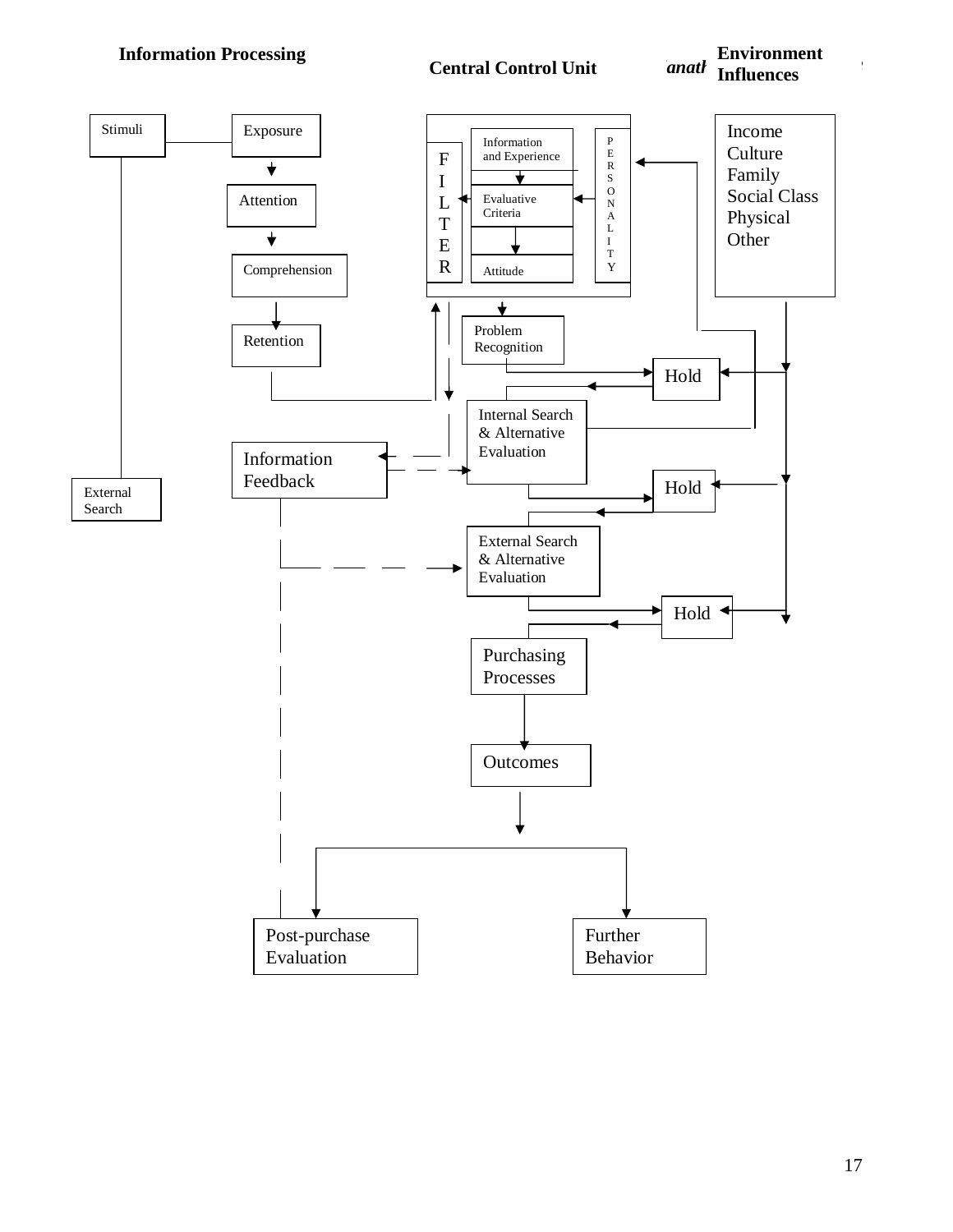**Information Processing** **Central Control Unit** **Environment Influences**

Stimuli

External Search

Exposure

Attention

Comprehension

Retention

Information Feedback

Information and Experience

Evaluative Criteria

Attitude

FILTER

PERSONALITY

Problem Recognition

Internal Search & Alternative Evaluation

External Search & Alternative Evaluation

Purchasing Processes

Outcomes

Post-purchase Evaluation

Further Behavior

Hold

Hold

Hold

Income
Culture
Family
Social Class
Physical
Other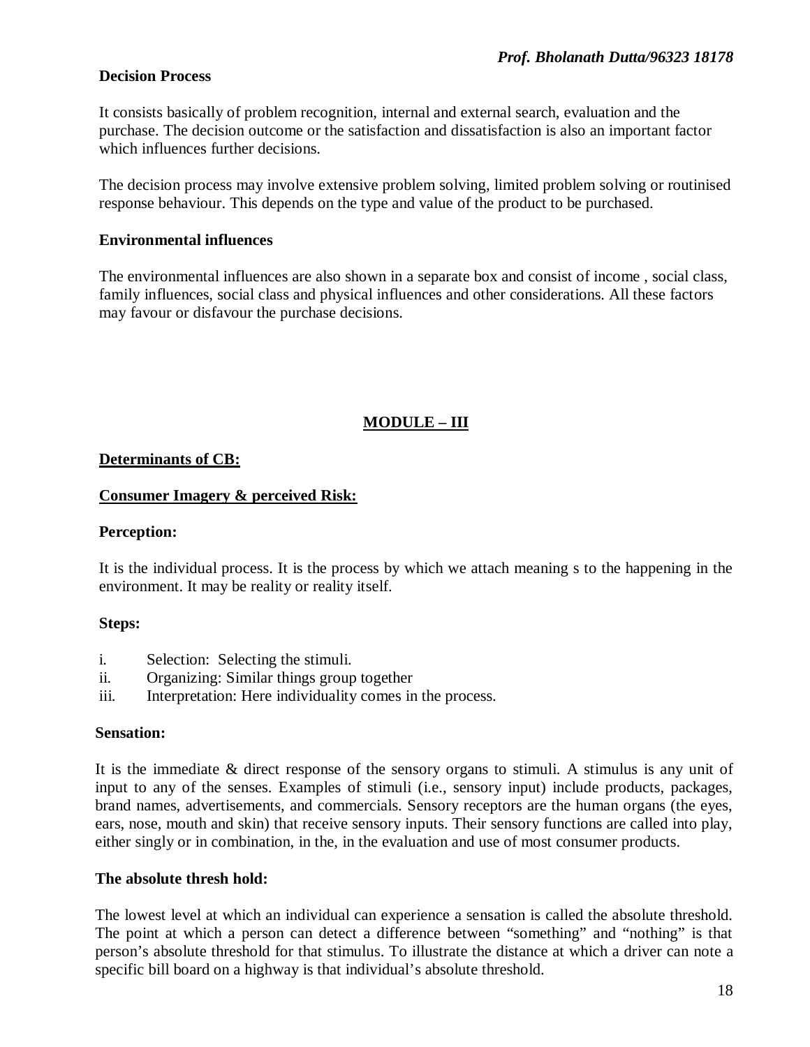**Decision Process**

It consists basically of problem recognition, internal and external search, evaluation and the purchase. The decision outcome or the satisfaction and dissatisfaction is also an important factor which influences further decisions.

The decision process may involve extensive problem solving, limited problem solving or routinised response behaviour. This depends on the type and value of the product to be purchased.

**Environmental influences**

The environmental influences are also shown in a separate box and consist of income , social class, family influences, social class and physical influences and other considerations. All these factors may favour or disfavour the purchase decisions.

## MODULE – III

**Determinants of CB:**

**Consumer Imagery & perceived Risk:**

**Perception:**

It is the individual process. It is the process by which we attach meaning s to the happening in the environment. It may be reality or reality itself.

**Steps:**

i. Selection: Selecting the stimuli.
ii. Organizing: Similar things group together
iii. Interpretation: Here individuality comes in the process.

**Sensation:**

It is the immediate & direct response of the sensory organs to stimuli. A stimulus is any unit of input to any of the senses. Examples of stimuli (i.e., sensory input) include products, packages, brand names, advertisements, and commercials. Sensory receptors are the human organs (the eyes, ears, nose, mouth and skin) that receive sensory inputs. Their sensory functions are called into play, either singly or in combination, in the, in the evaluation and use of most consumer products.

**The absolute thresh hold:**

The lowest level at which an individual can experience a sensation is called the absolute threshold. The point at which a person can detect a difference between "something" and "nothing" is that person's absolute threshold for that stimulus. To illustrate the distance at which a driver can note a specific bill board on a highway is that individual's absolute threshold.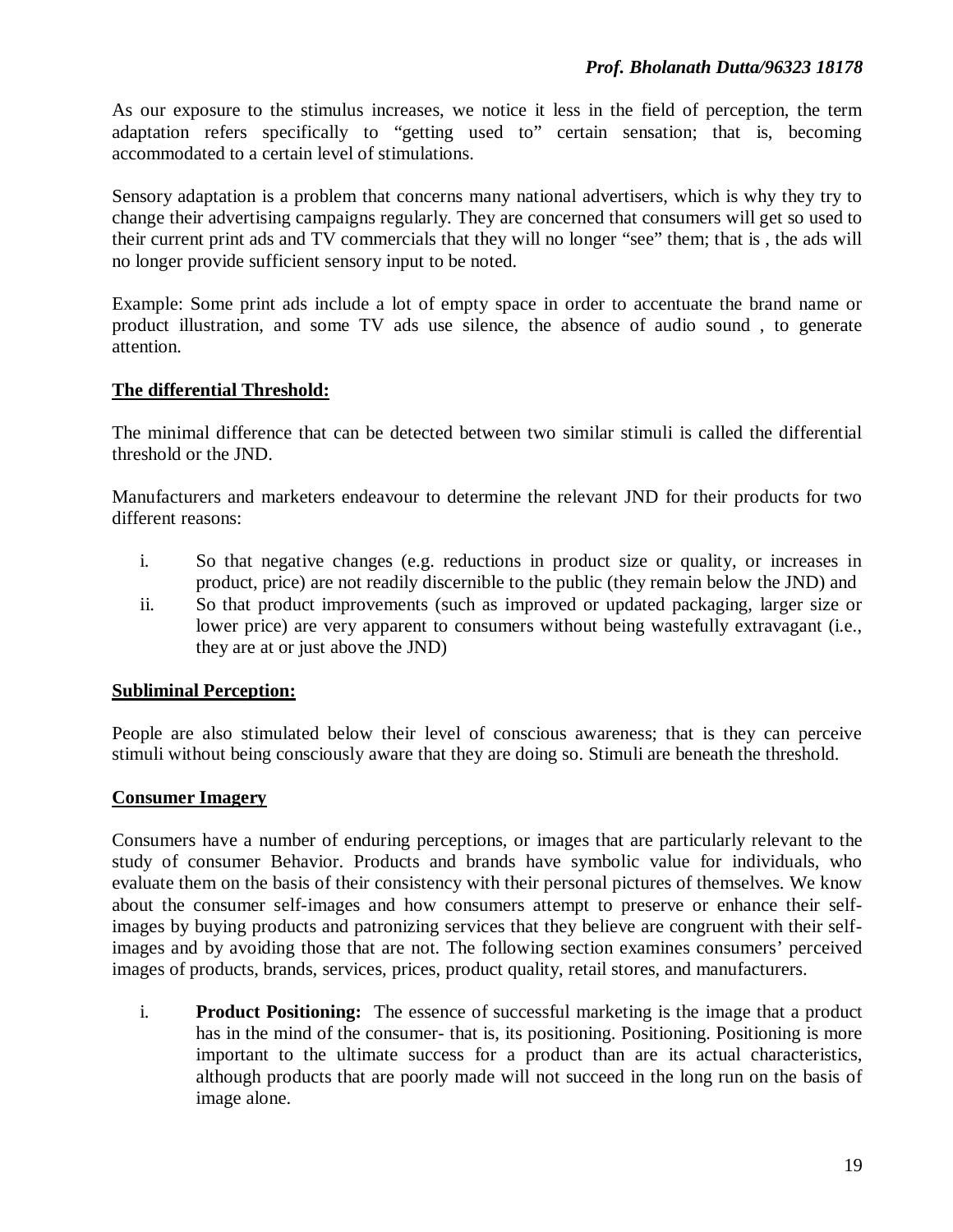As our exposure to the stimulus increases, we notice it less in the field of perception, the term adaptation refers specifically to "getting used to" certain sensation; that is, becoming accommodated to a certain level of stimulations.

Sensory adaptation is a problem that concerns many national advertisers, which is why they try to change their advertising campaigns regularly. They are concerned that consumers will get so used to their current print ads and TV commercials that they will no longer "see" them; that is , the ads will no longer provide sufficient sensory input to be noted.

Example: Some print ads include a lot of empty space in order to accentuate the brand name or product illustration, and some TV ads use silence, the absence of audio sound , to generate attention.

**The differential Threshold:**

The minimal difference that can be detected between two similar stimuli is called the differential threshold or the JND.

Manufacturers and marketers endeavour to determine the relevant JND for their products for two different reasons:

i. So that negative changes (e.g. reductions in product size or quality, or increases in product, price) are not readily discernible to the public (they remain below the JND) and
ii. So that product improvements (such as improved or updated packaging, larger size or lower price) are very apparent to consumers without being wastefully extravagant (i.e., they are at or just above the JND)

**Subliminal Perception:**

People are also stimulated below their level of conscious awareness; that is they can perceive stimuli without being consciously aware that they are doing so. Stimuli are beneath the threshold.

**Consumer Imagery**

Consumers have a number of enduring perceptions, or images that are particularly relevant to the study of consumer Behavior. Products and brands have symbolic value for individuals, who evaluate them on the basis of their consistency with their personal pictures of themselves. We know about the consumer self-images and how consumers attempt to preserve or enhance their self-images by buying products and patronizing services that they believe are congruent with their self-images and by avoiding those that are not. The following section examines consumers' perceived images of products, brands, services, prices, product quality, retail stores, and manufacturers.

i. **Product Positioning:** The essence of successful marketing is the image that a product has in the mind of the consumer- that is, its positioning. Positioning. Positioning is more important to the ultimate success for a product than are its actual characteristics, although products that are poorly made will not succeed in the long run on the basis of image alone.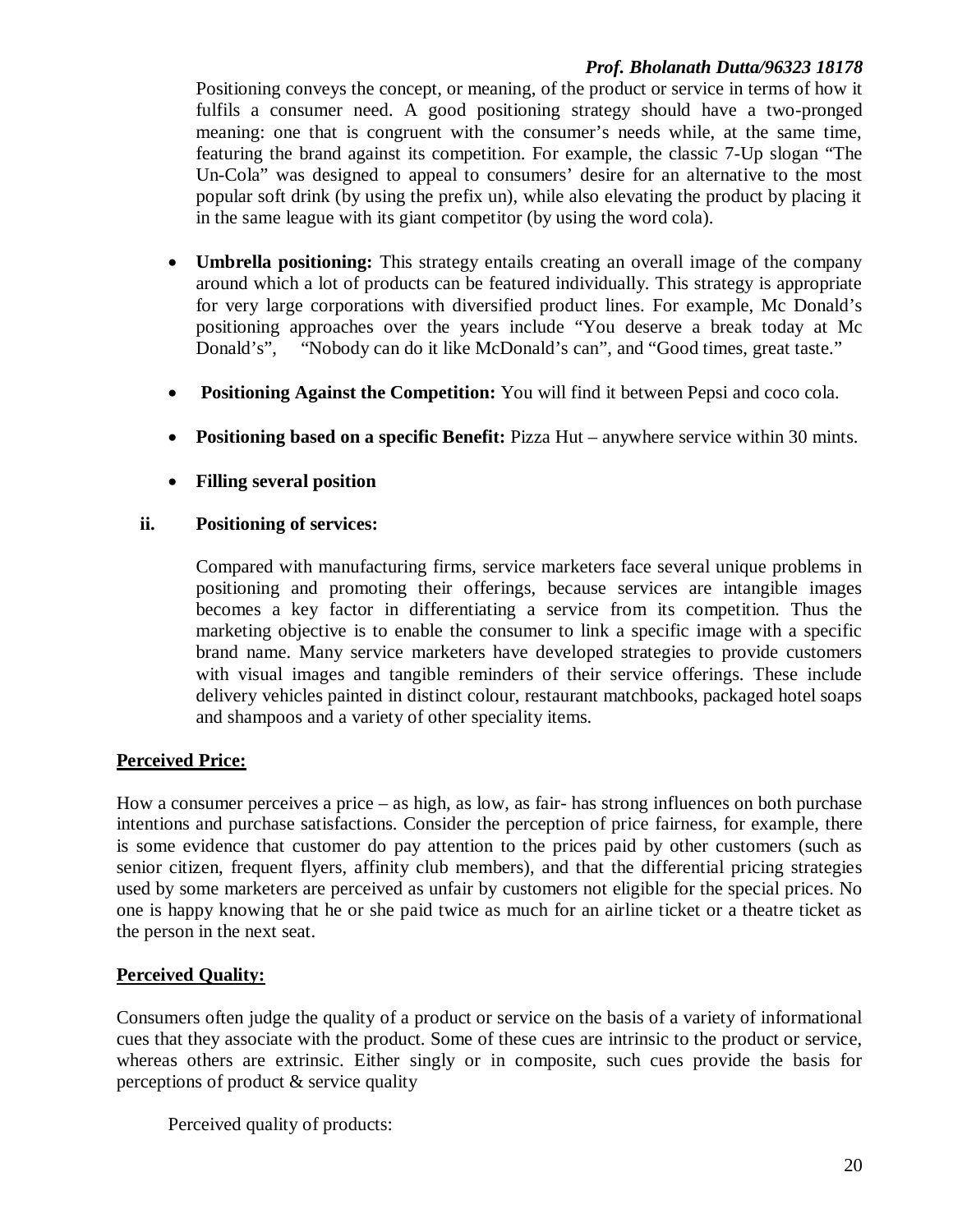Positioning conveys the concept, or meaning, of the product or service in terms of how it fulfils a consumer need. A good positioning strategy should have a two-pronged meaning: one that is congruent with the consumer's needs while, at the same time, featuring the brand against its competition. For example, the classic 7-Up slogan "The Un-Cola" was designed to appeal to consumers' desire for an alternative to the most popular soft drink (by using the prefix un), while also elevating the product by placing it in the same league with its giant competitor (by using the word cola).

- **Umbrella positioning:** This strategy entails creating an overall image of the company around which a lot of products can be featured individually. This strategy is appropriate for very large corporations with diversified product lines. For example, Mc Donald's positioning approaches over the years include "You deserve a break today at Mc Donald's", "Nobody can do it like McDonald's can", and "Good times, great taste."
- **Positioning Against the Competition:** You will find it between Pepsi and coco cola.
- **Positioning based on a specific Benefit:** Pizza Hut – anywhere service within 30 mints.
- **Filling several position**

**ii. Positioning of services:**

Compared with manufacturing firms, service marketers face several unique problems in positioning and promoting their offerings, because services are intangible images becomes a key factor in differentiating a service from its competition. Thus the marketing objective is to enable the consumer to link a specific image with a specific brand name. Many service marketers have developed strategies to provide customers with visual images and tangible reminders of their service offerings. These include delivery vehicles painted in distinct colour, restaurant matchbooks, packaged hotel soaps and shampoos and a variety of other speciality items.

**Perceived Price:**

How a consumer perceives a price – as high, as low, as fair- has strong influences on both purchase intentions and purchase satisfactions. Consider the perception of price fairness, for example, there is some evidence that customer do pay attention to the prices paid by other customers (such as senior citizen, frequent flyers, affinity club members), and that the differential pricing strategies used by some marketers are perceived as unfair by customers not eligible for the special prices. No one is happy knowing that he or she paid twice as much for an airline ticket or a theatre ticket as the person in the next seat.

**Perceived Quality:**

Consumers often judge the quality of a product or service on the basis of a variety of informational cues that they associate with the product. Some of these cues are intrinsic to the product or service, whereas others are extrinsic. Either singly or in composite, such cues provide the basis for perceptions of product & service quality

Perceived quality of products: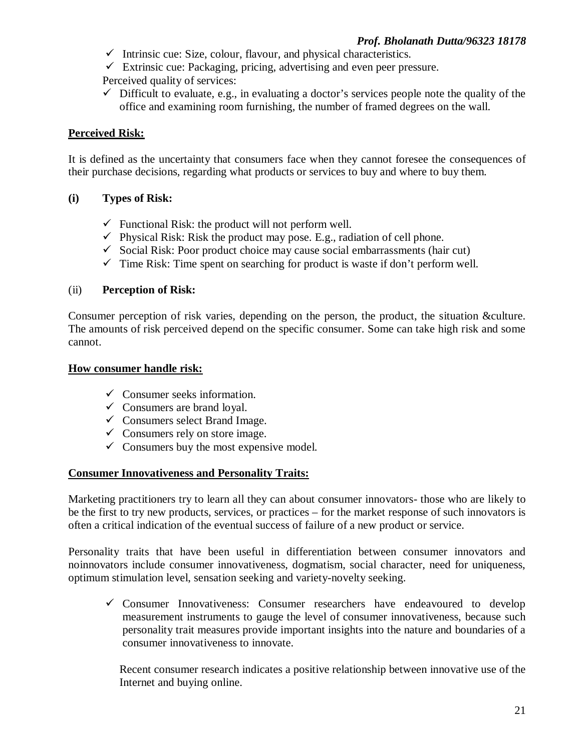- ✓ Intrinsic cue: Size, colour, flavour, and physical characteristics.
- ✓ Extrinsic cue: Packaging, pricing, advertising and even peer pressure.

Perceived quality of services:

- ✓ Difficult to evaluate, e.g., in evaluating a doctor's services people note the quality of the office and examining room furnishing, the number of framed degrees on the wall.

**Perceived Risk:**

It is defined as the uncertainty that consumers face when they cannot foresee the consequences of their purchase decisions, regarding what products or services to buy and where to buy them.

**(i) Types of Risk:**

- ✓ Functional Risk: the product will not perform well.
- ✓ Physical Risk: Risk the product may pose. E.g., radiation of cell phone.
- ✓ Social Risk: Poor product choice may cause social embarrassments (hair cut)
- ✓ Time Risk: Time spent on searching for product is waste if don't perform well.

(ii) **Perception of Risk:**

Consumer perception of risk varies, depending on the person, the product, the situation &culture. The amounts of risk perceived depend on the specific consumer. Some can take high risk and some cannot.

**How consumer handle risk:**

- ✓ Consumer seeks information.
- ✓ Consumers are brand loyal.
- ✓ Consumers select Brand Image.
- ✓ Consumers rely on store image.
- ✓ Consumers buy the most expensive model.

**Consumer Innovativeness and Personality Traits:**

Marketing practitioners try to learn all they can about consumer innovators- those who are likely to be the first to try new products, services, or practices – for the market response of such innovators is often a critical indication of the eventual success of failure of a new product or service.

Personality traits that have been useful in differentiation between consumer innovators and noinnovators include consumer innovativeness, dogmatism, social character, need for uniqueness, optimum stimulation level, sensation seeking and variety-novelty seeking.

- ✓ Consumer Innovativeness: Consumer researchers have endeavoured to develop measurement instruments to gauge the level of consumer innovativeness, because such personality trait measures provide important insights into the nature and boundaries of a consumer innovativeness to innovate.

  Recent consumer research indicates a positive relationship between innovative use of the Internet and buying online.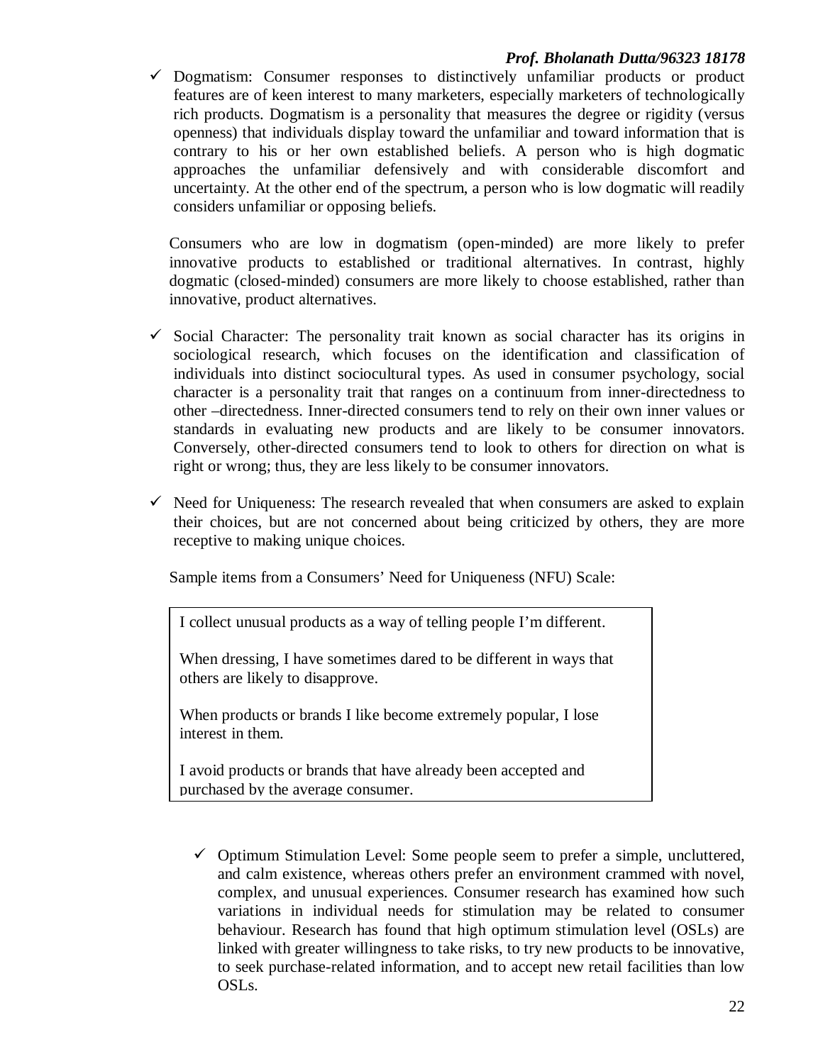- ✓ Dogmatism: Consumer responses to distinctively unfamiliar products or product features are of keen interest to many marketers, especially marketers of technologically rich products. Dogmatism is a personality that measures the degree or rigidity (versus openness) that individuals display toward the unfamiliar and toward information that is contrary to his or her own established beliefs. A person who is high dogmatic approaches the unfamiliar defensively and with considerable discomfort and uncertainty. At the other end of the spectrum, a person who is low dogmatic will readily considers unfamiliar or opposing beliefs.

  Consumers who are low in dogmatism (open-minded) are more likely to prefer innovative products to established or traditional alternatives. In contrast, highly dogmatic (closed-minded) consumers are more likely to choose established, rather than innovative, product alternatives.

- ✓ Social Character: The personality trait known as social character has its origins in sociological research, which focuses on the identification and classification of individuals into distinct sociocultural types. As used in consumer psychology, social character is a personality trait that ranges on a continuum from inner-directedness to other –directedness. Inner-directed consumers tend to rely on their own inner values or standards in evaluating new products and are likely to be consumer innovators. Conversely, other-directed consumers tend to look to others for direction on what is right or wrong; thus, they are less likely to be consumer innovators.

- ✓ Need for Uniqueness: The research revealed that when consumers are asked to explain their choices, but are not concerned about being criticized by others, they are more receptive to making unique choices.

  Sample items from a Consumers' Need for Uniqueness (NFU) Scale:

  > I collect unusual products as a way of telling people I'm different.
  >
  > When dressing, I have sometimes dared to be different in ways that others are likely to disapprove.
  >
  > When products or brands I like become extremely popular, I lose interest in them.
  >
  > I avoid products or brands that have already been accepted and purchased by the average consumer.

  - ✓ Optimum Stimulation Level: Some people seem to prefer a simple, uncluttered, and calm existence, whereas others prefer an environment crammed with novel, complex, and unusual experiences. Consumer research has examined how such variations in individual needs for stimulation may be related to consumer behaviour. Research has found that high optimum stimulation level (OSLs) are linked with greater willingness to take risks, to try new products to be innovative, to seek purchase-related information, and to accept new retail facilities than low OSLs.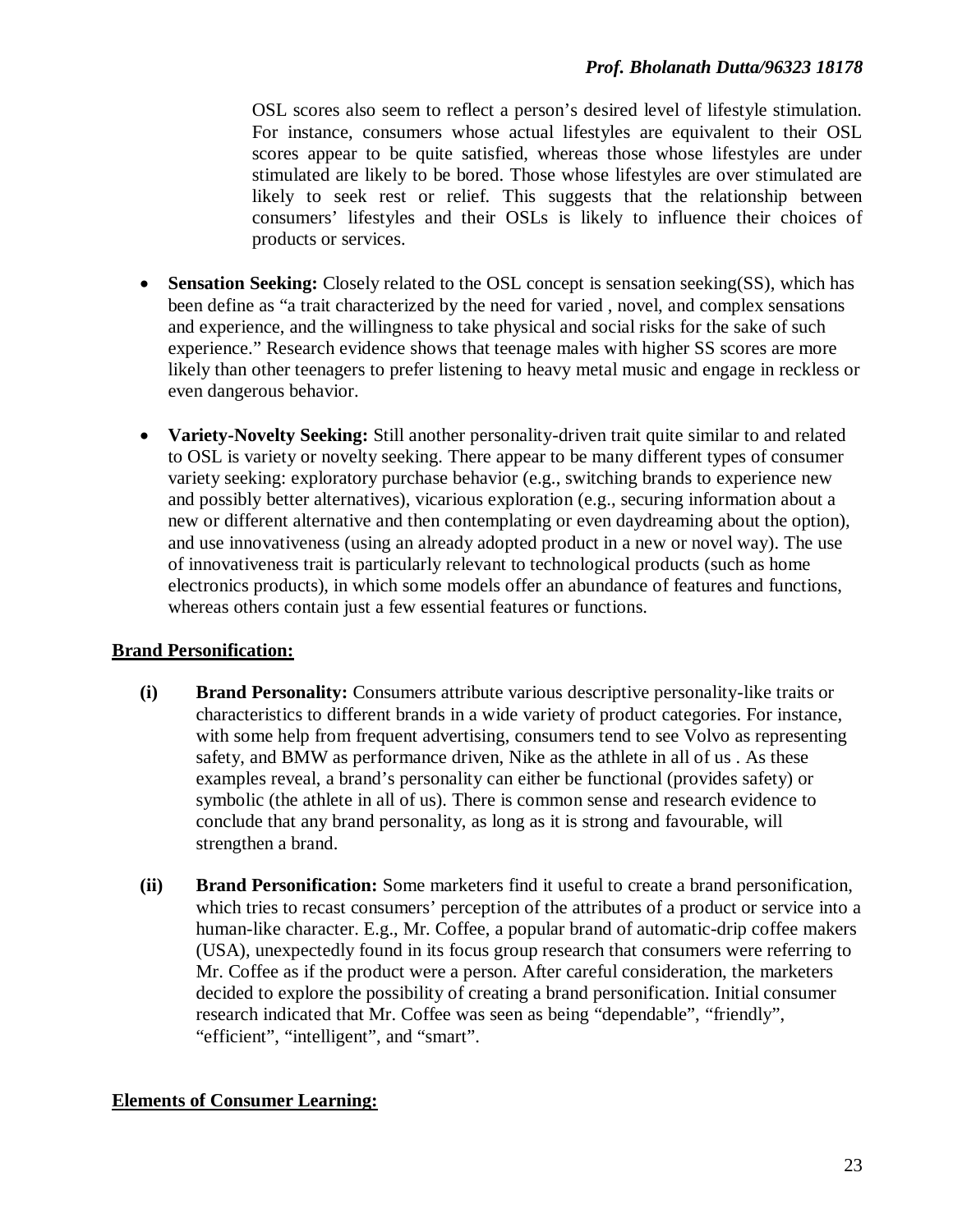OSL scores also seem to reflect a person's desired level of lifestyle stimulation. For instance, consumers whose actual lifestyles are equivalent to their OSL scores appear to be quite satisfied, whereas those whose lifestyles are under stimulated are likely to be bored. Those whose lifestyles are over stimulated are likely to seek rest or relief. This suggests that the relationship between consumers' lifestyles and their OSLs is likely to influence their choices of products or services.

- **Sensation Seeking:** Closely related to the OSL concept is sensation seeking(SS), which has been define as "a trait characterized by the need for varied , novel, and complex sensations and experience, and the willingness to take physical and social risks for the sake of such experience." Research evidence shows that teenage males with higher SS scores are more likely than other teenagers to prefer listening to heavy metal music and engage in reckless or even dangerous behavior.

- **Variety-Novelty Seeking:** Still another personality-driven trait quite similar to and related to OSL is variety or novelty seeking. There appear to be many different types of consumer variety seeking: exploratory purchase behavior (e.g., switching brands to experience new and possibly better alternatives), vicarious exploration (e.g., securing information about a new or different alternative and then contemplating or even daydreaming about the option), and use innovativeness (using an already adopted product in a new or novel way). The use of innovativeness trait is particularly relevant to technological products (such as home electronics products), in which some models offer an abundance of features and functions, whereas others contain just a few essential features or functions.

**Brand Personification:**

**(i) Brand Personality:** Consumers attribute various descriptive personality-like traits or characteristics to different brands in a wide variety of product categories. For instance, with some help from frequent advertising, consumers tend to see Volvo as representing safety, and BMW as performance driven, Nike as the athlete in all of us . As these examples reveal, a brand's personality can either be functional (provides safety) or symbolic (the athlete in all of us). There is common sense and research evidence to conclude that any brand personality, as long as it is strong and favourable, will strengthen a brand.

**(ii) Brand Personification:** Some marketers find it useful to create a brand personification, which tries to recast consumers' perception of the attributes of a product or service into a human-like character. E.g., Mr. Coffee, a popular brand of automatic-drip coffee makers (USA), unexpectedly found in its focus group research that consumers were referring to Mr. Coffee as if the product were a person. After careful consideration, the marketers decided to explore the possibility of creating a brand personification. Initial consumer research indicated that Mr. Coffee was seen as being "dependable", "friendly", "efficient", "intelligent", and "smart".

**Elements of Consumer Learning:**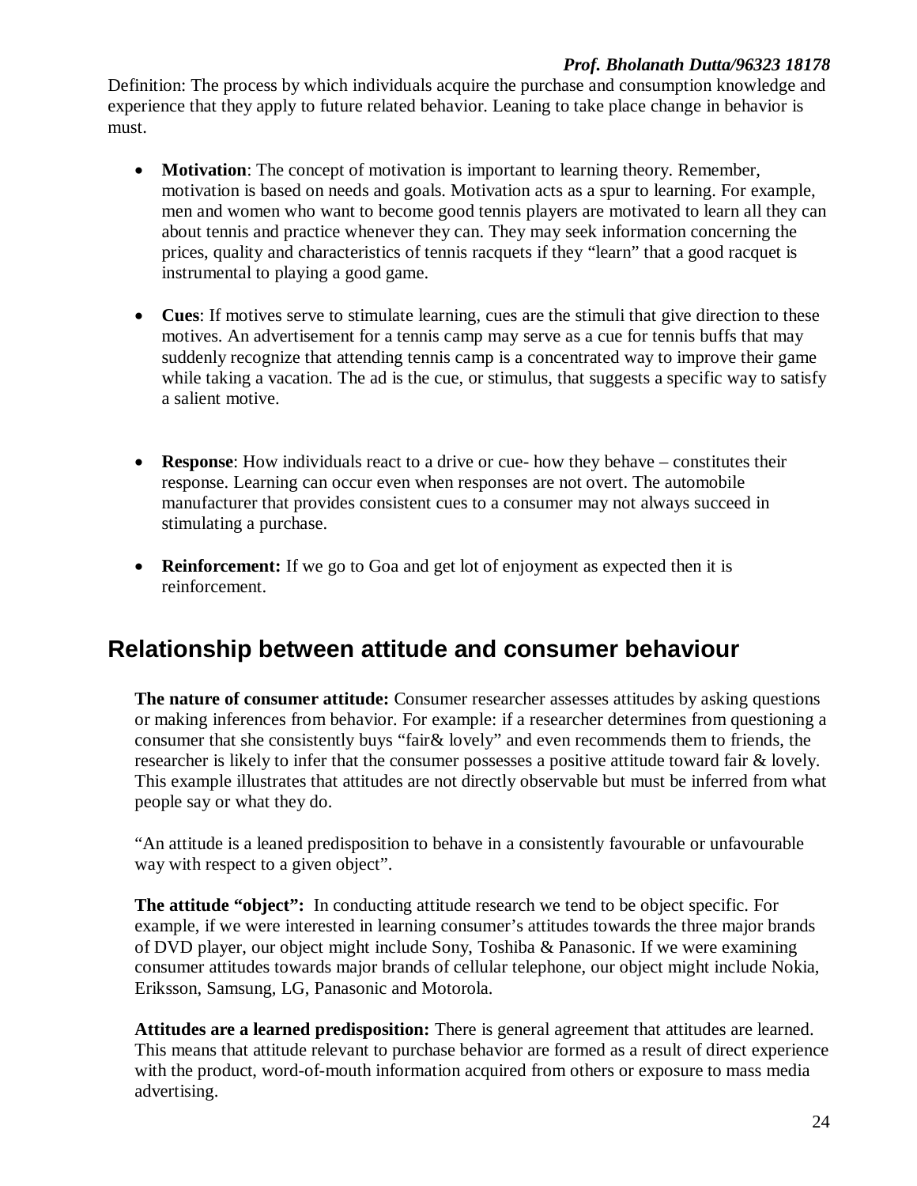Definition: The process by which individuals acquire the purchase and consumption knowledge and experience that they apply to future related behavior. Leaning to take place change in behavior is must.

- **Motivation**: The concept of motivation is important to learning theory. Remember, motivation is based on needs and goals. Motivation acts as a spur to learning. For example, men and women who want to become good tennis players are motivated to learn all they can about tennis and practice whenever they can. They may seek information concerning the prices, quality and characteristics of tennis racquets if they "learn" that a good racquet is instrumental to playing a good game.

- **Cues**: If motives serve to stimulate learning, cues are the stimuli that give direction to these motives. An advertisement for a tennis camp may serve as a cue for tennis buffs that may suddenly recognize that attending tennis camp is a concentrated way to improve their game while taking a vacation. The ad is the cue, or stimulus, that suggests a specific way to satisfy a salient motive.

- **Response**: How individuals react to a drive or cue- how they behave – constitutes their response. Learning can occur even when responses are not overt. The automobile manufacturer that provides consistent cues to a consumer may not always succeed in stimulating a purchase.

- **Reinforcement:** If we go to Goa and get lot of enjoyment as expected then it is reinforcement.

## Relationship between attitude and consumer behaviour

**The nature of consumer attitude:** Consumer researcher assesses attitudes by asking questions or making inferences from behavior. For example: if a researcher determines from questioning a consumer that she consistently buys "fair& lovely" and even recommends them to friends, the researcher is likely to infer that the consumer possesses a positive attitude toward fair & lovely. This example illustrates that attitudes are not directly observable but must be inferred from what people say or what they do.

"An attitude is a leaned predisposition to behave in a consistently favourable or unfavourable way with respect to a given object".

**The attitude "object":** In conducting attitude research we tend to be object specific. For example, if we were interested in learning consumer's attitudes towards the three major brands of DVD player, our object might include Sony, Toshiba & Panasonic. If we were examining consumer attitudes towards major brands of cellular telephone, our object might include Nokia, Eriksson, Samsung, LG, Panasonic and Motorola.

**Attitudes are a learned predisposition:** There is general agreement that attitudes are learned. This means that attitude relevant to purchase behavior are formed as a result of direct experience with the product, word-of-mouth information acquired from others or exposure to mass media advertising.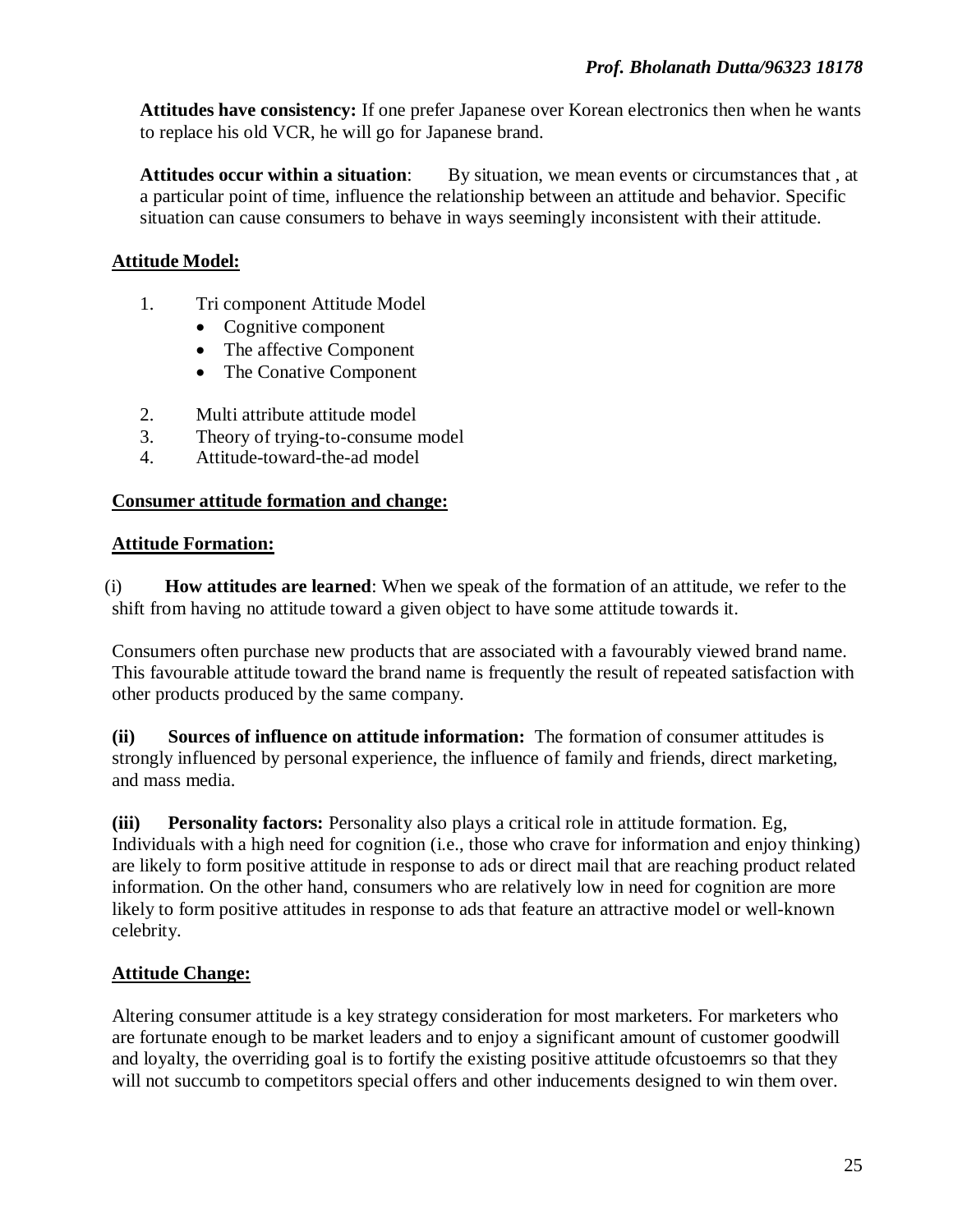**Attitudes have consistency:** If one prefer Japanese over Korean electronics then when he wants to replace his old VCR, he will go for Japanese brand.

**Attitudes occur within a situation**: By situation, we mean events or circumstances that , at a particular point of time, influence the relationship between an attitude and behavior. Specific situation can cause consumers to behave in ways seemingly inconsistent with their attitude.

**Attitude Model:**

1. Tri component Attitude Model
   - Cognitive component
   - The affective Component
   - The Conative Component
2. Multi attribute attitude model
3. Theory of trying-to-consume model
4. Attitude-toward-the-ad model

**Consumer attitude formation and change:**

**Attitude Formation:**

(i) **How attitudes are learned**: When we speak of the formation of an attitude, we refer to the shift from having no attitude toward a given object to have some attitude towards it.

Consumers often purchase new products that are associated with a favourably viewed brand name. This favourable attitude toward the brand name is frequently the result of repeated satisfaction with other products produced by the same company.

**(ii) Sources of influence on attitude information:** The formation of consumer attitudes is strongly influenced by personal experience, the influence of family and friends, direct marketing, and mass media.

**(iii) Personality factors:** Personality also plays a critical role in attitude formation. Eg, Individuals with a high need for cognition (i.e., those who crave for information and enjoy thinking) are likely to form positive attitude in response to ads or direct mail that are reaching product related information. On the other hand, consumers who are relatively low in need for cognition are more likely to form positive attitudes in response to ads that feature an attractive model or well-known celebrity.

**Attitude Change:**

Altering consumer attitude is a key strategy consideration for most marketers. For marketers who are fortunate enough to be market leaders and to enjoy a significant amount of customer goodwill and loyalty, the overriding goal is to fortify the existing positive attitude ofcustoemrs so that they will not succumb to competitors special offers and other inducements designed to win them over.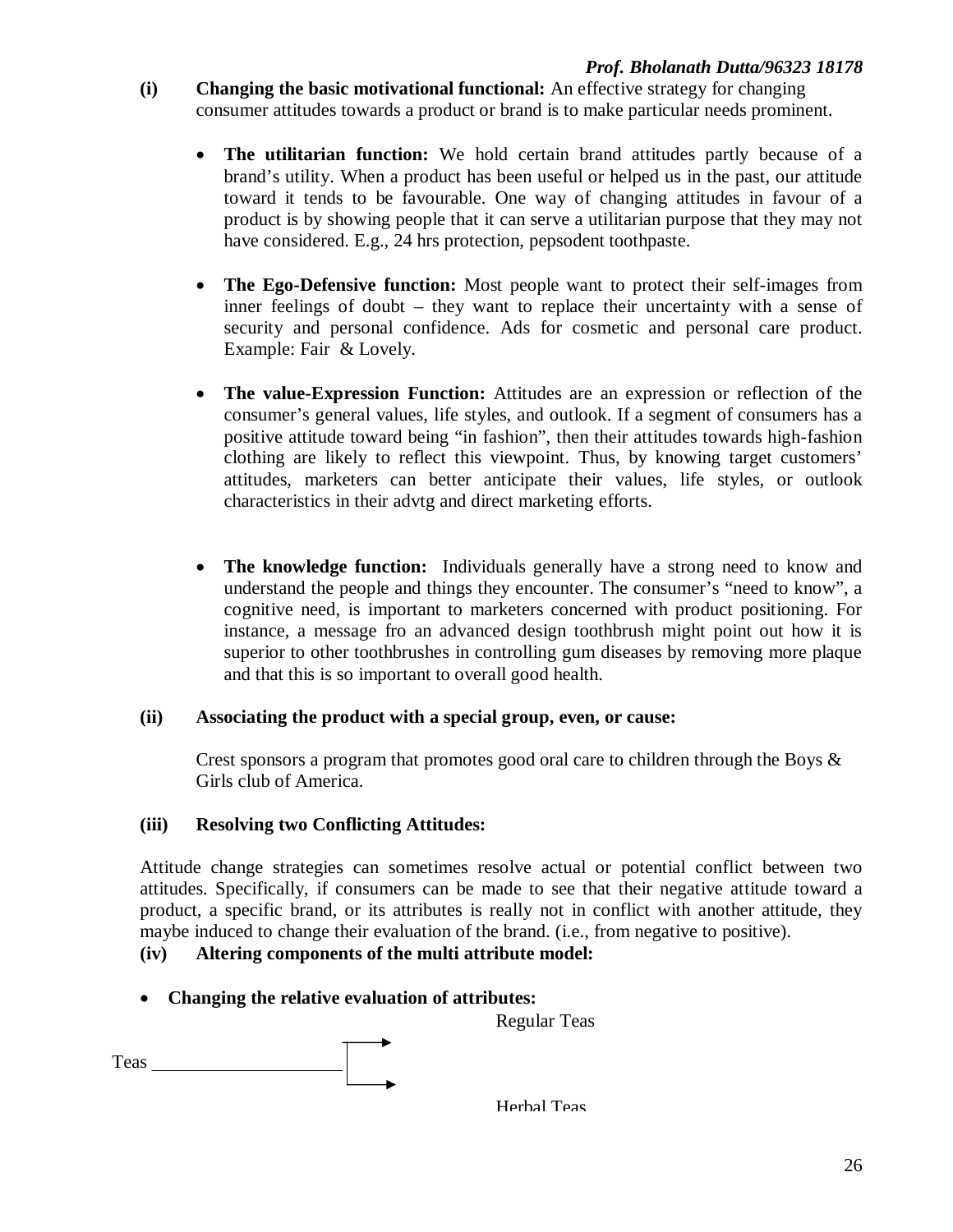**(i) Changing the basic motivational functional:** An effective strategy for changing consumer attitudes towards a product or brand is to make particular needs prominent.

- **The utilitarian function:** We hold certain brand attitudes partly because of a brand's utility. When a product has been useful or helped us in the past, our attitude toward it tends to be favourable. One way of changing attitudes in favour of a product is by showing people that it can serve a utilitarian purpose that they may not have considered. E.g., 24 hrs protection, pepsodent toothpaste.

- **The Ego-Defensive function:** Most people want to protect their self-images from inner feelings of doubt – they want to replace their uncertainty with a sense of security and personal confidence. Ads for cosmetic and personal care product. Example: Fair & Lovely.

- **The value-Expression Function:** Attitudes are an expression or reflection of the consumer's general values, life styles, and outlook. If a segment of consumers has a positive attitude toward being "in fashion", then their attitudes towards high-fashion clothing are likely to reflect this viewpoint. Thus, by knowing target customers' attitudes, marketers can better anticipate their values, life styles, or outlook characteristics in their advtg and direct marketing efforts.

- **The knowledge function:** Individuals generally have a strong need to know and understand the people and things they encounter. The consumer's "need to know", a cognitive need, is important to marketers concerned with product positioning. For instance, a message fro an advanced design toothbrush might point out how it is superior to other toothbrushes in controlling gum diseases by removing more plaque and that this is so important to overall good health.

**(ii) Associating the product with a special group, even, or cause:**

Crest sponsors a program that promotes good oral care to children through the Boys & Girls club of America.

**(iii) Resolving two Conflicting Attitudes:**

Attitude change strategies can sometimes resolve actual or potential conflict between two attitudes. Specifically, if consumers can be made to see that their negative attitude toward a product, a specific brand, or its attributes is really not in conflict with another attitude, they maybe induced to change their evaluation of the brand. (i.e., from negative to positive).

**(iv) Altering components of the multi attribute model:**

- **Changing the relative evaluation of attributes:**

Teas → Regular Teas

Teas → Herbal Teas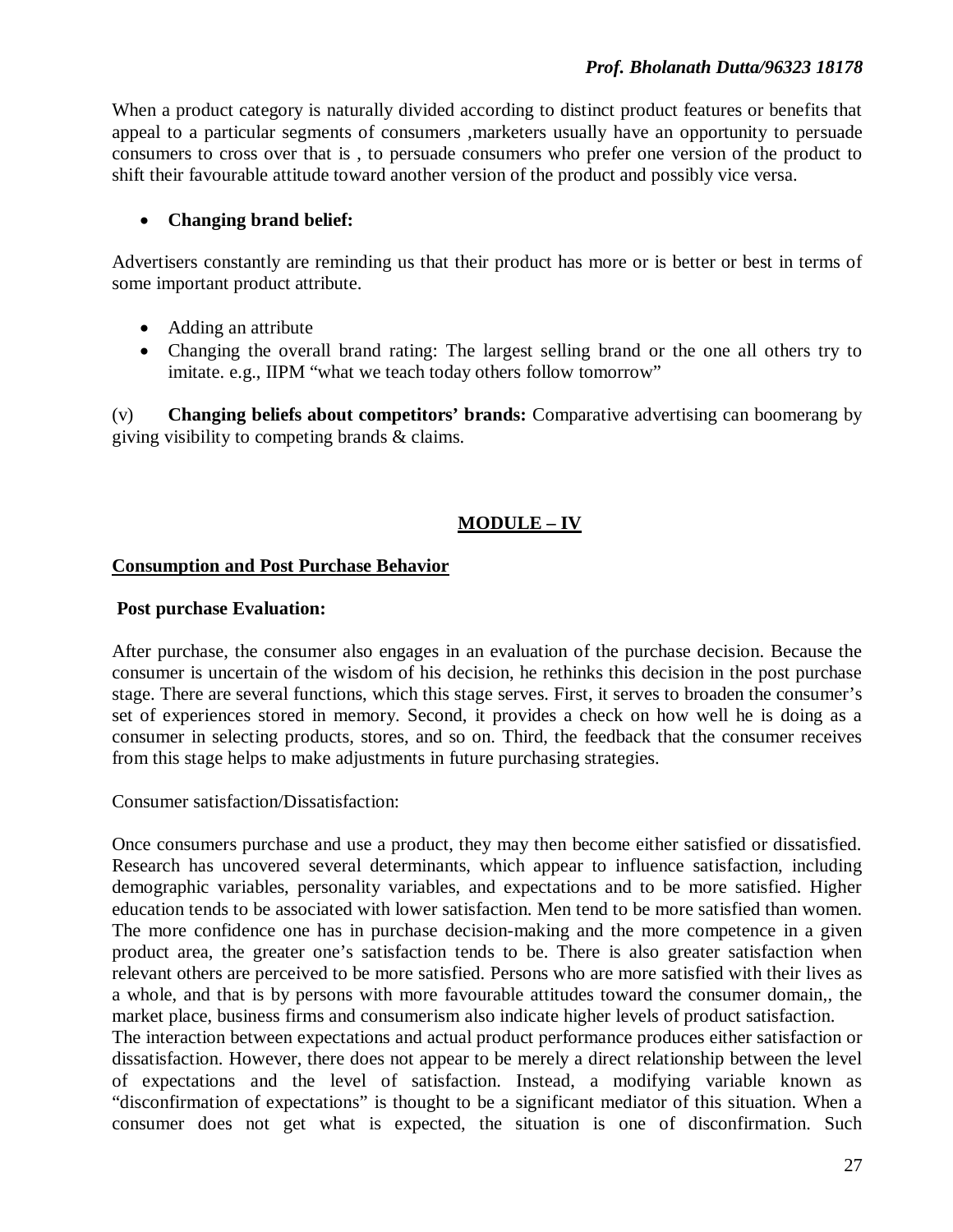When a product category is naturally divided according to distinct product features or benefits that appeal to a particular segments of consumers ,marketers usually have an opportunity to persuade consumers to cross over that is , to persuade consumers who prefer one version of the product to shift their favourable attitude toward another version of the product and possibly vice versa.

- **Changing brand belief:**

Advertisers constantly are reminding us that their product has more or is better or best in terms of some important product attribute.

- Adding an attribute
- Changing the overall brand rating: The largest selling brand or the one all others try to imitate. e.g., IIPM "what we teach today others follow tomorrow"

(v) **Changing beliefs about competitors' brands:** Comparative advertising can boomerang by giving visibility to competing brands & claims.

## MODULE – IV

### Consumption and Post Purchase Behavior

**Post purchase Evaluation:**

After purchase, the consumer also engages in an evaluation of the purchase decision. Because the consumer is uncertain of the wisdom of his decision, he rethinks this decision in the post purchase stage. There are several functions, which this stage serves. First, it serves to broaden the consumer's set of experiences stored in memory. Second, it provides a check on how well he is doing as a consumer in selecting products, stores, and so on. Third, the feedback that the consumer receives from this stage helps to make adjustments in future purchasing strategies.

Consumer satisfaction/Dissatisfaction:

Once consumers purchase and use a product, they may then become either satisfied or dissatisfied. Research has uncovered several determinants, which appear to influence satisfaction, including demographic variables, personality variables, and expectations and to be more satisfied. Higher education tends to be associated with lower satisfaction. Men tend to be more satisfied than women. The more confidence one has in purchase decision-making and the more competence in a given product area, the greater one's satisfaction tends to be. There is also greater satisfaction when relevant others are perceived to be more satisfied. Persons who are more satisfied with their lives as a whole, and that is by persons with more favourable attitudes toward the consumer domain,, the market place, business firms and consumerism also indicate higher levels of product satisfaction.
The interaction between expectations and actual product performance produces either satisfaction or dissatisfaction. However, there does not appear to be merely a direct relationship between the level of expectations and the level of satisfaction. Instead, a modifying variable known as "disconfirmation of expectations" is thought to be a significant mediator of this situation. When a consumer does not get what is expected, the situation is one of disconfirmation. Such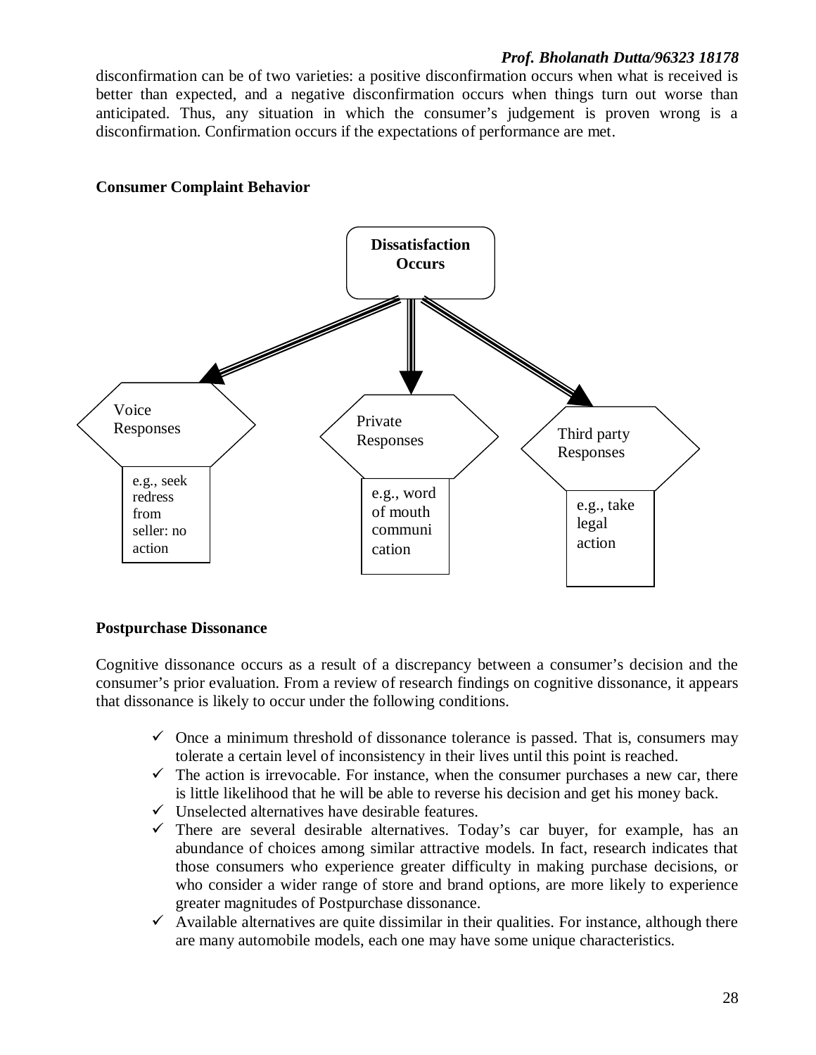disconfirmation can be of two varieties: a positive disconfirmation occurs when what is received is better than expected, and a negative disconfirmation occurs when things turn out worse than anticipated. Thus, any situation in which the consumer's judgement is proven wrong is a disconfirmation. Confirmation occurs if the expectations of performance are met.

**Consumer Complaint Behavior**

**Dissatisfaction Occurs**

Voice Responses

e.g., seek redress from seller: no action

Private Responses

e.g., word of mouth communication

Third party Responses

e.g., take legal action

**Postpurchase Dissonance**

Cognitive dissonance occurs as a result of a discrepancy between a consumer's decision and the consumer's prior evaluation. From a review of research findings on cognitive dissonance, it appears that dissonance is likely to occur under the following conditions.

- ✓ Once a minimum threshold of dissonance tolerance is passed. That is, consumers may tolerate a certain level of inconsistency in their lives until this point is reached.
- ✓ The action is irrevocable. For instance, when the consumer purchases a new car, there is little likelihood that he will be able to reverse his decision and get his money back.
- ✓ Unselected alternatives have desirable features.
- ✓ There are several desirable alternatives. Today's car buyer, for example, has an abundance of choices among similar attractive models. In fact, research indicates that those consumers who experience greater difficulty in making purchase decisions, or who consider a wider range of store and brand options, are more likely to experience greater magnitudes of Postpurchase dissonance.
- ✓ Available alternatives are quite dissimilar in their qualities. For instance, although there are many automobile models, each one may have some unique characteristics.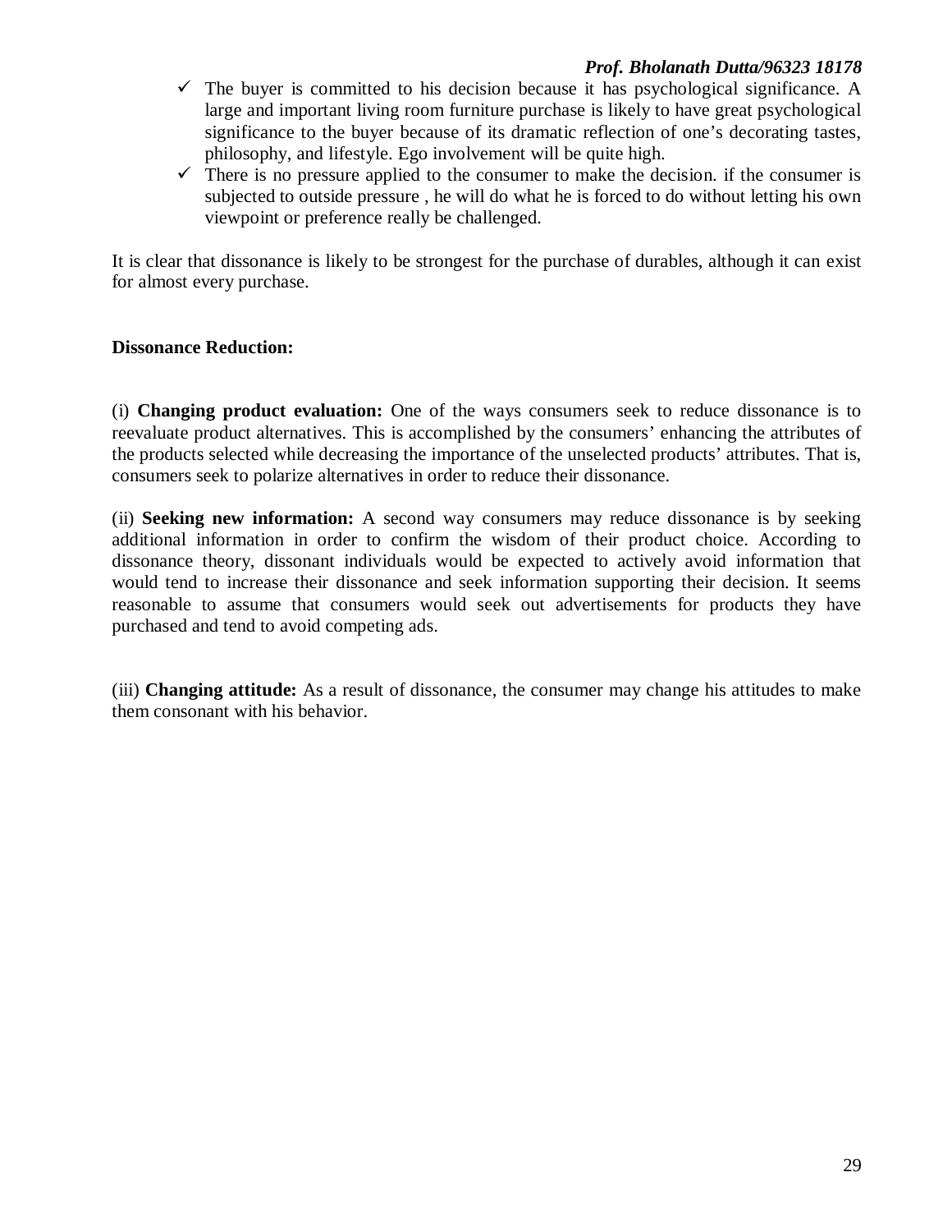- ✓ The buyer is committed to his decision because it has psychological significance. A large and important living room furniture purchase is likely to have great psychological significance to the buyer because of its dramatic reflection of one's decorating tastes, philosophy, and lifestyle. Ego involvement will be quite high.
- ✓ There is no pressure applied to the consumer to make the decision. if the consumer is subjected to outside pressure , he will do what he is forced to do without letting his own viewpoint or preference really be challenged.

It is clear that dissonance is likely to be strongest for the purchase of durables, although it can exist for almost every purchase.

**Dissonance Reduction:**

(i) **Changing product evaluation:** One of the ways consumers seek to reduce dissonance is to reevaluate product alternatives. This is accomplished by the consumers' enhancing the attributes of the products selected while decreasing the importance of the unselected products' attributes. That is, consumers seek to polarize alternatives in order to reduce their dissonance.

(ii) **Seeking new information:** A second way consumers may reduce dissonance is by seeking additional information in order to confirm the wisdom of their product choice. According to dissonance theory, dissonant individuals would be expected to actively avoid information that would tend to increase their dissonance and seek information supporting their decision. It seems reasonable to assume that consumers would seek out advertisements for products they have purchased and tend to avoid competing ads.

(iii) **Changing attitude:** As a result of dissonance, the consumer may change his attitudes to make them consonant with his behavior.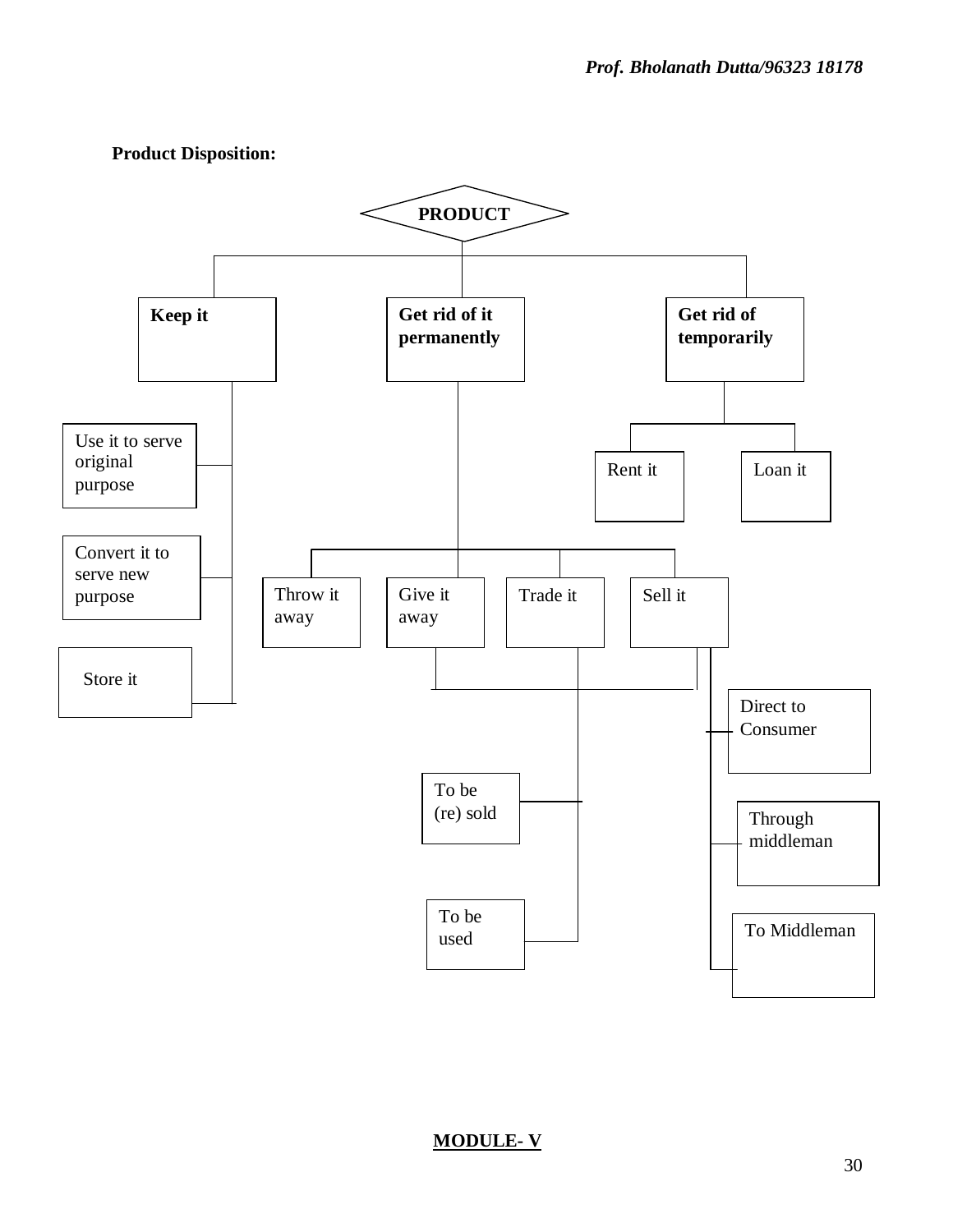**Product Disposition:**

- **PRODUCT**
  - **Keep it**
    - Use it to serve original purpose
    - Convert it to serve new purpose
    - Store it
  - **Get rid of it permanently**
    - Throw it away
    - Give it away
    - Trade it
    - Sell it
      - Direct to Consumer
      - Through middleman
      - To Middleman
    - (Give it away / Trade it / Sell it)
      - To be (re) sold
      - To be used
  - **Get rid of temporarily**
    - Rent it
    - Loan it

**MODULE- V**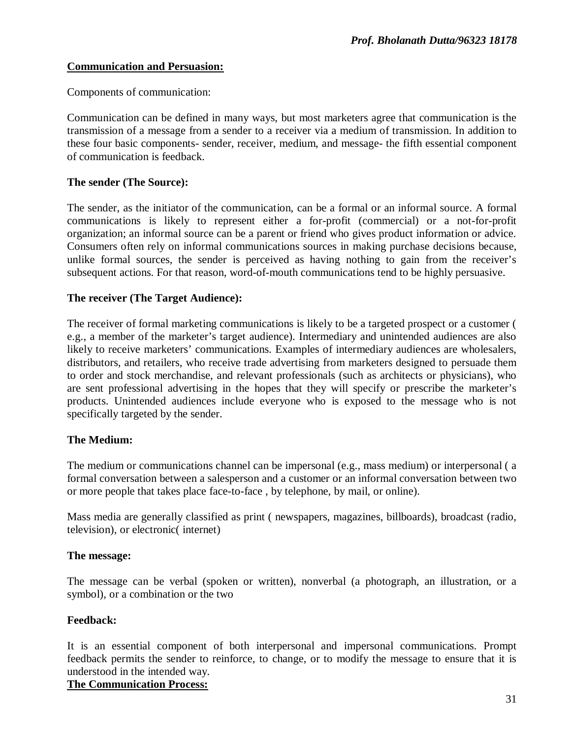## **Communication and Persuasion:**

Components of communication:

Communication can be defined in many ways, but most marketers agree that communication is the transmission of a message from a sender to a receiver via a medium of transmission. In addition to these four basic components- sender, receiver, medium, and message- the fifth essential component of communication is feedback.

**The sender (The Source):**

The sender, as the initiator of the communication, can be a formal or an informal source. A formal communications is likely to represent either a for-profit (commercial) or a not-for-profit organization; an informal source can be a parent or friend who gives product information or advice. Consumers often rely on informal communications sources in making purchase decisions because, unlike formal sources, the sender is perceived as having nothing to gain from the receiver's subsequent actions. For that reason, word-of-mouth communications tend to be highly persuasive.

**The receiver (The Target Audience):**

The receiver of formal marketing communications is likely to be a targeted prospect or a customer ( e.g., a member of the marketer's target audience). Intermediary and unintended audiences are also likely to receive marketers' communications. Examples of intermediary audiences are wholesalers, distributors, and retailers, who receive trade advertising from marketers designed to persuade them to order and stock merchandise, and relevant professionals (such as architects or physicians), who are sent professional advertising in the hopes that they will specify or prescribe the marketer's products. Unintended audiences include everyone who is exposed to the message who is not specifically targeted by the sender.

**The Medium:**

The medium or communications channel can be impersonal (e.g., mass medium) or interpersonal ( a formal conversation between a salesperson and a customer or an informal conversation between two or more people that takes place face-to-face , by telephone, by mail, or online).

Mass media are generally classified as print ( newspapers, magazines, billboards), broadcast (radio, television), or electronic( internet)

**The message:**

The message can be verbal (spoken or written), nonverbal (a photograph, an illustration, or a symbol), or a combination or the two

**Feedback:**

It is an essential component of both interpersonal and impersonal communications. Prompt feedback permits the sender to reinforce, to change, or to modify the message to ensure that it is understood in the intended way.

## **The Communication Process:**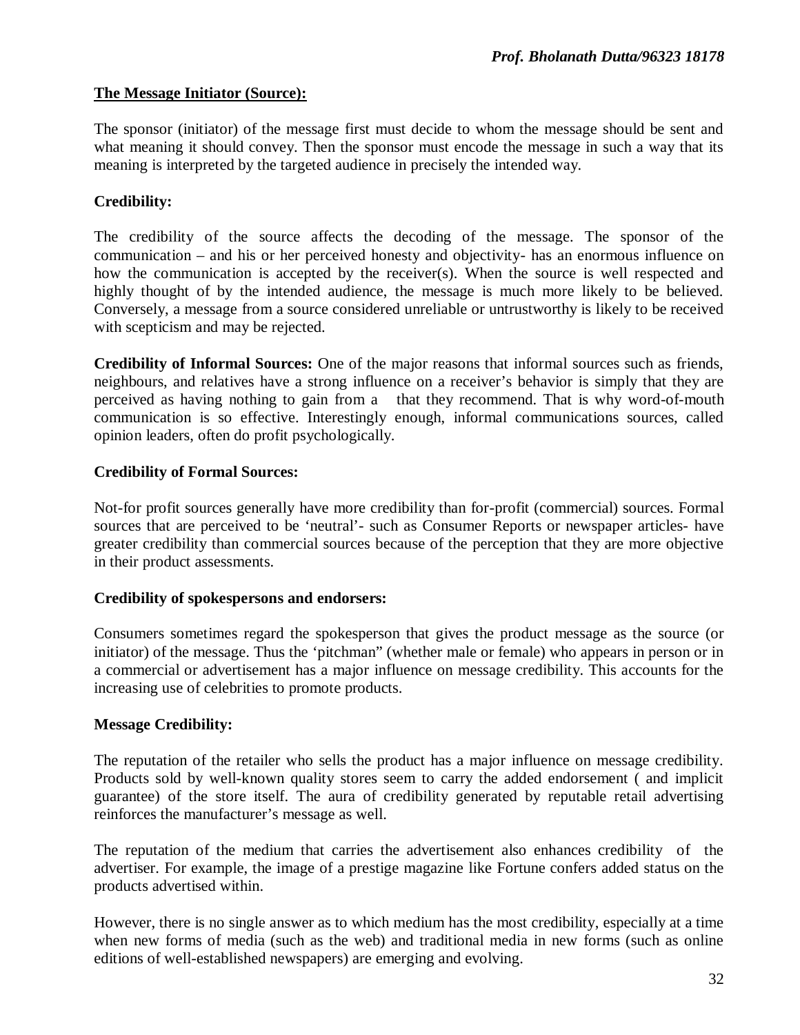**The Message Initiator (Source):**

The sponsor (initiator) of the message first must decide to whom the message should be sent and what meaning it should convey. Then the sponsor must encode the message in such a way that its meaning is interpreted by the targeted audience in precisely the intended way.

**Credibility:**

The credibility of the source affects the decoding of the message. The sponsor of the communication – and his or her perceived honesty and objectivity- has an enormous influence on how the communication is accepted by the receiver(s). When the source is well respected and highly thought of by the intended audience, the message is much more likely to be believed. Conversely, a message from a source considered unreliable or untrustworthy is likely to be received with scepticism and may be rejected.

**Credibility of Informal Sources:** One of the major reasons that informal sources such as friends, neighbours, and relatives have a strong influence on a receiver's behavior is simply that they are perceived as having nothing to gain from a that they recommend. That is why word-of-mouth communication is so effective. Interestingly enough, informal communications sources, called opinion leaders, often do profit psychologically.

**Credibility of Formal Sources:**

Not-for profit sources generally have more credibility than for-profit (commercial) sources. Formal sources that are perceived to be 'neutral'- such as Consumer Reports or newspaper articles- have greater credibility than commercial sources because of the perception that they are more objective in their product assessments.

**Credibility of spokespersons and endorsers:**

Consumers sometimes regard the spokesperson that gives the product message as the source (or initiator) of the message. Thus the 'pitchman" (whether male or female) who appears in person or in a commercial or advertisement has a major influence on message credibility. This accounts for the increasing use of celebrities to promote products.

**Message Credibility:**

The reputation of the retailer who sells the product has a major influence on message credibility. Products sold by well-known quality stores seem to carry the added endorsement ( and implicit guarantee) of the store itself. The aura of credibility generated by reputable retail advertising reinforces the manufacturer's message as well.

The reputation of the medium that carries the advertisement also enhances credibility of the advertiser. For example, the image of a prestige magazine like Fortune confers added status on the products advertised within.

However, there is no single answer as to which medium has the most credibility, especially at a time when new forms of media (such as the web) and traditional media in new forms (such as online editions of well-established newspapers) are emerging and evolving.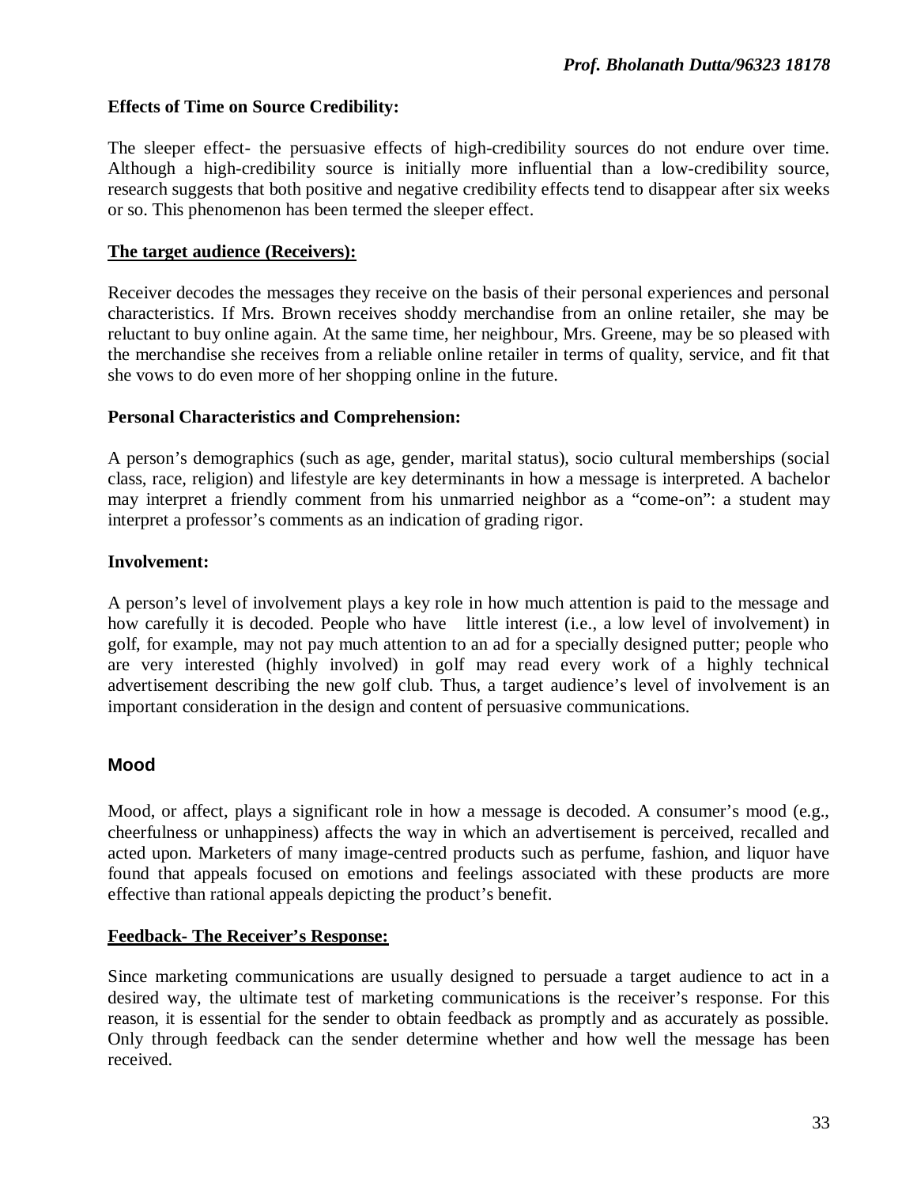**Effects of Time on Source Credibility:**

The sleeper effect- the persuasive effects of high-credibility sources do not endure over time. Although a high-credibility source is initially more influential than a low-credibility source, research suggests that both positive and negative credibility effects tend to disappear after six weeks or so. This phenomenon has been termed the sleeper effect.

**The target audience (Receivers):**

Receiver decodes the messages they receive on the basis of their personal experiences and personal characteristics. If Mrs. Brown receives shoddy merchandise from an online retailer, she may be reluctant to buy online again. At the same time, her neighbour, Mrs. Greene, may be so pleased with the merchandise she receives from a reliable online retailer in terms of quality, service, and fit that she vows to do even more of her shopping online in the future.

**Personal Characteristics and Comprehension:**

A person's demographics (such as age, gender, marital status), socio cultural memberships (social class, race, religion) and lifestyle are key determinants in how a message is interpreted. A bachelor may interpret a friendly comment from his unmarried neighbor as a "come-on": a student may interpret a professor's comments as an indication of grading rigor.

**Involvement:**

A person's level of involvement plays a key role in how much attention is paid to the message and how carefully it is decoded. People who have little interest (i.e., a low level of involvement) in golf, for example, may not pay much attention to an ad for a specially designed putter; people who are very interested (highly involved) in golf may read every work of a highly technical advertisement describing the new golf club. Thus, a target audience's level of involvement is an important consideration in the design and content of persuasive communications.

**Mood**

Mood, or affect, plays a significant role in how a message is decoded. A consumer's mood (e.g., cheerfulness or unhappiness) affects the way in which an advertisement is perceived, recalled and acted upon. Marketers of many image-centred products such as perfume, fashion, and liquor have found that appeals focused on emotions and feelings associated with these products are more effective than rational appeals depicting the product's benefit.

**Feedback- The Receiver's Response:**

Since marketing communications are usually designed to persuade a target audience to act in a desired way, the ultimate test of marketing communications is the receiver's response. For this reason, it is essential for the sender to obtain feedback as promptly and as accurately as possible. Only through feedback can the sender determine whether and how well the message has been received.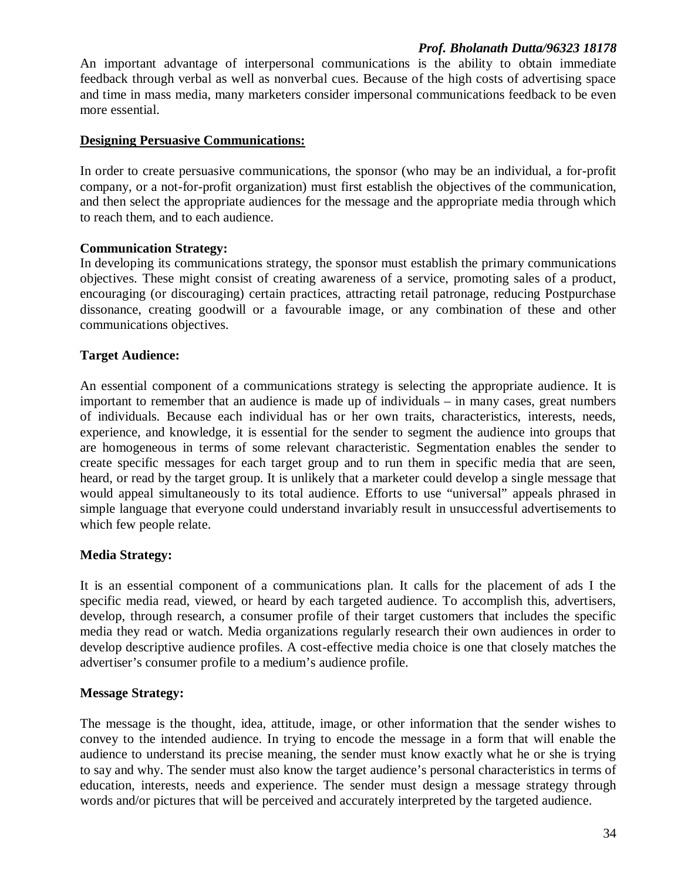An important advantage of interpersonal communications is the ability to obtain immediate feedback through verbal as well as nonverbal cues. Because of the high costs of advertising space and time in mass media, many marketers consider impersonal communications feedback to be even more essential.

## Designing Persuasive Communications:

In order to create persuasive communications, the sponsor (who may be an individual, a for-profit company, or a not-for-profit organization) must first establish the objectives of the communication, and then select the appropriate audiences for the message and the appropriate media through which to reach them, and to each audience.

### Communication Strategy:

In developing its communications strategy, the sponsor must establish the primary communications objectives. These might consist of creating awareness of a service, promoting sales of a product, encouraging (or discouraging) certain practices, attracting retail patronage, reducing Postpurchase dissonance, creating goodwill or a favourable image, or any combination of these and other communications objectives.

### Target Audience:

An essential component of a communications strategy is selecting the appropriate audience. It is important to remember that an audience is made up of individuals – in many cases, great numbers of individuals. Because each individual has or her own traits, characteristics, interests, needs, experience, and knowledge, it is essential for the sender to segment the audience into groups that are homogeneous in terms of some relevant characteristic. Segmentation enables the sender to create specific messages for each target group and to run them in specific media that are seen, heard, or read by the target group. It is unlikely that a marketer could develop a single message that would appeal simultaneously to its total audience. Efforts to use "universal" appeals phrased in simple language that everyone could understand invariably result in unsuccessful advertisements to which few people relate.

### Media Strategy:

It is an essential component of a communications plan. It calls for the placement of ads I the specific media read, viewed, or heard by each targeted audience. To accomplish this, advertisers, develop, through research, a consumer profile of their target customers that includes the specific media they read or watch. Media organizations regularly research their own audiences in order to develop descriptive audience profiles. A cost-effective media choice is one that closely matches the advertiser's consumer profile to a medium's audience profile.

### Message Strategy:

The message is the thought, idea, attitude, image, or other information that the sender wishes to convey to the intended audience. In trying to encode the message in a form that will enable the audience to understand its precise meaning, the sender must know exactly what he or she is trying to say and why. The sender must also know the target audience's personal characteristics in terms of education, interests, needs and experience. The sender must design a message strategy through words and/or pictures that will be perceived and accurately interpreted by the targeted audience.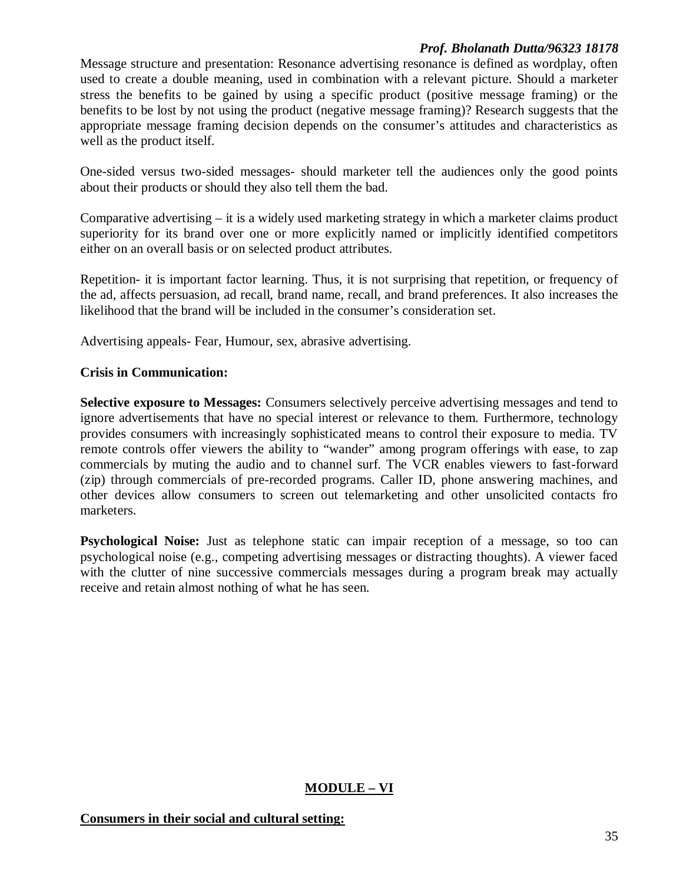Message structure and presentation: Resonance advertising resonance is defined as wordplay, often used to create a double meaning, used in combination with a relevant picture. Should a marketer stress the benefits to be gained by using a specific product (positive message framing) or the benefits to be lost by not using the product (negative message framing)? Research suggests that the appropriate message framing decision depends on the consumer's attitudes and characteristics as well as the product itself.

One-sided versus two-sided messages- should marketer tell the audiences only the good points about their products or should they also tell them the bad.

Comparative advertising – it is a widely used marketing strategy in which a marketer claims product superiority for its brand over one or more explicitly named or implicitly identified competitors either on an overall basis or on selected product attributes.

Repetition- it is important factor learning. Thus, it is not surprising that repetition, or frequency of the ad, affects persuasion, ad recall, brand name, recall, and brand preferences. It also increases the likelihood that the brand will be included in the consumer's consideration set.

Advertising appeals- Fear, Humour, sex, abrasive advertising.

**Crisis in Communication:**

**Selective exposure to Messages:** Consumers selectively perceive advertising messages and tend to ignore advertisements that have no special interest or relevance to them. Furthermore, technology provides consumers with increasingly sophisticated means to control their exposure to media. TV remote controls offer viewers the ability to "wander" among program offerings with ease, to zap commercials by muting the audio and to channel surf. The VCR enables viewers to fast-forward (zip) through commercials of pre-recorded programs. Caller ID, phone answering machines, and other devices allow consumers to screen out telemarketing and other unsolicited contacts fro marketers.

**Psychological Noise:** Just as telephone static can impair reception of a message, so too can psychological noise (e.g., competing advertising messages or distracting thoughts). A viewer faced with the clutter of nine successive commercials messages during a program break may actually receive and retain almost nothing of what he has seen.

## MODULE – VI

**Consumers in their social and cultural setting:**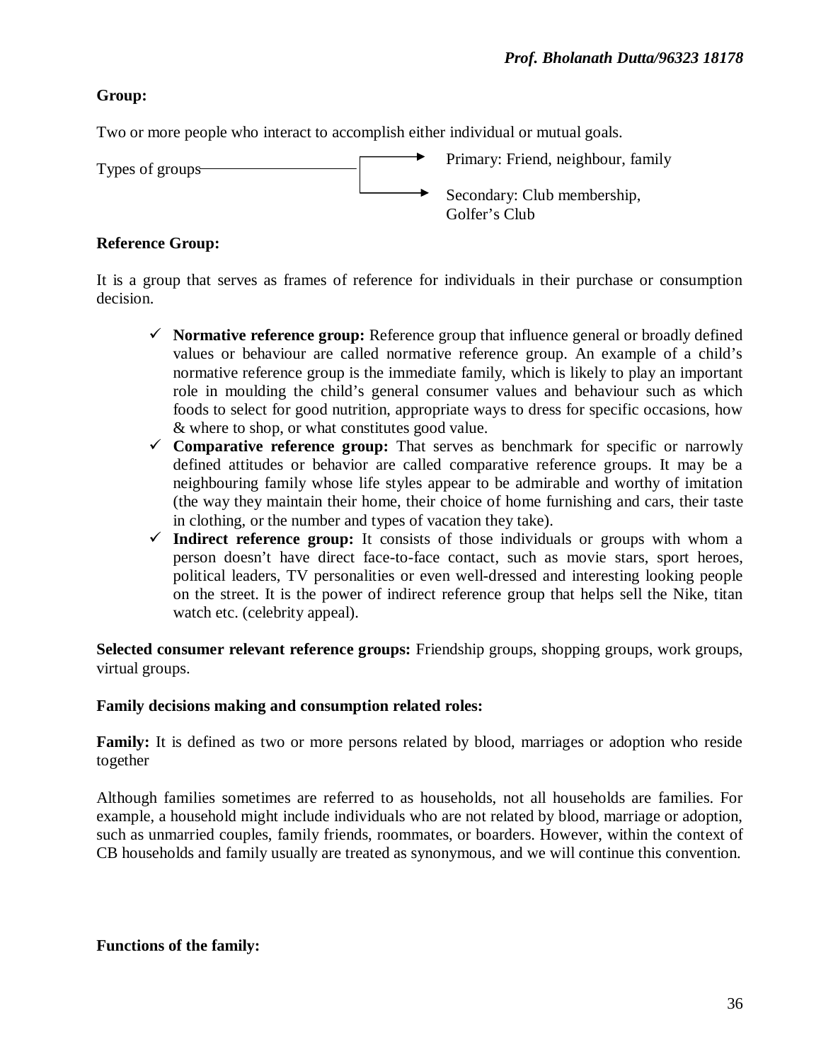**Group:**

Two or more people who interact to accomplish either individual or mutual goals.

Types of groups
- Primary: Friend, neighbour, family
- Secondary: Club membership, Golfer's Club

**Reference Group:**

It is a group that serves as frames of reference for individuals in their purchase or consumption decision.

- ✓ **Normative reference group:** Reference group that influence general or broadly defined values or behaviour are called normative reference group. An example of a child's normative reference group is the immediate family, which is likely to play an important role in moulding the child's general consumer values and behaviour such as which foods to select for good nutrition, appropriate ways to dress for specific occasions, how & where to shop, or what constitutes good value.
- ✓ **Comparative reference group:** That serves as benchmark for specific or narrowly defined attitudes or behavior are called comparative reference groups. It may be a neighbouring family whose life styles appear to be admirable and worthy of imitation (the way they maintain their home, their choice of home furnishing and cars, their taste in clothing, or the number and types of vacation they take).
- ✓ **Indirect reference group:** It consists of those individuals or groups with whom a person doesn't have direct face-to-face contact, such as movie stars, sport heroes, political leaders, TV personalities or even well-dressed and interesting looking people on the street. It is the power of indirect reference group that helps sell the Nike, titan watch etc. (celebrity appeal).

**Selected consumer relevant reference groups:** Friendship groups, shopping groups, work groups, virtual groups.

**Family decisions making and consumption related roles:**

**Family:** It is defined as two or more persons related by blood, marriages or adoption who reside together

Although families sometimes are referred to as households, not all households are families. For example, a household might include individuals who are not related by blood, marriage or adoption, such as unmarried couples, family friends, roommates, or boarders. However, within the context of CB households and family usually are treated as synonymous, and we will continue this convention.

**Functions of the family:**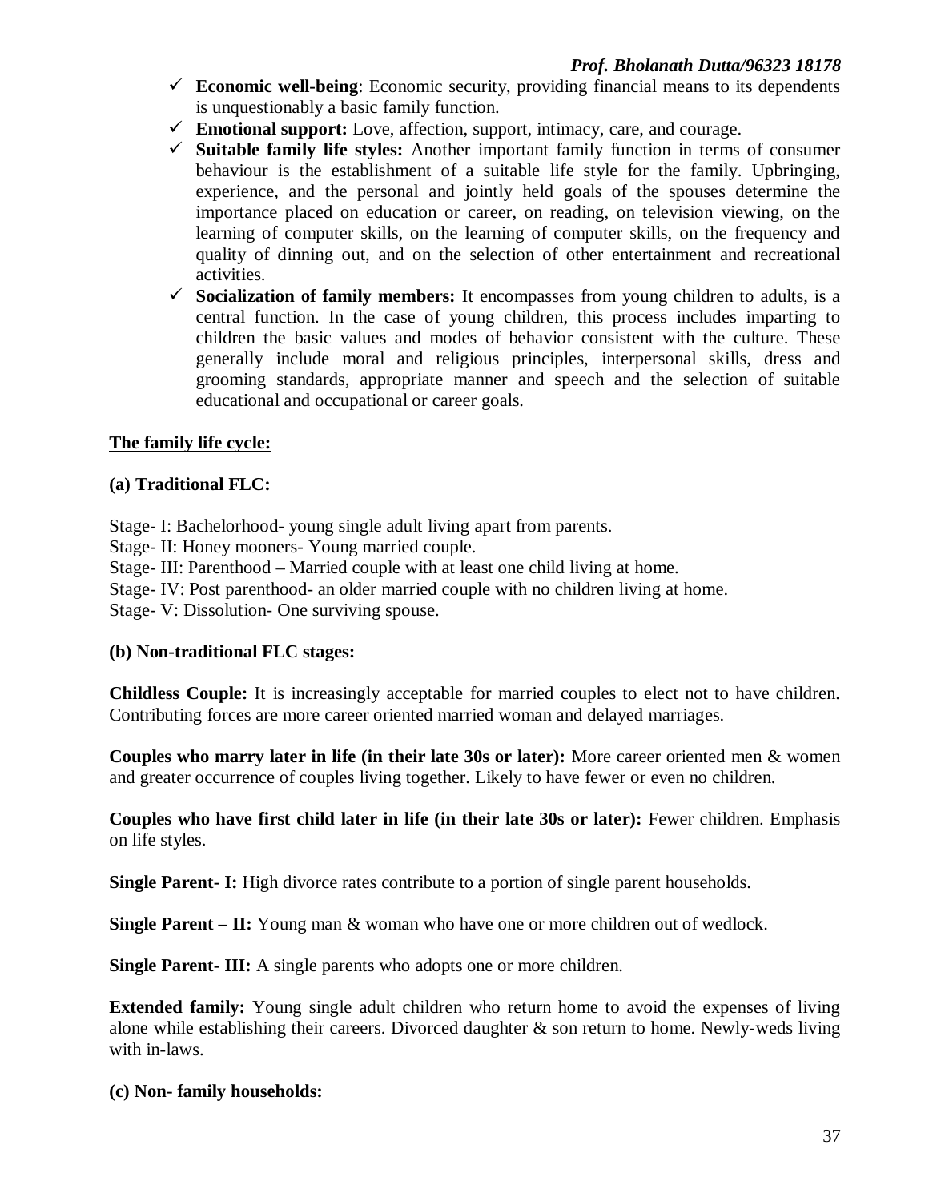- ✓ **Economic well-being**: Economic security, providing financial means to its dependents is unquestionably a basic family function.
- ✓ **Emotional support:** Love, affection, support, intimacy, care, and courage.
- ✓ **Suitable family life styles:** Another important family function in terms of consumer behaviour is the establishment of a suitable life style for the family. Upbringing, experience, and the personal and jointly held goals of the spouses determine the importance placed on education or career, on reading, on television viewing, on the learning of computer skills, on the learning of computer skills, on the frequency and quality of dinning out, and on the selection of other entertainment and recreational activities.
- ✓ **Socialization of family members:** It encompasses from young children to adults, is a central function. In the case of young children, this process includes imparting to children the basic values and modes of behavior consistent with the culture. These generally include moral and religious principles, interpersonal skills, dress and grooming standards, appropriate manner and speech and the selection of suitable educational and occupational or career goals.

**<u>The family life cycle:</u>**

**(a) Traditional FLC:**

Stage- I: Bachelorhood- young single adult living apart from parents.
Stage- II: Honey mooners- Young married couple.
Stage- III: Parenthood – Married couple with at least one child living at home.
Stage- IV: Post parenthood- an older married couple with no children living at home.
Stage- V: Dissolution- One surviving spouse.

**(b) Non-traditional FLC stages:**

**Childless Couple:** It is increasingly acceptable for married couples to elect not to have children. Contributing forces are more career oriented married woman and delayed marriages.

**Couples who marry later in life (in their late 30s or later):** More career oriented men & women and greater occurrence of couples living together. Likely to have fewer or even no children.

**Couples who have first child later in life (in their late 30s or later):** Fewer children. Emphasis on life styles.

**Single Parent- I:** High divorce rates contribute to a portion of single parent households.

**Single Parent – II:** Young man & woman who have one or more children out of wedlock.

**Single Parent- III:** A single parents who adopts one or more children.

**Extended family:** Young single adult children who return home to avoid the expenses of living alone while establishing their careers. Divorced daughter & son return to home. Newly-weds living with in-laws.

**(c) Non- family households:**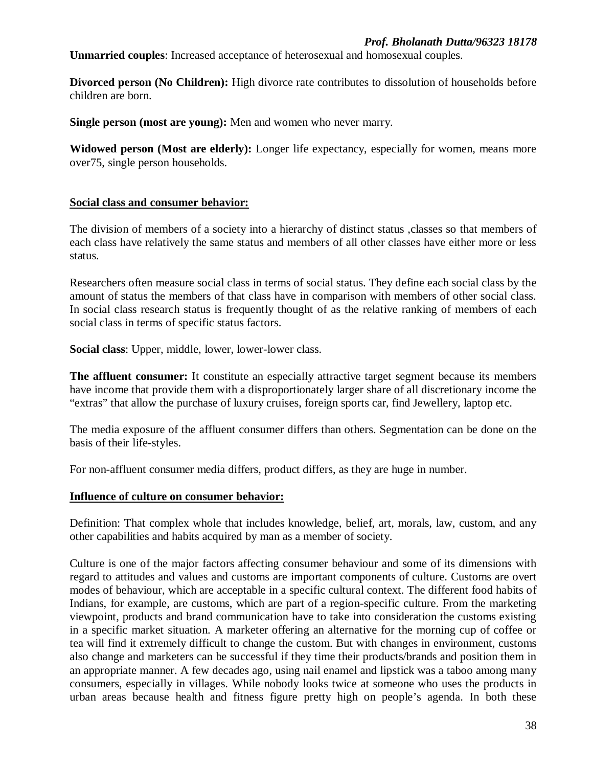**Unmarried couples**: Increased acceptance of heterosexual and homosexual couples.

**Divorced person (No Children):** High divorce rate contributes to dissolution of households before children are born.

**Single person (most are young):** Men and women who never marry.

**Widowed person (Most are elderly):** Longer life expectancy, especially for women, means more over75, single person households.

## Social class and consumer behavior:

The division of members of a society into a hierarchy of distinct status ,classes so that members of each class have relatively the same status and members of all other classes have either more or less status.

Researchers often measure social class in terms of social status. They define each social class by the amount of status the members of that class have in comparison with members of other social class. In social class research status is frequently thought of as the relative ranking of members of each social class in terms of specific status factors.

**Social class**: Upper, middle, lower, lower-lower class.

**The affluent consumer:** It constitute an especially attractive target segment because its members have income that provide them with a disproportionately larger share of all discretionary income the "extras" that allow the purchase of luxury cruises, foreign sports car, find Jewellery, laptop etc.

The media exposure of the affluent consumer differs than others. Segmentation can be done on the basis of their life-styles.

For non-affluent consumer media differs, product differs, as they are huge in number.

## Influence of culture on consumer behavior:

Definition: That complex whole that includes knowledge, belief, art, morals, law, custom, and any other capabilities and habits acquired by man as a member of society.

Culture is one of the major factors affecting consumer behaviour and some of its dimensions with regard to attitudes and values and customs are important components of culture. Customs are overt modes of behaviour, which are acceptable in a specific cultural context. The different food habits of Indians, for example, are customs, which are part of a region-specific culture. From the marketing viewpoint, products and brand communication have to take into consideration the customs existing in a specific market situation. A marketer offering an alternative for the morning cup of coffee or tea will find it extremely difficult to change the custom. But with changes in environment, customs also change and marketers can be successful if they time their products/brands and position them in an appropriate manner. A few decades ago, using nail enamel and lipstick was a taboo among many consumers, especially in villages. While nobody looks twice at someone who uses the products in urban areas because health and fitness figure pretty high on people's agenda. In both these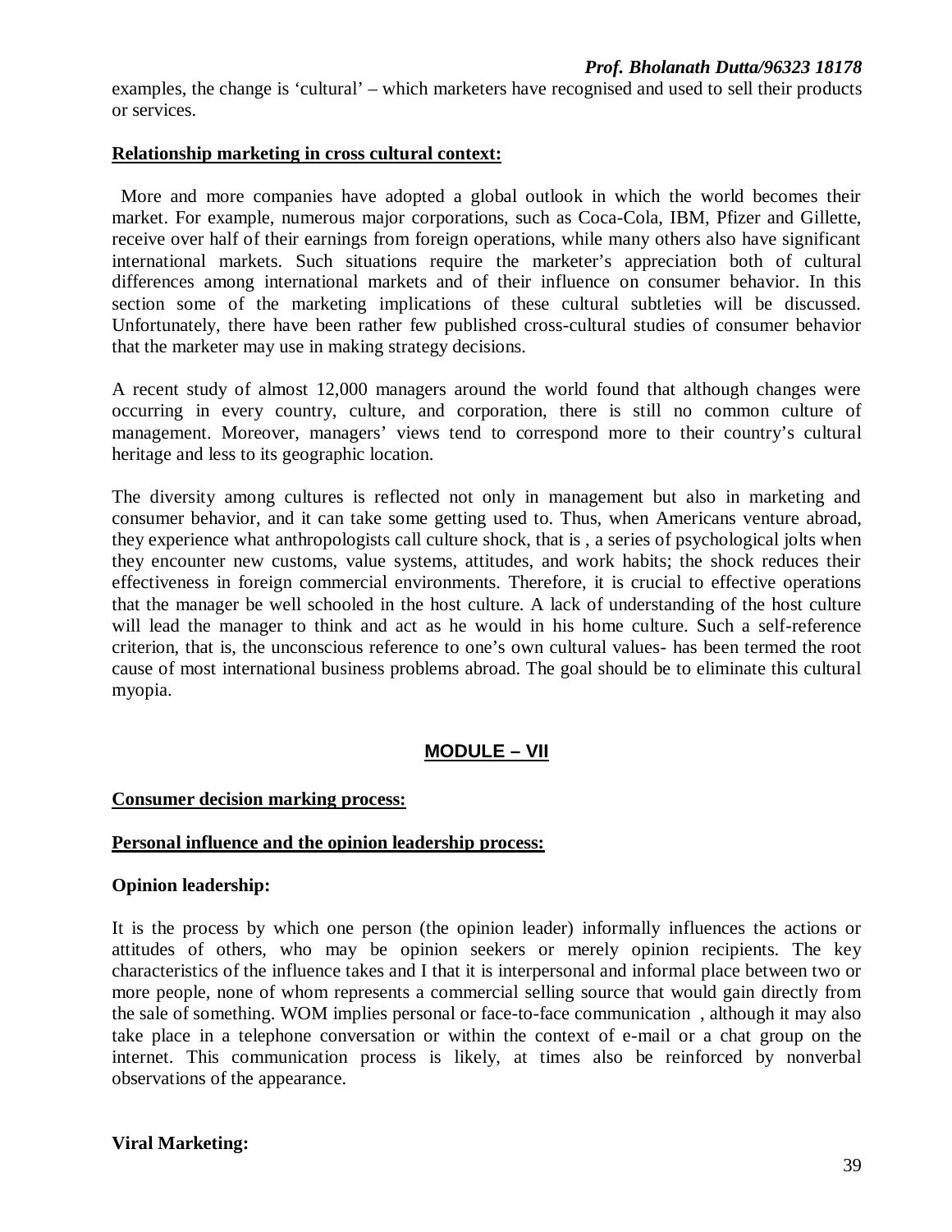examples, the change is 'cultural' – which marketers have recognised and used to sell their products or services.

**Relationship marketing in cross cultural context:**

More and more companies have adopted a global outlook in which the world becomes their market. For example, numerous major corporations, such as Coca-Cola, IBM, Pfizer and Gillette, receive over half of their earnings from foreign operations, while many others also have significant international markets. Such situations require the marketer's appreciation both of cultural differences among international markets and of their influence on consumer behavior. In this section some of the marketing implications of these cultural subtleties will be discussed. Unfortunately, there have been rather few published cross-cultural studies of consumer behavior that the marketer may use in making strategy decisions.

A recent study of almost 12,000 managers around the world found that although changes were occurring in every country, culture, and corporation, there is still no common culture of management. Moreover, managers' views tend to correspond more to their country's cultural heritage and less to its geographic location.

The diversity among cultures is reflected not only in management but also in marketing and consumer behavior, and it can take some getting used to. Thus, when Americans venture abroad, they experience what anthropologists call culture shock, that is , a series of psychological jolts when they encounter new customs, value systems, attitudes, and work habits; the shock reduces their effectiveness in foreign commercial environments. Therefore, it is crucial to effective operations that the manager be well schooled in the host culture. A lack of understanding of the host culture will lead the manager to think and act as he would in his home culture. Such a self-reference criterion, that is, the unconscious reference to one's own cultural values- has been termed the root cause of most international business problems abroad. The goal should be to eliminate this cultural myopia.

## MODULE – VII

**Consumer decision marking process:**

**Personal influence and the opinion leadership process:**

**Opinion leadership:**

It is the process by which one person (the opinion leader) informally influences the actions or attitudes of others, who may be opinion seekers or merely opinion recipients. The key characteristics of the influence takes and I that it is interpersonal and informal place between two or more people, none of whom represents a commercial selling source that would gain directly from the sale of something. WOM implies personal or face-to-face communication , although it may also take place in a telephone conversation or within the context of e-mail or a chat group on the internet. This communication process is likely, at times also be reinforced by nonverbal observations of the appearance.

**Viral Marketing:**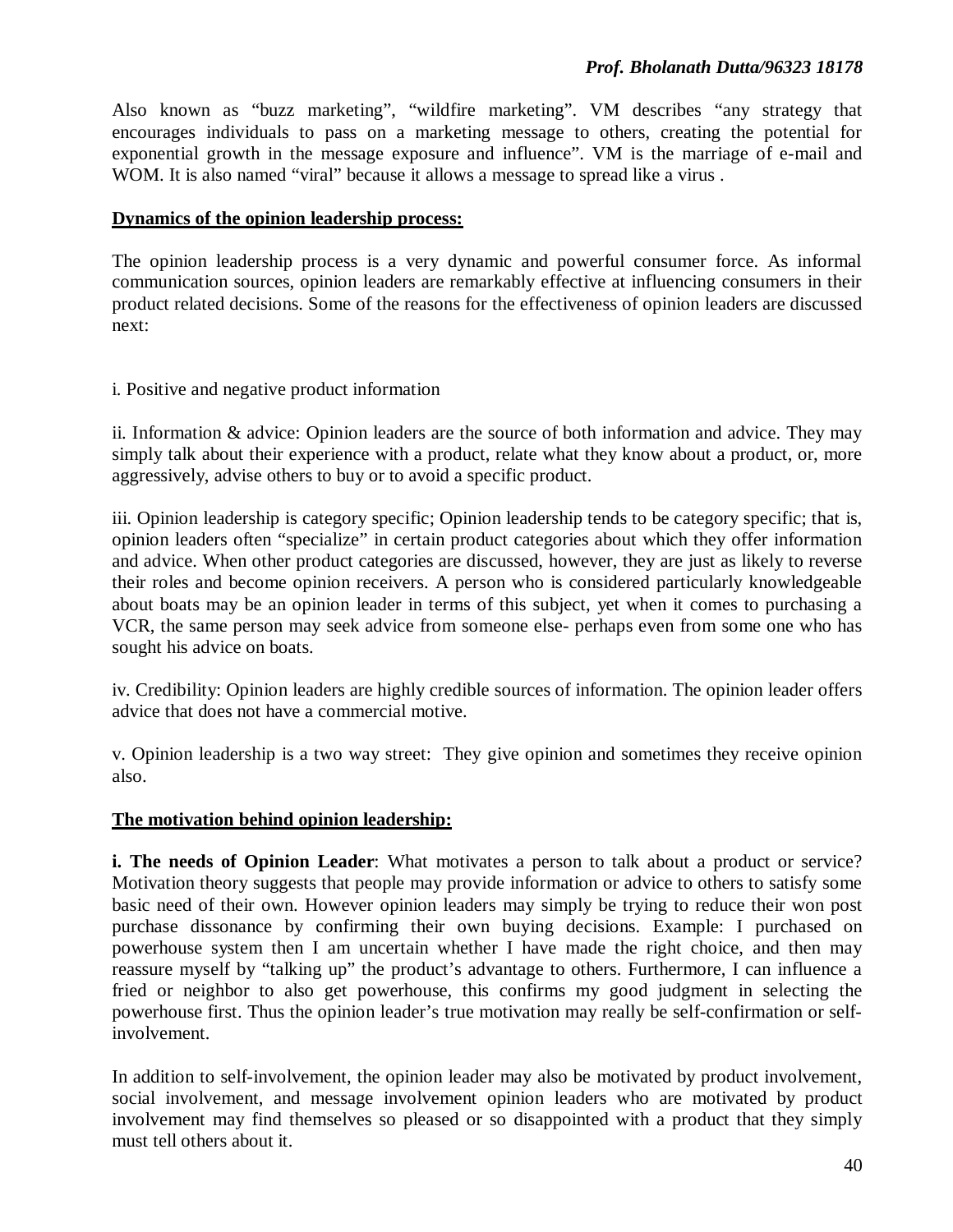Also known as "buzz marketing", "wildfire marketing". VM describes "any strategy that encourages individuals to pass on a marketing message to others, creating the potential for exponential growth in the message exposure and influence". VM is the marriage of e-mail and WOM. It is also named "viral" because it allows a message to spread like a virus .

**Dynamics of the opinion leadership process:**

The opinion leadership process is a very dynamic and powerful consumer force. As informal communication sources, opinion leaders are remarkably effective at influencing consumers in their product related decisions. Some of the reasons for the effectiveness of opinion leaders are discussed next:

i. Positive and negative product information

ii. Information & advice: Opinion leaders are the source of both information and advice. They may simply talk about their experience with a product, relate what they know about a product, or, more aggressively, advise others to buy or to avoid a specific product.

iii. Opinion leadership is category specific; Opinion leadership tends to be category specific; that is, opinion leaders often "specialize" in certain product categories about which they offer information and advice. When other product categories are discussed, however, they are just as likely to reverse their roles and become opinion receivers. A person who is considered particularly knowledgeable about boats may be an opinion leader in terms of this subject, yet when it comes to purchasing a VCR, the same person may seek advice from someone else- perhaps even from some one who has sought his advice on boats.

iv. Credibility: Opinion leaders are highly credible sources of information. The opinion leader offers advice that does not have a commercial motive.

v. Opinion leadership is a two way street: They give opinion and sometimes they receive opinion also.

**The motivation behind opinion leadership:**

**i. The needs of Opinion Leader**: What motivates a person to talk about a product or service? Motivation theory suggests that people may provide information or advice to others to satisfy some basic need of their own. However opinion leaders may simply be trying to reduce their won post purchase dissonance by confirming their own buying decisions. Example: I purchased on powerhouse system then I am uncertain whether I have made the right choice, and then may reassure myself by "talking up" the product's advantage to others. Furthermore, I can influence a fried or neighbor to also get powerhouse, this confirms my good judgment in selecting the powerhouse first. Thus the opinion leader's true motivation may really be self-confirmation or self-involvement.

In addition to self-involvement, the opinion leader may also be motivated by product involvement, social involvement, and message involvement opinion leaders who are motivated by product involvement may find themselves so pleased or so disappointed with a product that they simply must tell others about it.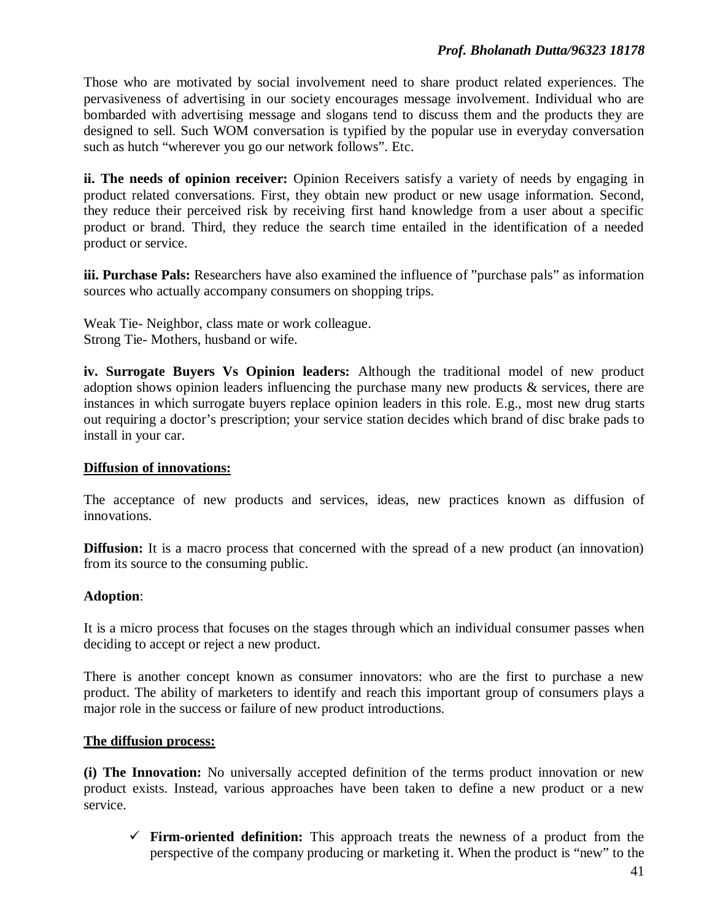Those who are motivated by social involvement need to share product related experiences. The pervasiveness of advertising in our society encourages message involvement. Individual who are bombarded with advertising message and slogans tend to discuss them and the products they are designed to sell. Such WOM conversation is typified by the popular use in everyday conversation such as hutch "wherever you go our network follows". Etc.

**ii. The needs of opinion receiver:** Opinion Receivers satisfy a variety of needs by engaging in product related conversations. First, they obtain new product or new usage information. Second, they reduce their perceived risk by receiving first hand knowledge from a user about a specific product or brand. Third, they reduce the search time entailed in the identification of a needed product or service.

**iii. Purchase Pals:** Researchers have also examined the influence of "purchase pals" as information sources who actually accompany consumers on shopping trips.

Weak Tie- Neighbor, class mate or work colleague.
Strong Tie- Mothers, husband or wife.

**iv. Surrogate Buyers Vs Opinion leaders:** Although the traditional model of new product adoption shows opinion leaders influencing the purchase many new products & services, there are instances in which surrogate buyers replace opinion leaders in this role. E.g., most new drug starts out requiring a doctor's prescription; your service station decides which brand of disc brake pads to install in your car.

**<u>Diffusion of innovations:</u>**

The acceptance of new products and services, ideas, new practices known as diffusion of innovations.

**Diffusion:** It is a macro process that concerned with the spread of a new product (an innovation) from its source to the consuming public.

**Adoption**:

It is a micro process that focuses on the stages through which an individual consumer passes when deciding to accept or reject a new product.

There is another concept known as consumer innovators: who are the first to purchase a new product. The ability of marketers to identify and reach this important group of consumers plays a major role in the success or failure of new product introductions.

**<u>The diffusion process:</u>**

**(i) The Innovation:** No universally accepted definition of the terms product innovation or new product exists. Instead, various approaches have been taken to define a new product or a new service.

- ✓ **Firm-oriented definition:** This approach treats the newness of a product from the perspective of the company producing or marketing it. When the product is "new" to the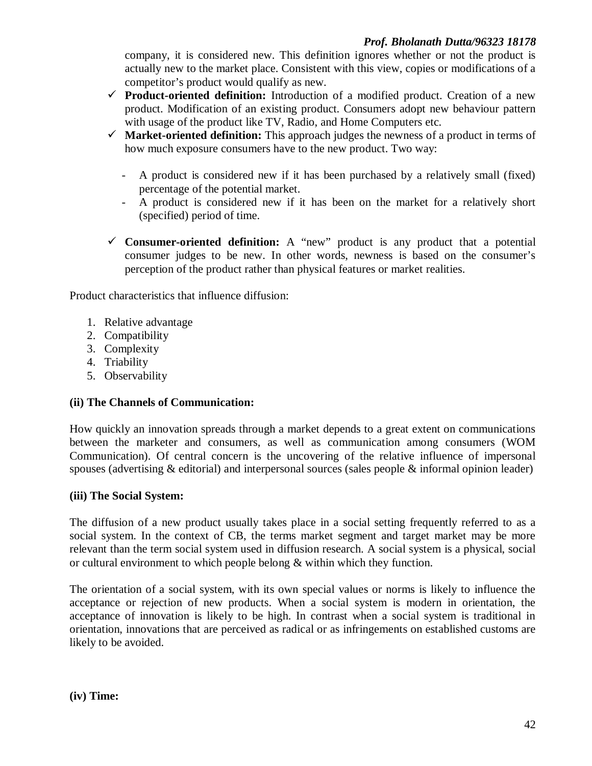company, it is considered new. This definition ignores whether or not the product is actually new to the market place. Consistent with this view, copies or modifications of a competitor's product would qualify as new.

- ✓ **Product-oriented definition:** Introduction of a modified product. Creation of a new product. Modification of an existing product. Consumers adopt new behaviour pattern with usage of the product like TV, Radio, and Home Computers etc.
- ✓ **Market-oriented definition:** This approach judges the newness of a product in terms of how much exposure consumers have to the new product. Two way:
  - A product is considered new if it has been purchased by a relatively small (fixed) percentage of the potential market.
  - A product is considered new if it has been on the market for a relatively short (specified) period of time.
- ✓ **Consumer-oriented definition:** A "new" product is any product that a potential consumer judges to be new. In other words, newness is based on the consumer's perception of the product rather than physical features or market realities.

Product characteristics that influence diffusion:

1. Relative advantage
2. Compatibility
3. Complexity
4. Triability
5. Observability

**(ii) The Channels of Communication:**

How quickly an innovation spreads through a market depends to a great extent on communications between the marketer and consumers, as well as communication among consumers (WOM Communication). Of central concern is the uncovering of the relative influence of impersonal spouses (advertising & editorial) and interpersonal sources (sales people & informal opinion leader)

**(iii) The Social System:**

The diffusion of a new product usually takes place in a social setting frequently referred to as a social system. In the context of CB, the terms market segment and target market may be more relevant than the term social system used in diffusion research. A social system is a physical, social or cultural environment to which people belong & within which they function.

The orientation of a social system, with its own special values or norms is likely to influence the acceptance or rejection of new products. When a social system is modern in orientation, the acceptance of innovation is likely to be high. In contrast when a social system is traditional in orientation, innovations that are perceived as radical or as infringements on established customs are likely to be avoided.

**(iv) Time:**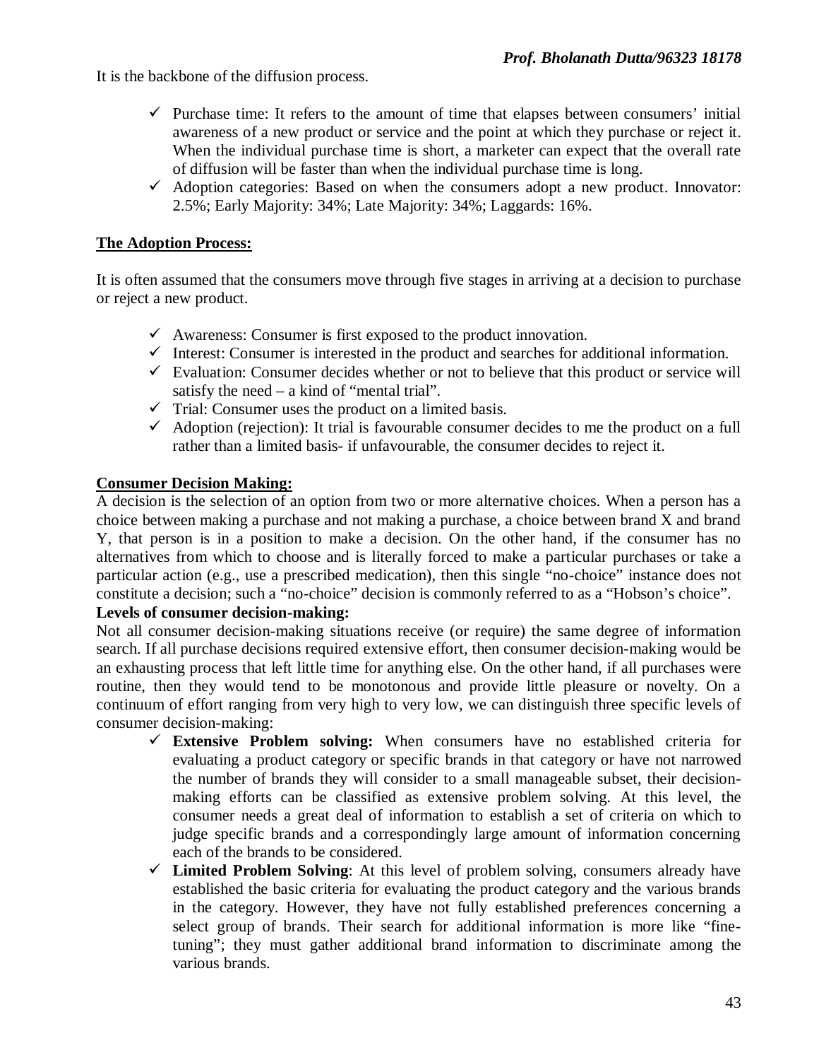It is the backbone of the diffusion process.

- ✓ Purchase time: It refers to the amount of time that elapses between consumers' initial awareness of a new product or service and the point at which they purchase or reject it. When the individual purchase time is short, a marketer can expect that the overall rate of diffusion will be faster than when the individual purchase time is long.
- ✓ Adoption categories: Based on when the consumers adopt a new product. Innovator: 2.5%; Early Majority: 34%; Late Majority: 34%; Laggards: 16%.

**<u>The Adoption Process:</u>**

It is often assumed that the consumers move through five stages in arriving at a decision to purchase or reject a new product.

- ✓ Awareness: Consumer is first exposed to the product innovation.
- ✓ Interest: Consumer is interested in the product and searches for additional information.
- ✓ Evaluation: Consumer decides whether or not to believe that this product or service will satisfy the need – a kind of "mental trial".
- ✓ Trial: Consumer uses the product on a limited basis.
- ✓ Adoption (rejection): It trial is favourable consumer decides to me the product on a full rather than a limited basis- if unfavourable, the consumer decides to reject it.

**<u>Consumer Decision Making:</u>**

A decision is the selection of an option from two or more alternative choices. When a person has a choice between making a purchase and not making a purchase, a choice between brand X and brand Y, that person is in a position to make a decision. On the other hand, if the consumer has no alternatives from which to choose and is literally forced to make a particular purchases or take a particular action (e.g., use a prescribed medication), then this single "no-choice" instance does not constitute a decision; such a "no-choice" decision is commonly referred to as a "Hobson's choice".

**Levels of consumer decision-making:**

Not all consumer decision-making situations receive (or require) the same degree of information search. If all purchase decisions required extensive effort, then consumer decision-making would be an exhausting process that left little time for anything else. On the other hand, if all purchases were routine, then they would tend to be monotonous and provide little pleasure or novelty. On a continuum of effort ranging from very high to very low, we can distinguish three specific levels of consumer decision-making:

- ✓ **Extensive Problem solving:** When consumers have no established criteria for evaluating a product category or specific brands in that category or have not narrowed the number of brands they will consider to a small manageable subset, their decision-making efforts can be classified as extensive problem solving. At this level, the consumer needs a great deal of information to establish a set of criteria on which to judge specific brands and a correspondingly large amount of information concerning each of the brands to be considered.
- ✓ **Limited Problem Solving**: At this level of problem solving, consumers already have established the basic criteria for evaluating the product category and the various brands in the category. However, they have not fully established preferences concerning a select group of brands. Their search for additional information is more like "fine-tuning"; they must gather additional brand information to discriminate among the various brands.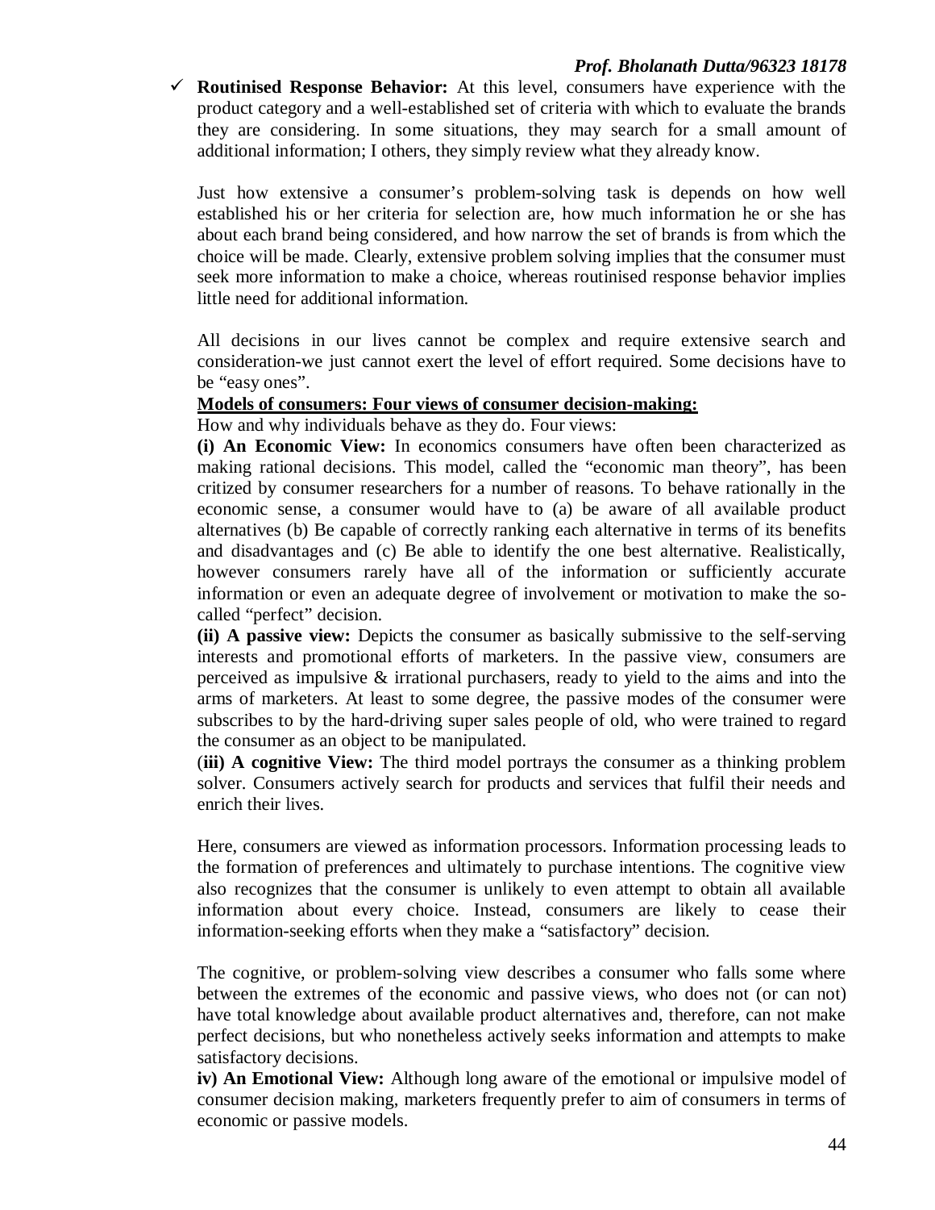- ✓ **Routinised Response Behavior:** At this level, consumers have experience with the product category and a well-established set of criteria with which to evaluate the brands they are considering. In some situations, they may search for a small amount of additional information; I others, they simply review what they already know.

  Just how extensive a consumer's problem-solving task is depends on how well established his or her criteria for selection are, how much information he or she has about each brand being considered, and how narrow the set of brands is from which the choice will be made. Clearly, extensive problem solving implies that the consumer must seek more information to make a choice, whereas routinised response behavior implies little need for additional information.

  All decisions in our lives cannot be complex and require extensive search and consideration-we just cannot exert the level of effort required. Some decisions have to be "easy ones".

  <u>**Models of consumers: Four views of consumer decision-making:**</u>

  How and why individuals behave as they do. Four views:

  **(i) An Economic View:** In economics consumers have often been characterized as making rational decisions. This model, called the "economic man theory", has been critized by consumer researchers for a number of reasons. To behave rationally in the economic sense, a consumer would have to (a) be aware of all available product alternatives (b) Be capable of correctly ranking each alternative in terms of its benefits and disadvantages and (c) Be able to identify the one best alternative. Realistically, however consumers rarely have all of the information or sufficiently accurate information or even an adequate degree of involvement or motivation to make the so-called "perfect" decision.

  **(ii) A passive view:** Depicts the consumer as basically submissive to the self-serving interests and promotional efforts of marketers. In the passive view, consumers are perceived as impulsive & irrational purchasers, ready to yield to the aims and into the arms of marketers. At least to some degree, the passive modes of the consumer were subscribes to by the hard-driving super sales people of old, who were trained to regard the consumer as an object to be manipulated.

  (**iii) A cognitive View:** The third model portrays the consumer as a thinking problem solver. Consumers actively search for products and services that fulfil their needs and enrich their lives.

  Here, consumers are viewed as information processors. Information processing leads to the formation of preferences and ultimately to purchase intentions. The cognitive view also recognizes that the consumer is unlikely to even attempt to obtain all available information about every choice. Instead, consumers are likely to cease their information-seeking efforts when they make a "satisfactory" decision.

  The cognitive, or problem-solving view describes a consumer who falls some where between the extremes of the economic and passive views, who does not (or can not) have total knowledge about available product alternatives and, therefore, can not make perfect decisions, but who nonetheless actively seeks information and attempts to make satisfactory decisions.

  **iv) An Emotional View:** Although long aware of the emotional or impulsive model of consumer decision making, marketers frequently prefer to aim of consumers in terms of economic or passive models.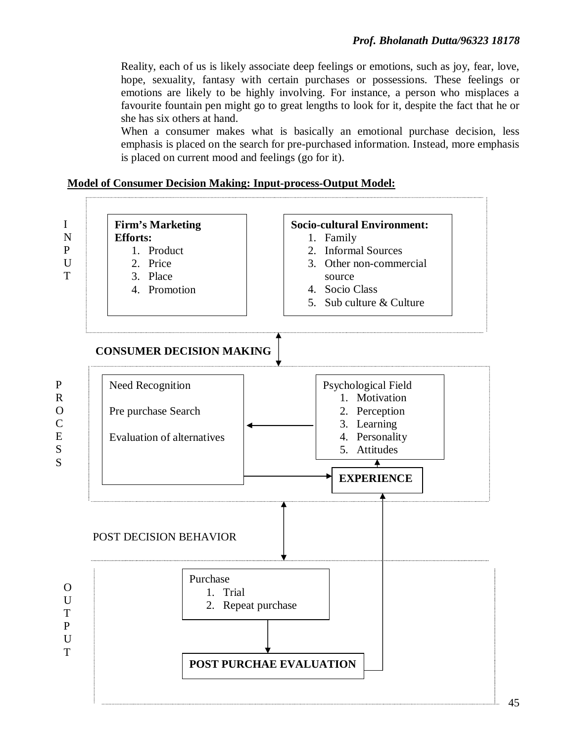Reality, each of us is likely associate deep feelings or emotions, such as joy, fear, love, hope, sexuality, fantasy with certain purchases or possessions. These feelings or emotions are likely to be highly involving. For instance, a person who misplaces a favourite fountain pen might go to great lengths to look for it, despite the fact that he or she has six others at hand.

When a consumer makes what is basically an emotional purchase decision, less emphasis is placed on the search for pre-purchased information. Instead, more emphasis is placed on current mood and feelings (go for it).

**Model of Consumer Decision Making: Input-process-Output Model:**

**INPUT**

**Firm's Marketing Efforts:**

1. Product
2. Price
3. Place
4. Promotion

**Socio-cultural Environment:**

1. Family
2. Informal Sources
3. Other non-commercial source
4. Socio Class
5. Sub culture & Culture

**CONSUMER DECISION MAKING**

**PROCESS**

Need Recognition

Pre purchase Search

Evaluation of alternatives

Psychological Field

1. Motivation
2. Perception
3. Learning
4. Personality
5. Attitudes

**EXPERIENCE**

POST DECISION BEHAVIOR

**OUTPUT**

Purchase

1. Trial
2. Repeat purchase

**POST PURCHAE EVALUATION**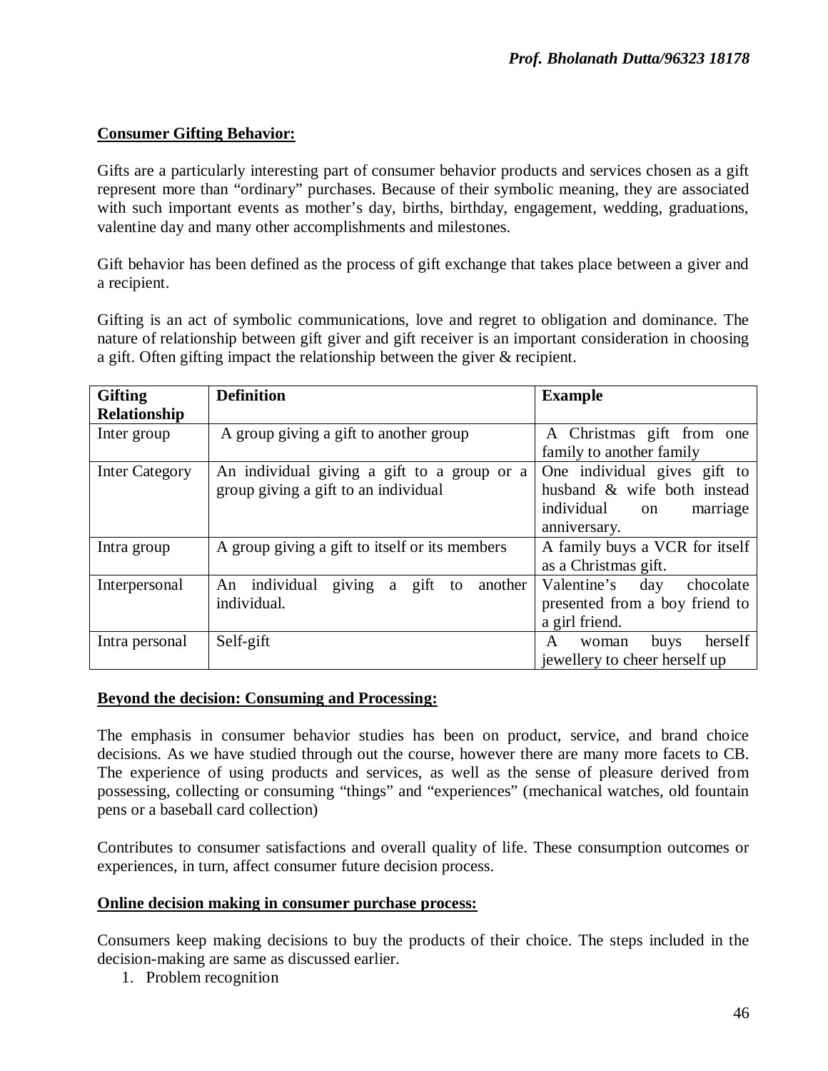**Consumer Gifting Behavior:**

Gifts are a particularly interesting part of consumer behavior products and services chosen as a gift represent more than "ordinary" purchases. Because of their symbolic meaning, they are associated with such important events as mother's day, births, birthday, engagement, wedding, graduations, valentine day and many other accomplishments and milestones.

Gift behavior has been defined as the process of gift exchange that takes place between a giver and a recipient.

Gifting is an act of symbolic communications, love and regret to obligation and dominance. The nature of relationship between gift giver and gift receiver is an important consideration in choosing a gift. Often gifting impact the relationship between the giver & recipient.

| Gifting Relationship | Definition | Example |
|---|---|---|
| Inter group | A group giving a gift to another group | A Christmas gift from one family to another family |
| Inter Category | An individual giving a gift to a group or a group giving a gift to an individual | One individual gives gift to husband & wife both instead individual on marriage anniversary. |
| Intra group | A group giving a gift to itself or its members | A family buys a VCR for itself as a Christmas gift. |
| Interpersonal | An individual giving a gift to another individual. | Valentine's day chocolate presented from a boy friend to a girl friend. |
| Intra personal | Self-gift | A woman buys herself jewellery to cheer herself up |

**Beyond the decision: Consuming and Processing:**

The emphasis in consumer behavior studies has been on product, service, and brand choice decisions. As we have studied through out the course, however there are many more facets to CB. The experience of using products and services, as well as the sense of pleasure derived from possessing, collecting or consuming "things" and "experiences" (mechanical watches, old fountain pens or a baseball card collection)

Contributes to consumer satisfactions and overall quality of life. These consumption outcomes or experiences, in turn, affect consumer future decision process.

**Online decision making in consumer purchase process:**

Consumers keep making decisions to buy the products of their choice. The steps included in the decision-making are same as discussed earlier.

1. Problem recognition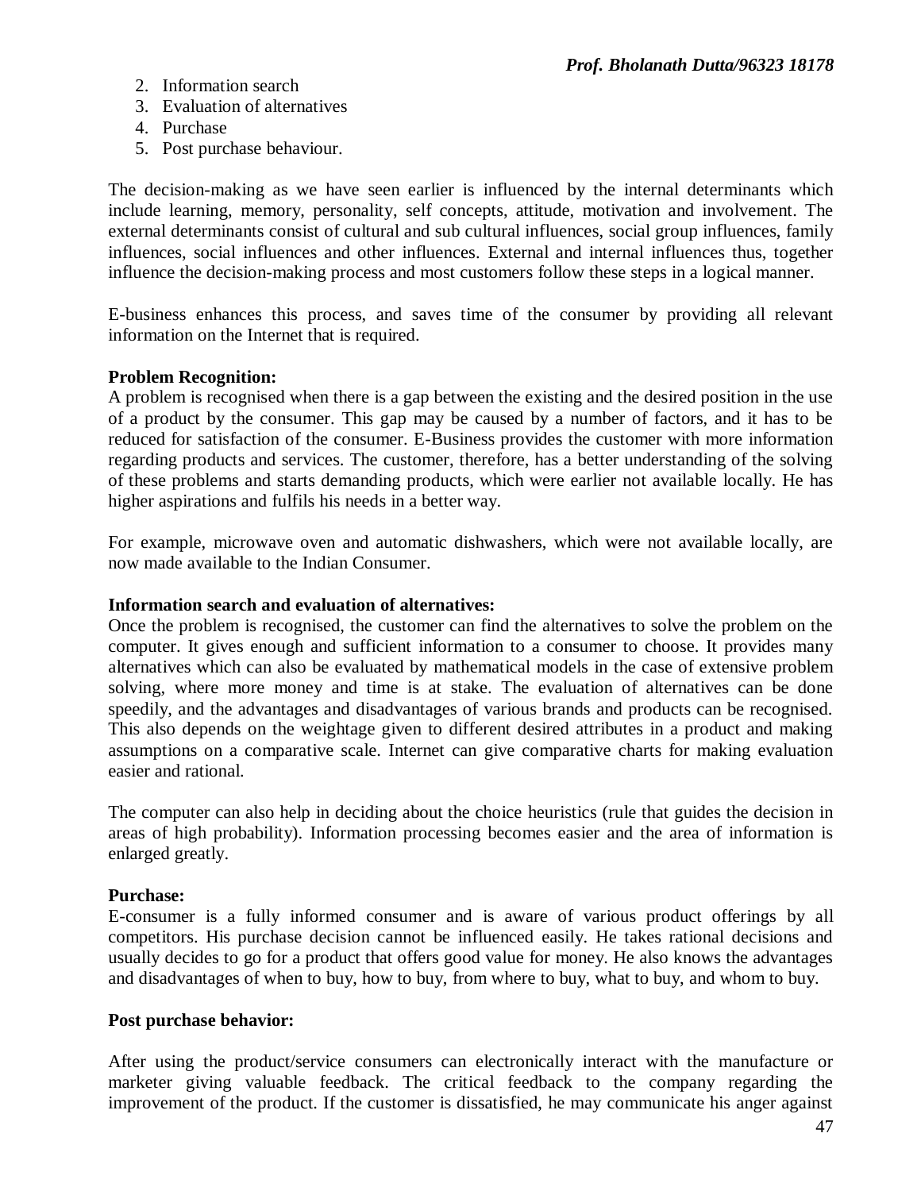2. Information search
3. Evaluation of alternatives
4. Purchase
5. Post purchase behaviour.

The decision-making as we have seen earlier is influenced by the internal determinants which include learning, memory, personality, self concepts, attitude, motivation and involvement. The external determinants consist of cultural and sub cultural influences, social group influences, family influences, social influences and other influences. External and internal influences thus, together influence the decision-making process and most customers follow these steps in a logical manner.

E-business enhances this process, and saves time of the consumer by providing all relevant information on the Internet that is required.

**Problem Recognition:**
A problem is recognised when there is a gap between the existing and the desired position in the use of a product by the consumer. This gap may be caused by a number of factors, and it has to be reduced for satisfaction of the consumer. E-Business provides the customer with more information regarding products and services. The customer, therefore, has a better understanding of the solving of these problems and starts demanding products, which were earlier not available locally. He has higher aspirations and fulfils his needs in a better way.

For example, microwave oven and automatic dishwashers, which were not available locally, are now made available to the Indian Consumer.

**Information search and evaluation of alternatives:**
Once the problem is recognised, the customer can find the alternatives to solve the problem on the computer. It gives enough and sufficient information to a consumer to choose. It provides many alternatives which can also be evaluated by mathematical models in the case of extensive problem solving, where more money and time is at stake. The evaluation of alternatives can be done speedily, and the advantages and disadvantages of various brands and products can be recognised. This also depends on the weightage given to different desired attributes in a product and making assumptions on a comparative scale. Internet can give comparative charts for making evaluation easier and rational.

The computer can also help in deciding about the choice heuristics (rule that guides the decision in areas of high probability). Information processing becomes easier and the area of information is enlarged greatly.

**Purchase:**
E-consumer is a fully informed consumer and is aware of various product offerings by all competitors. His purchase decision cannot be influenced easily. He takes rational decisions and usually decides to go for a product that offers good value for money. He also knows the advantages and disadvantages of when to buy, how to buy, from where to buy, what to buy, and whom to buy.

**Post purchase behavior:**

After using the product/service consumers can electronically interact with the manufacture or marketer giving valuable feedback. The critical feedback to the company regarding the improvement of the product. If the customer is dissatisfied, he may communicate his anger against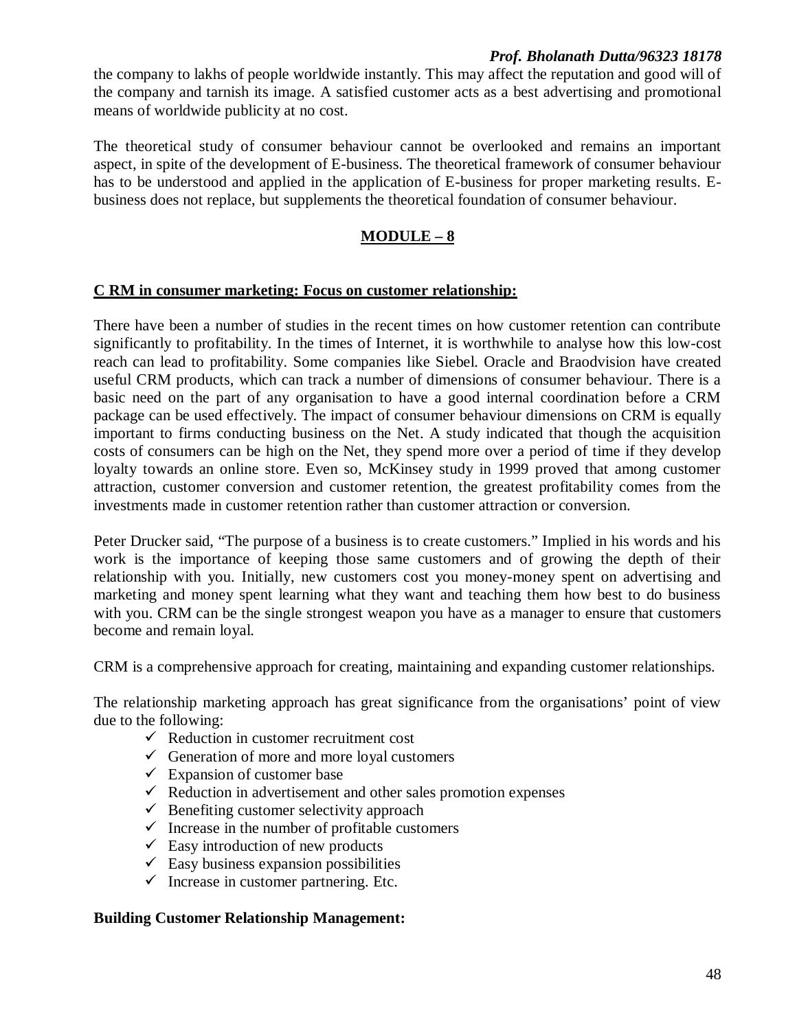the company to lakhs of people worldwide instantly. This may affect the reputation and good will of the company and tarnish its image. A satisfied customer acts as a best advertising and promotional means of worldwide publicity at no cost.

The theoretical study of consumer behaviour cannot be overlooked and remains an important aspect, in spite of the development of E-business. The theoretical framework of consumer behaviour has to be understood and applied in the application of E-business for proper marketing results. E-business does not replace, but supplements the theoretical foundation of consumer behaviour.

## MODULE – 8

### C RM in consumer marketing: Focus on customer relationship:

There have been a number of studies in the recent times on how customer retention can contribute significantly to profitability. In the times of Internet, it is worthwhile to analyse how this low-cost reach can lead to profitability. Some companies like Siebel. Oracle and Braodvision have created useful CRM products, which can track a number of dimensions of consumer behaviour. There is a basic need on the part of any organisation to have a good internal coordination before a CRM package can be used effectively. The impact of consumer behaviour dimensions on CRM is equally important to firms conducting business on the Net. A study indicated that though the acquisition costs of consumers can be high on the Net, they spend more over a period of time if they develop loyalty towards an online store. Even so, McKinsey study in 1999 proved that among customer attraction, customer conversion and customer retention, the greatest profitability comes from the investments made in customer retention rather than customer attraction or conversion.

Peter Drucker said, "The purpose of a business is to create customers." Implied in his words and his work is the importance of keeping those same customers and of growing the depth of their relationship with you. Initially, new customers cost you money-money spent on advertising and marketing and money spent learning what they want and teaching them how best to do business with you. CRM can be the single strongest weapon you have as a manager to ensure that customers become and remain loyal.

CRM is a comprehensive approach for creating, maintaining and expanding customer relationships.

The relationship marketing approach has great significance from the organisations' point of view due to the following:

- ✓ Reduction in customer recruitment cost
- ✓ Generation of more and more loyal customers
- ✓ Expansion of customer base
- ✓ Reduction in advertisement and other sales promotion expenses
- ✓ Benefiting customer selectivity approach
- ✓ Increase in the number of profitable customers
- ✓ Easy introduction of new products
- ✓ Easy business expansion possibilities
- ✓ Increase in customer partnering. Etc.

**Building Customer Relationship Management:**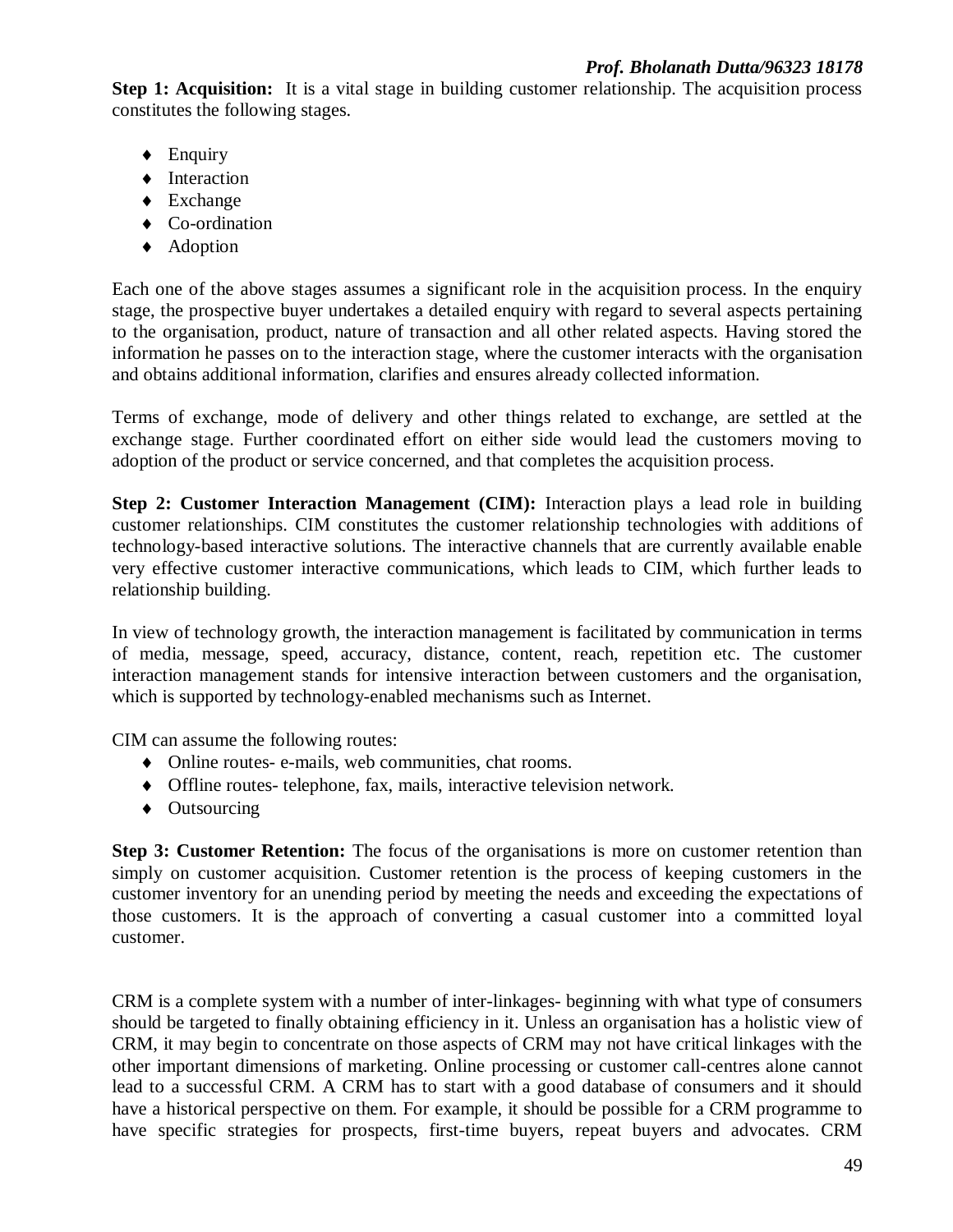**Step 1: Acquisition:** It is a vital stage in building customer relationship. The acquisition process constitutes the following stages.

- Enquiry
- Interaction
- Exchange
- Co-ordination
- Adoption

Each one of the above stages assumes a significant role in the acquisition process. In the enquiry stage, the prospective buyer undertakes a detailed enquiry with regard to several aspects pertaining to the organisation, product, nature of transaction and all other related aspects. Having stored the information he passes on to the interaction stage, where the customer interacts with the organisation and obtains additional information, clarifies and ensures already collected information.

Terms of exchange, mode of delivery and other things related to exchange, are settled at the exchange stage. Further coordinated effort on either side would lead the customers moving to adoption of the product or service concerned, and that completes the acquisition process.

**Step 2: Customer Interaction Management (CIM):** Interaction plays a lead role in building customer relationships. CIM constitutes the customer relationship technologies with additions of technology-based interactive solutions. The interactive channels that are currently available enable very effective customer interactive communications, which leads to CIM, which further leads to relationship building.

In view of technology growth, the interaction management is facilitated by communication in terms of media, message, speed, accuracy, distance, content, reach, repetition etc. The customer interaction management stands for intensive interaction between customers and the organisation, which is supported by technology-enabled mechanisms such as Internet.

CIM can assume the following routes:

- Online routes- e-mails, web communities, chat rooms.
- Offline routes- telephone, fax, mails, interactive television network.
- Outsourcing

**Step 3: Customer Retention:** The focus of the organisations is more on customer retention than simply on customer acquisition. Customer retention is the process of keeping customers in the customer inventory for an unending period by meeting the needs and exceeding the expectations of those customers. It is the approach of converting a casual customer into a committed loyal customer.

CRM is a complete system with a number of inter-linkages- beginning with what type of consumers should be targeted to finally obtaining efficiency in it. Unless an organisation has a holistic view of CRM, it may begin to concentrate on those aspects of CRM may not have critical linkages with the other important dimensions of marketing. Online processing or customer call-centres alone cannot lead to a successful CRM. A CRM has to start with a good database of consumers and it should have a historical perspective on them. For example, it should be possible for a CRM programme to have specific strategies for prospects, first-time buyers, repeat buyers and advocates. CRM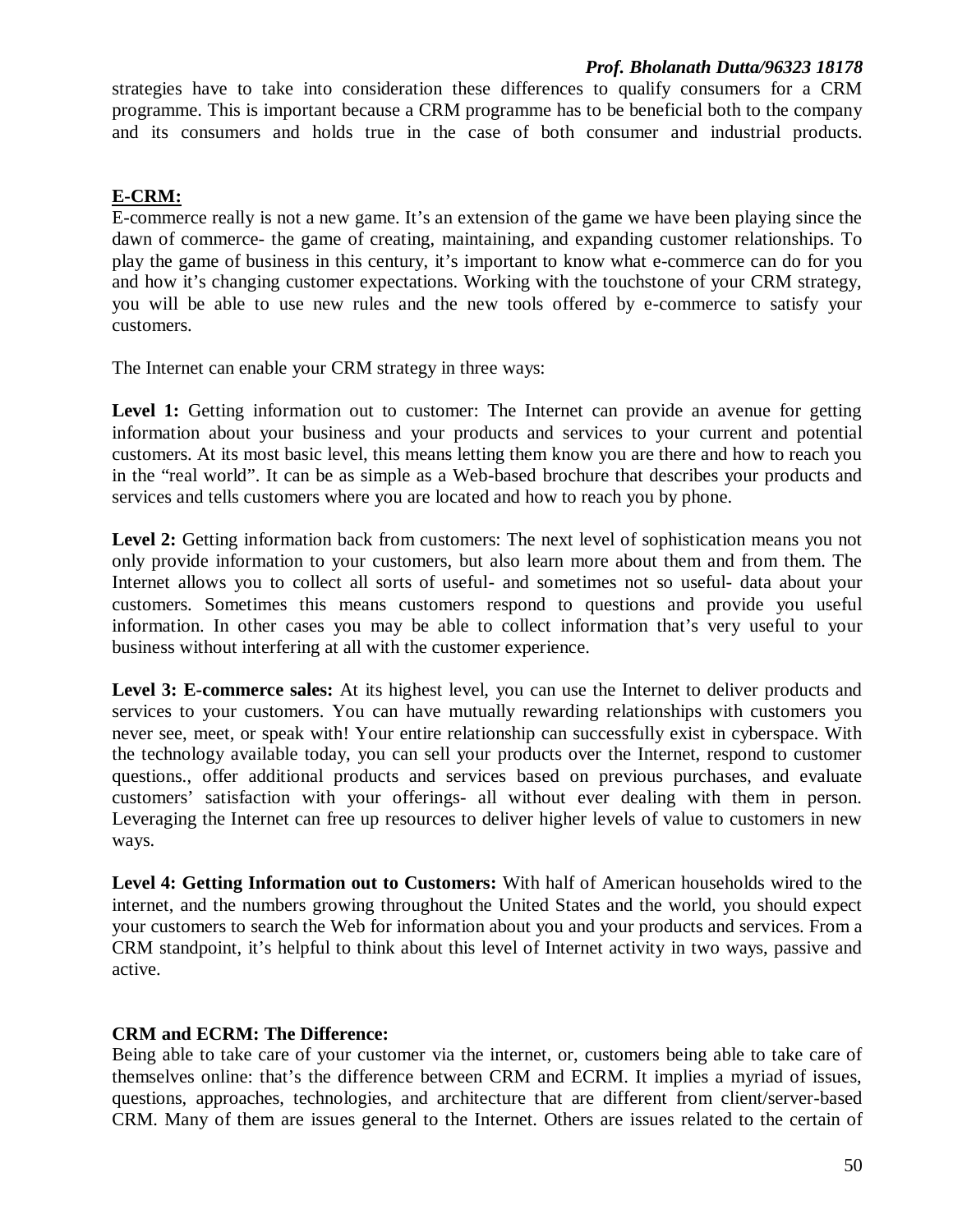strategies have to take into consideration these differences to qualify consumers for a CRM programme. This is important because a CRM programme has to be beneficial both to the company and its consumers and holds true in the case of both consumer and industrial products.

## E-CRM:

E-commerce really is not a new game. It's an extension of the game we have been playing since the dawn of commerce- the game of creating, maintaining, and expanding customer relationships. To play the game of business in this century, it's important to know what e-commerce can do for you and how it's changing customer expectations. Working with the touchstone of your CRM strategy, you will be able to use new rules and the new tools offered by e-commerce to satisfy your customers.

The Internet can enable your CRM strategy in three ways:

**Level 1:** Getting information out to customer: The Internet can provide an avenue for getting information about your business and your products and services to your current and potential customers. At its most basic level, this means letting them know you are there and how to reach you in the "real world". It can be as simple as a Web-based brochure that describes your products and services and tells customers where you are located and how to reach you by phone.

**Level 2:** Getting information back from customers: The next level of sophistication means you not only provide information to your customers, but also learn more about them and from them. The Internet allows you to collect all sorts of useful- and sometimes not so useful- data about your customers. Sometimes this means customers respond to questions and provide you useful information. In other cases you may be able to collect information that's very useful to your business without interfering at all with the customer experience.

**Level 3: E-commerce sales:** At its highest level, you can use the Internet to deliver products and services to your customers. You can have mutually rewarding relationships with customers you never see, meet, or speak with! Your entire relationship can successfully exist in cyberspace. With the technology available today, you can sell your products over the Internet, respond to customer questions., offer additional products and services based on previous purchases, and evaluate customers' satisfaction with your offerings- all without ever dealing with them in person. Leveraging the Internet can free up resources to deliver higher levels of value to customers in new ways.

**Level 4: Getting Information out to Customers:** With half of American households wired to the internet, and the numbers growing throughout the United States and the world, you should expect your customers to search the Web for information about you and your products and services. From a CRM standpoint, it's helpful to think about this level of Internet activity in two ways, passive and active.

### CRM and ECRM: The Difference:

Being able to take care of your customer via the internet, or, customers being able to take care of themselves online: that's the difference between CRM and ECRM. It implies a myriad of issues, questions, approaches, technologies, and architecture that are different from client/server-based CRM. Many of them are issues general to the Internet. Others are issues related to the certain of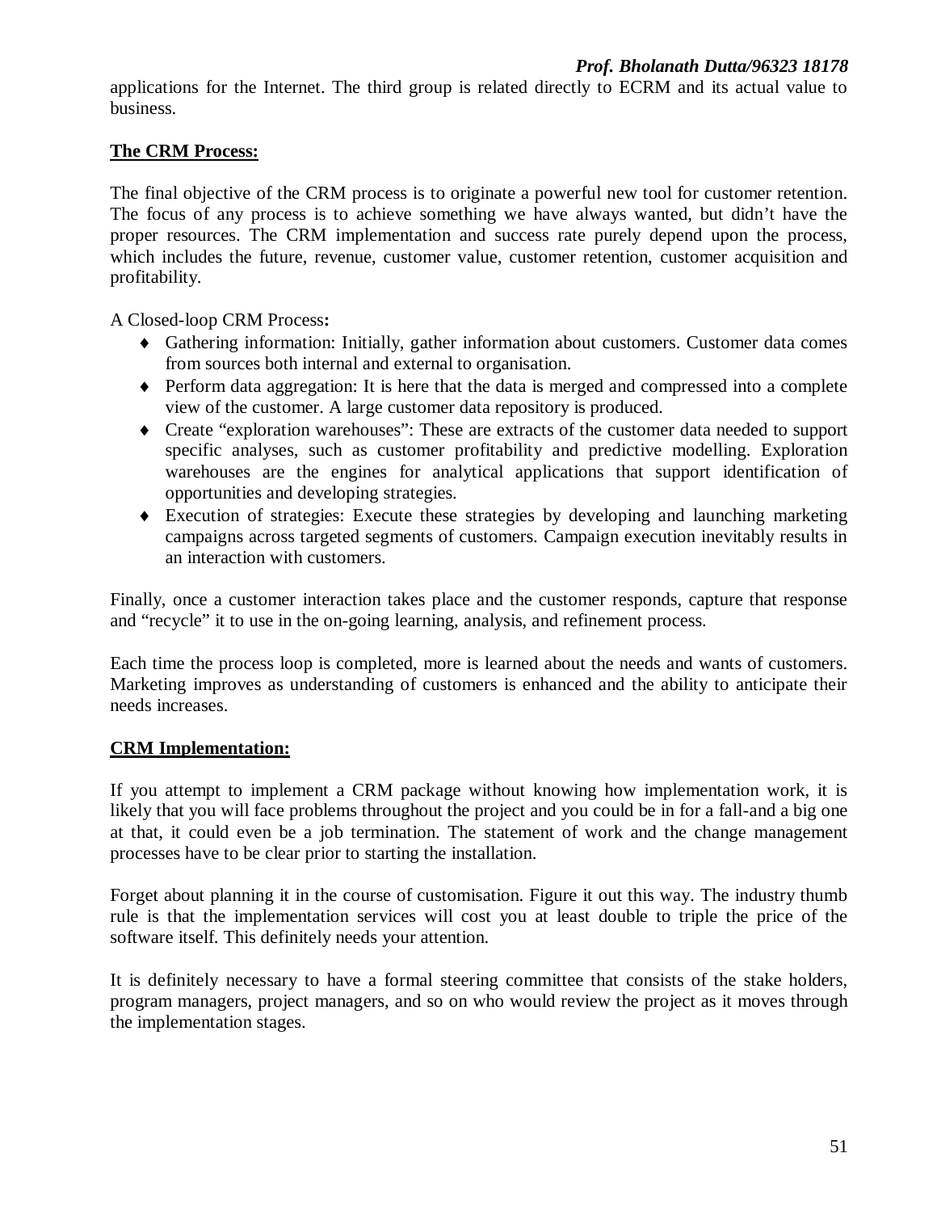applications for the Internet. The third group is related directly to ECRM and its actual value to business.

## The CRM Process:

The final objective of the CRM process is to originate a powerful new tool for customer retention. The focus of any process is to achieve something we have always wanted, but didn't have the proper resources. The CRM implementation and success rate purely depend upon the process, which includes the future, revenue, customer value, customer retention, customer acquisition and profitability.

A Closed-loop CRM Process**:**

- Gathering information: Initially, gather information about customers. Customer data comes from sources both internal and external to organisation.
- Perform data aggregation: It is here that the data is merged and compressed into a complete view of the customer. A large customer data repository is produced.
- Create "exploration warehouses": These are extracts of the customer data needed to support specific analyses, such as customer profitability and predictive modelling. Exploration warehouses are the engines for analytical applications that support identification of opportunities and developing strategies.
- Execution of strategies: Execute these strategies by developing and launching marketing campaigns across targeted segments of customers. Campaign execution inevitably results in an interaction with customers.

Finally, once a customer interaction takes place and the customer responds, capture that response and "recycle" it to use in the on-going learning, analysis, and refinement process.

Each time the process loop is completed, more is learned about the needs and wants of customers. Marketing improves as understanding of customers is enhanced and the ability to anticipate their needs increases.

## CRM Implementation:

If you attempt to implement a CRM package without knowing how implementation work, it is likely that you will face problems throughout the project and you could be in for a fall-and a big one at that, it could even be a job termination. The statement of work and the change management processes have to be clear prior to starting the installation.

Forget about planning it in the course of customisation. Figure it out this way. The industry thumb rule is that the implementation services will cost you at least double to triple the price of the software itself. This definitely needs your attention.

It is definitely necessary to have a formal steering committee that consists of the stake holders, program managers, project managers, and so on who would review the project as it moves through the implementation stages.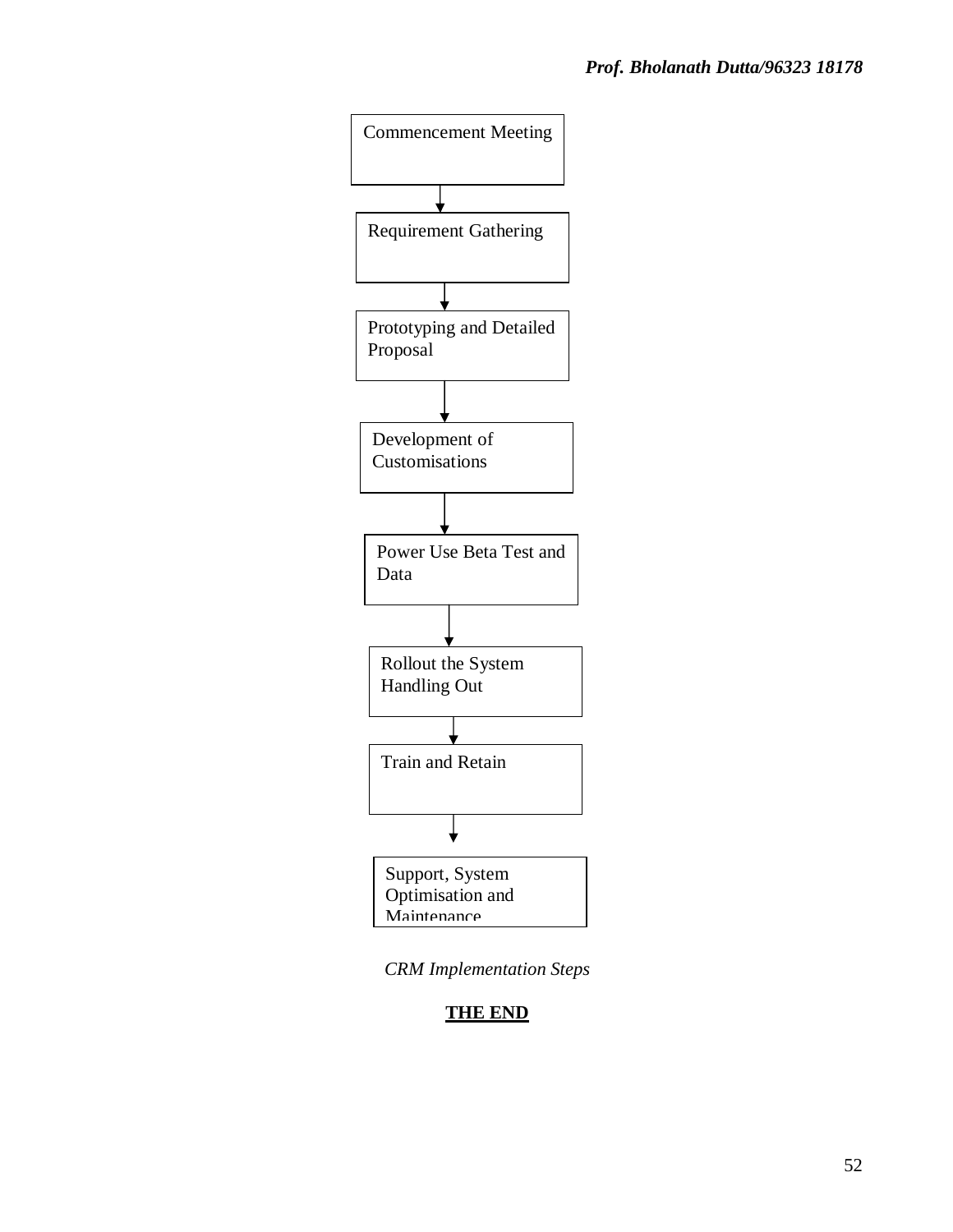Commencement Meeting

↓

Requirement Gathering

↓

Prototyping and Detailed Proposal

↓

Development of Customisations

↓

Power Use Beta Test and Data

↓

Rollout the System Handling Out

↓

Train and Retain

↓

Support, System Optimisation and Maintenance

*CRM Implementation Steps*

**THE END**